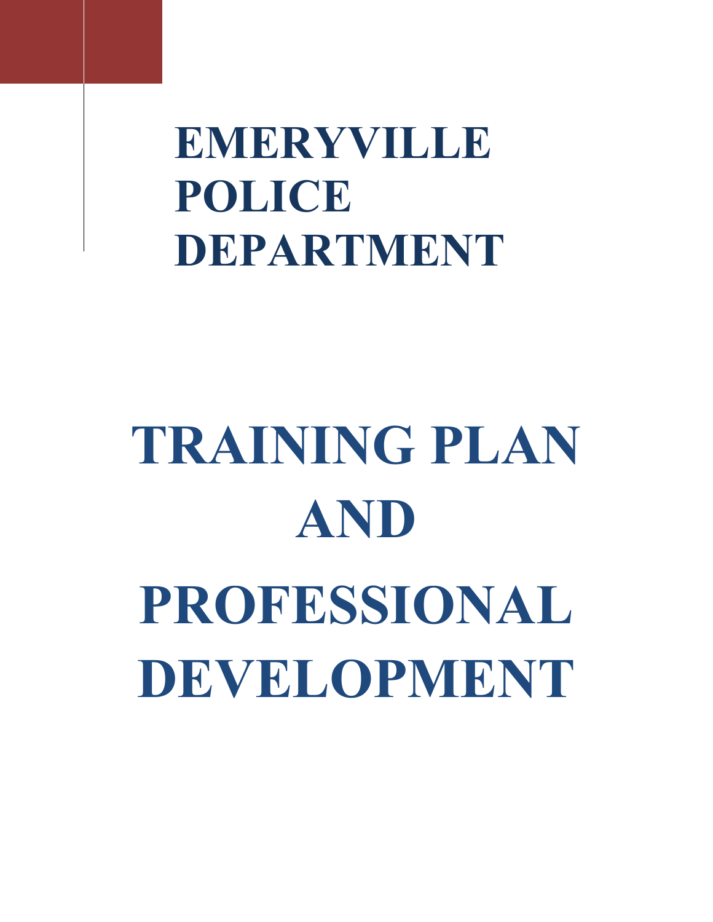# EMERYVILLE POLICE DEPARTMENT

# TRAINING PLAN AND PROFESSIONAL DEVELOPMENT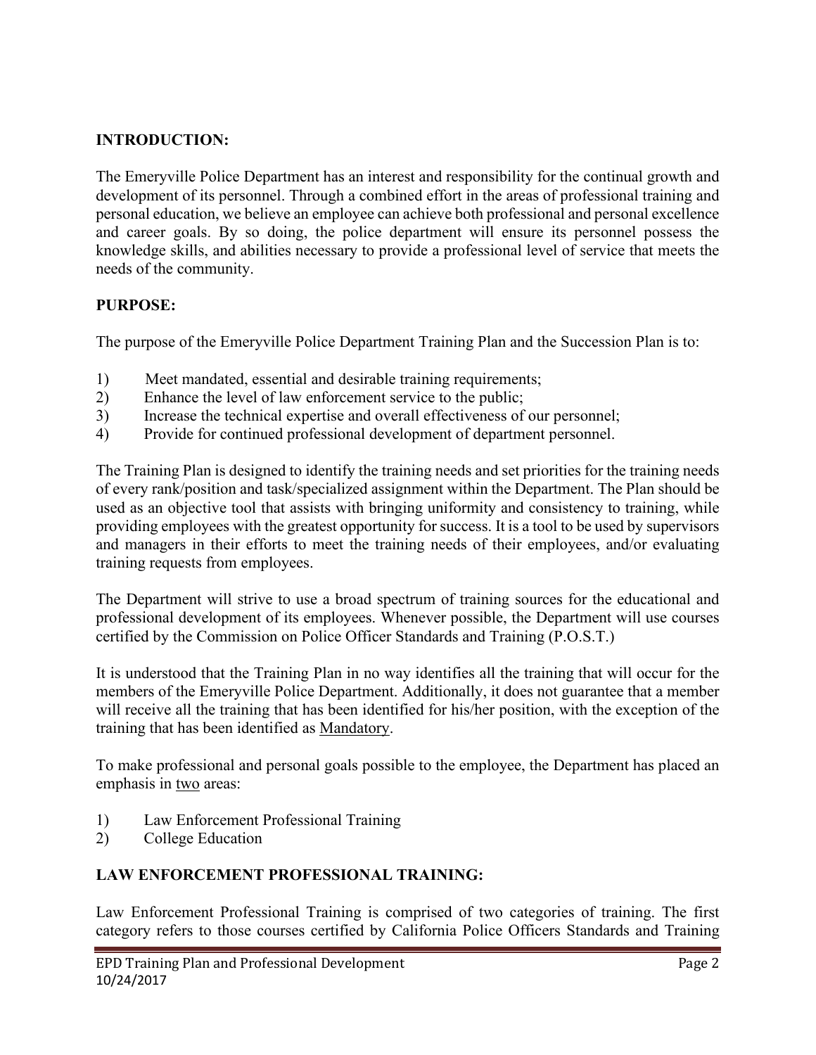**INTRODUCTION:**

The Emeryville Police Department has an interest and responsibility for the continual growth and development of its personnel. Through a combined effort in the areas of professional training and personal education, we believe an employee can achieve both professional and personal excellence and career goals. By so doing, the police department will ensure its personnel possess the knowledge skills, and abilities necessary to provide a professional level of service that meets the needs of the community.

**PURPOSE:**

The purpose of the Emeryville Police Department Training Plan and the Succession Plan is to:

1) Meet mandated, essential and desirable training requirements;
2) Enhance the level of law enforcement service to the public;
3) Increase the technical expertise and overall effectiveness of our personnel;
4) Provide for continued professional development of department personnel.

The Training Plan is designed to identify the training needs and set priorities for the training needs of every rank/position and task/specialized assignment within the Department. The Plan should be used as an objective tool that assists with bringing uniformity and consistency to training, while providing employees with the greatest opportunity for success. It is a tool to be used by supervisors and managers in their efforts to meet the training needs of their employees, and/or evaluating training requests from employees.

The Department will strive to use a broad spectrum of training sources for the educational and professional development of its employees. Whenever possible, the Department will use courses certified by the Commission on Police Officer Standards and Training (P.O.S.T.)

It is understood that the Training Plan in no way identifies all the training that will occur for the members of the Emeryville Police Department. Additionally, it does not guarantee that a member will receive all the training that has been identified for his/her position, with the exception of the training that has been identified as Mandatory.

To make professional and personal goals possible to the employee, the Department has placed an emphasis in two areas:

1) Law Enforcement Professional Training
2) College Education

**LAW ENFORCEMENT PROFESSIONAL TRAINING:**

Law Enforcement Professional Training is comprised of two categories of training. The first category refers to those courses certified by California Police Officers Standards and Training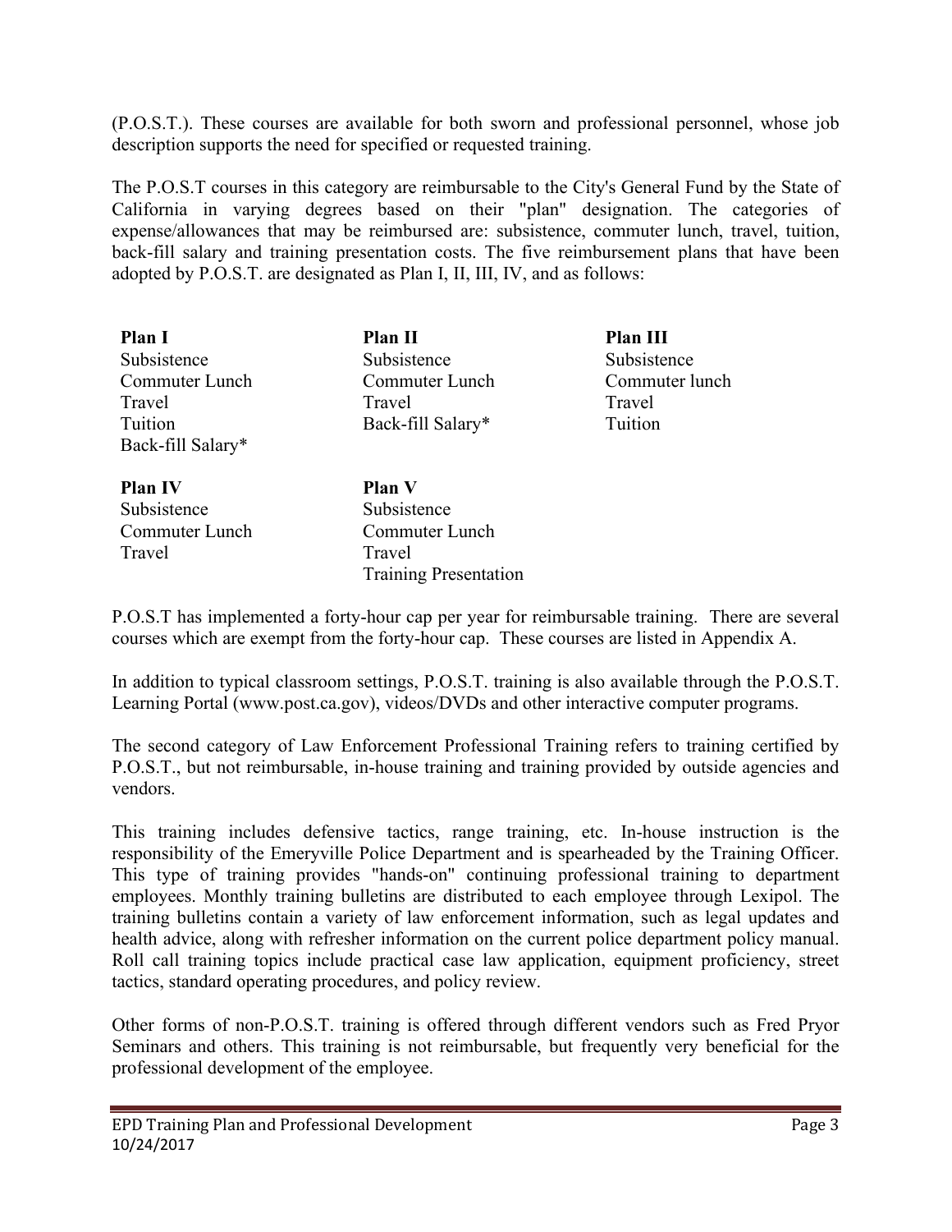(P.O.S.T.). These courses are available for both sworn and professional personnel, whose job description supports the need for specified or requested training.

The P.O.S.T courses in this category are reimbursable to the City's General Fund by the State of California in varying degrees based on their "plan" designation. The categories of expense/allowances that may be reimbursed are: subsistence, commuter lunch, travel, tuition, back-fill salary and training presentation costs. The five reimbursement plans that have been adopted by P.O.S.T. are designated as Plan I, II, III, IV, and as follows:

**Plan I**
Subsistence
Commuter Lunch
Travel
Tuition
Back-fill Salary*

**Plan II**
Subsistence
Commuter Lunch
Travel
Back-fill Salary*

**Plan III**
Subsistence
Commuter lunch
Travel
Tuition

**Plan IV**
Subsistence
Commuter Lunch
Travel

**Plan V**
Subsistence
Commuter Lunch
Travel
Training Presentation

P.O.S.T has implemented a forty-hour cap per year for reimbursable training. There are several courses which are exempt from the forty-hour cap. These courses are listed in Appendix A.

In addition to typical classroom settings, P.O.S.T. training is also available through the P.O.S.T. Learning Portal (www.post.ca.gov), videos/DVDs and other interactive computer programs.

The second category of Law Enforcement Professional Training refers to training certified by P.O.S.T., but not reimbursable, in-house training and training provided by outside agencies and vendors.

This training includes defensive tactics, range training, etc. In-house instruction is the responsibility of the Emeryville Police Department and is spearheaded by the Training Officer. This type of training provides "hands-on" continuing professional training to department employees. Monthly training bulletins are distributed to each employee through Lexipol. The training bulletins contain a variety of law enforcement information, such as legal updates and health advice, along with refresher information on the current police department policy manual. Roll call training topics include practical case law application, equipment proficiency, street tactics, standard operating procedures, and policy review.

Other forms of non-P.O.S.T. training is offered through different vendors such as Fred Pryor Seminars and others. This training is not reimbursable, but frequently very beneficial for the professional development of the employee.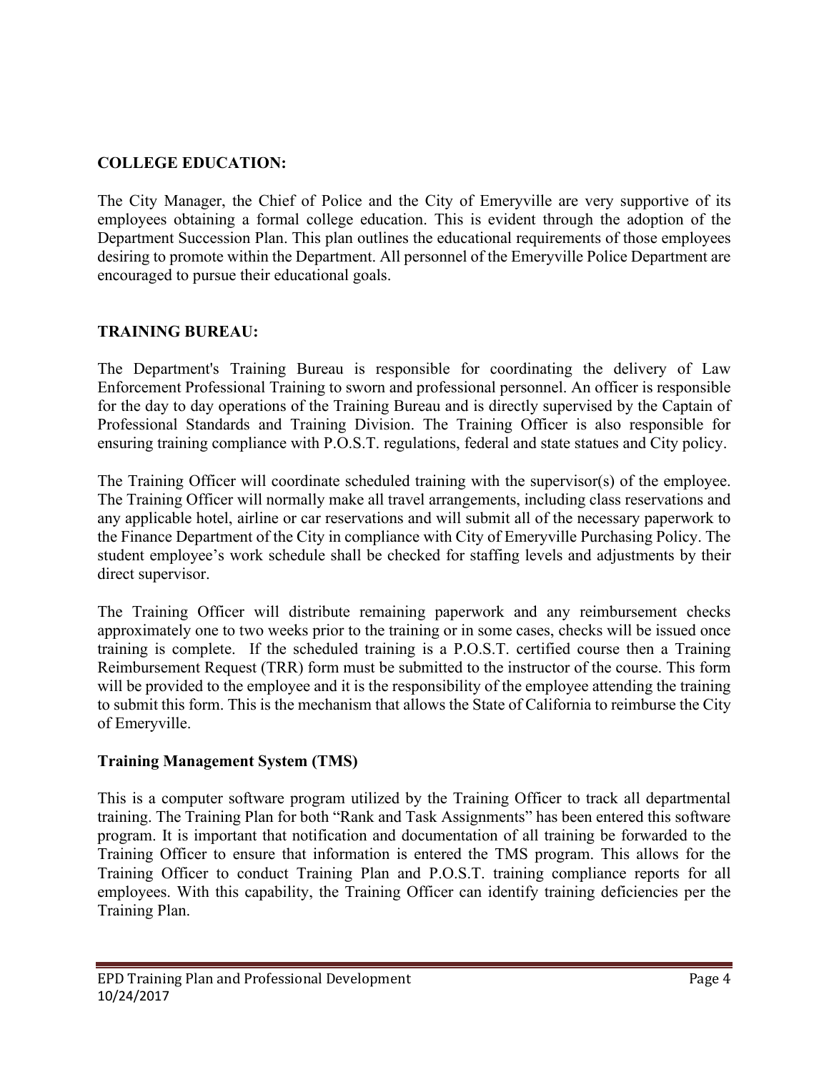## COLLEGE EDUCATION:

The City Manager, the Chief of Police and the City of Emeryville are very supportive of its employees obtaining a formal college education. This is evident through the adoption of the Department Succession Plan. This plan outlines the educational requirements of those employees desiring to promote within the Department. All personnel of the Emeryville Police Department are encouraged to pursue their educational goals.

## TRAINING BUREAU:

The Department's Training Bureau is responsible for coordinating the delivery of Law Enforcement Professional Training to sworn and professional personnel. An officer is responsible for the day to day operations of the Training Bureau and is directly supervised by the Captain of Professional Standards and Training Division. The Training Officer is also responsible for ensuring training compliance with P.O.S.T. regulations, federal and state statues and City policy.

The Training Officer will coordinate scheduled training with the supervisor(s) of the employee. The Training Officer will normally make all travel arrangements, including class reservations and any applicable hotel, airline or car reservations and will submit all of the necessary paperwork to the Finance Department of the City in compliance with City of Emeryville Purchasing Policy. The student employee's work schedule shall be checked for staffing levels and adjustments by their direct supervisor.

The Training Officer will distribute remaining paperwork and any reimbursement checks approximately one to two weeks prior to the training or in some cases, checks will be issued once training is complete. If the scheduled training is a P.O.S.T. certified course then a Training Reimbursement Request (TRR) form must be submitted to the instructor of the course. This form will be provided to the employee and it is the responsibility of the employee attending the training to submit this form. This is the mechanism that allows the State of California to reimburse the City of Emeryville.

### Training Management System (TMS)

This is a computer software program utilized by the Training Officer to track all departmental training. The Training Plan for both "Rank and Task Assignments" has been entered this software program. It is important that notification and documentation of all training be forwarded to the Training Officer to ensure that information is entered the TMS program. This allows for the Training Officer to conduct Training Plan and P.O.S.T. training compliance reports for all employees. With this capability, the Training Officer can identify training deficiencies per the Training Plan.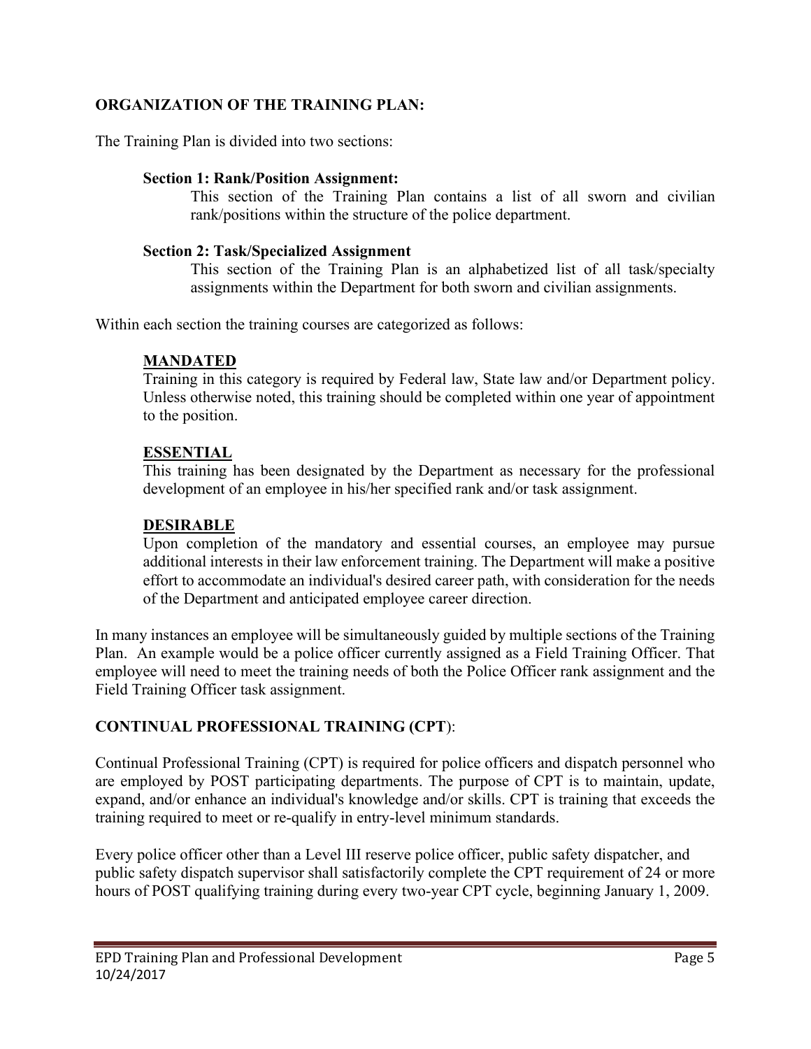## ORGANIZATION OF THE TRAINING PLAN:

The Training Plan is divided into two sections:

**Section 1: Rank/Position Assignment:**

This section of the Training Plan contains a list of all sworn and civilian rank/positions within the structure of the police department.

**Section 2: Task/Specialized Assignment**

This section of the Training Plan is an alphabetized list of all task/specialty assignments within the Department for both sworn and civilian assignments.

Within each section the training courses are categorized as follows:

**MANDATED**

Training in this category is required by Federal law, State law and/or Department policy. Unless otherwise noted, this training should be completed within one year of appointment to the position.

**ESSENTIAL**

This training has been designated by the Department as necessary for the professional development of an employee in his/her specified rank and/or task assignment.

**DESIRABLE**

Upon completion of the mandatory and essential courses, an employee may pursue additional interests in their law enforcement training. The Department will make a positive effort to accommodate an individual's desired career path, with consideration for the needs of the Department and anticipated employee career direction.

In many instances an employee will be simultaneously guided by multiple sections of the Training Plan. An example would be a police officer currently assigned as a Field Training Officer. That employee will need to meet the training needs of both the Police Officer rank assignment and the Field Training Officer task assignment.

## CONTINUAL PROFESSIONAL TRAINING (CPT):

Continual Professional Training (CPT) is required for police officers and dispatch personnel who are employed by POST participating departments. The purpose of CPT is to maintain, update, expand, and/or enhance an individual's knowledge and/or skills. CPT is training that exceeds the training required to meet or re-qualify in entry-level minimum standards.

Every police officer other than a Level III reserve police officer, public safety dispatcher, and public safety dispatch supervisor shall satisfactorily complete the CPT requirement of 24 or more hours of POST qualifying training during every two-year CPT cycle, beginning January 1, 2009.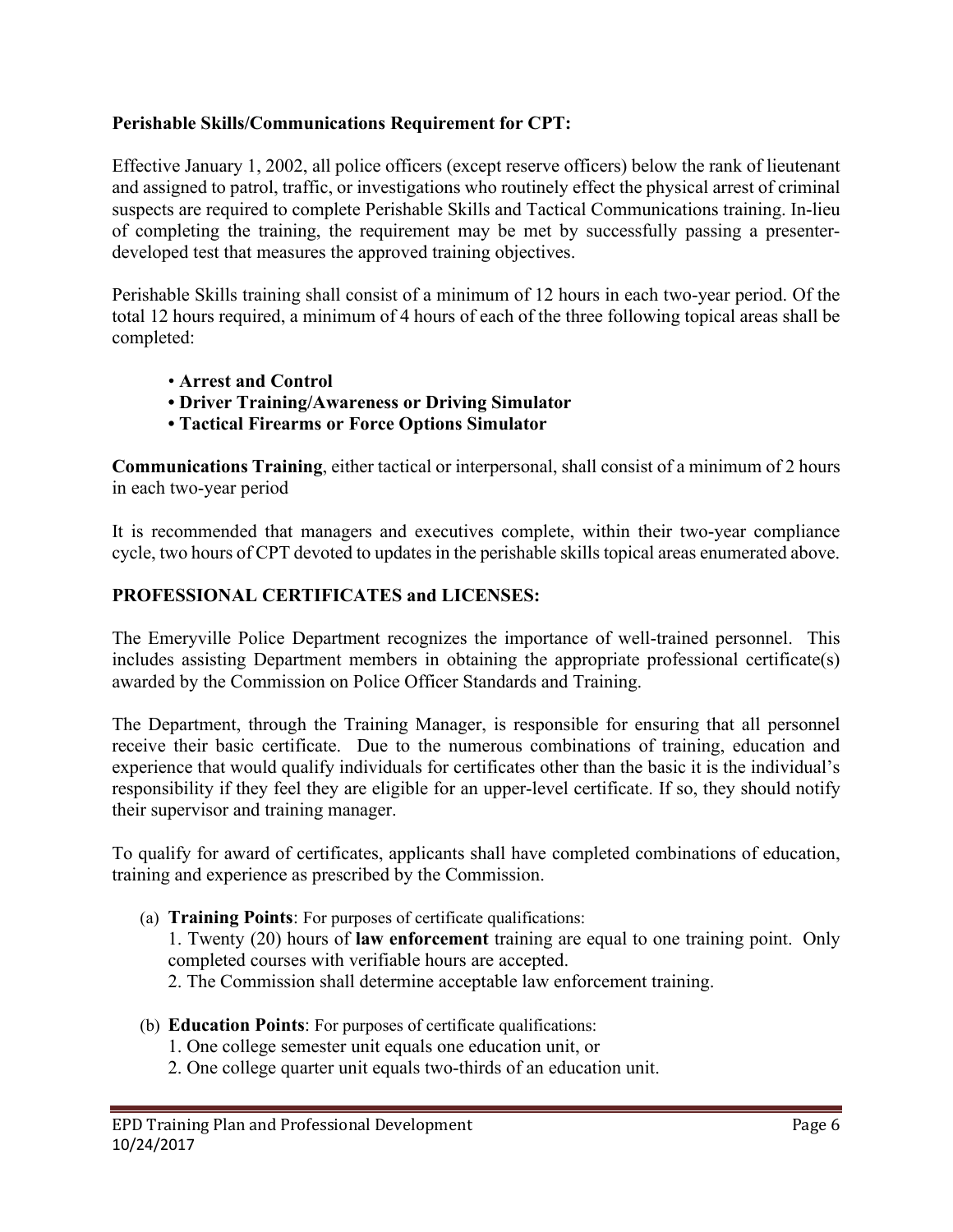**Perishable Skills/Communications Requirement for CPT:**

Effective January 1, 2002, all police officers (except reserve officers) below the rank of lieutenant and assigned to patrol, traffic, or investigations who routinely effect the physical arrest of criminal suspects are required to complete Perishable Skills and Tactical Communications training. In-lieu of completing the training, the requirement may be met by successfully passing a presenter-developed test that measures the approved training objectives.

Perishable Skills training shall consist of a minimum of 12 hours in each two-year period. Of the total 12 hours required, a minimum of 4 hours of each of the three following topical areas shall be completed:

- **Arrest and Control**
- **Driver Training/Awareness or Driving Simulator**
- **Tactical Firearms or Force Options Simulator**

**Communications Training**, either tactical or interpersonal, shall consist of a minimum of 2 hours in each two-year period

It is recommended that managers and executives complete, within their two-year compliance cycle, two hours of CPT devoted to updates in the perishable skills topical areas enumerated above.

## PROFESSIONAL CERTIFICATES and LICENSES:

The Emeryville Police Department recognizes the importance of well-trained personnel. This includes assisting Department members in obtaining the appropriate professional certificate(s) awarded by the Commission on Police Officer Standards and Training.

The Department, through the Training Manager, is responsible for ensuring that all personnel receive their basic certificate. Due to the numerous combinations of training, education and experience that would qualify individuals for certificates other than the basic it is the individual's responsibility if they feel they are eligible for an upper-level certificate. If so, they should notify their supervisor and training manager.

To qualify for award of certificates, applicants shall have completed combinations of education, training and experience as prescribed by the Commission.

(a) **Training Points**: For purposes of certificate qualifications:
   1. Twenty (20) hours of **law enforcement** training are equal to one training point. Only completed courses with verifiable hours are accepted.
   2. The Commission shall determine acceptable law enforcement training.

(b) **Education Points**: For purposes of certificate qualifications:
   1. One college semester unit equals one education unit, or
   2. One college quarter unit equals two-thirds of an education unit.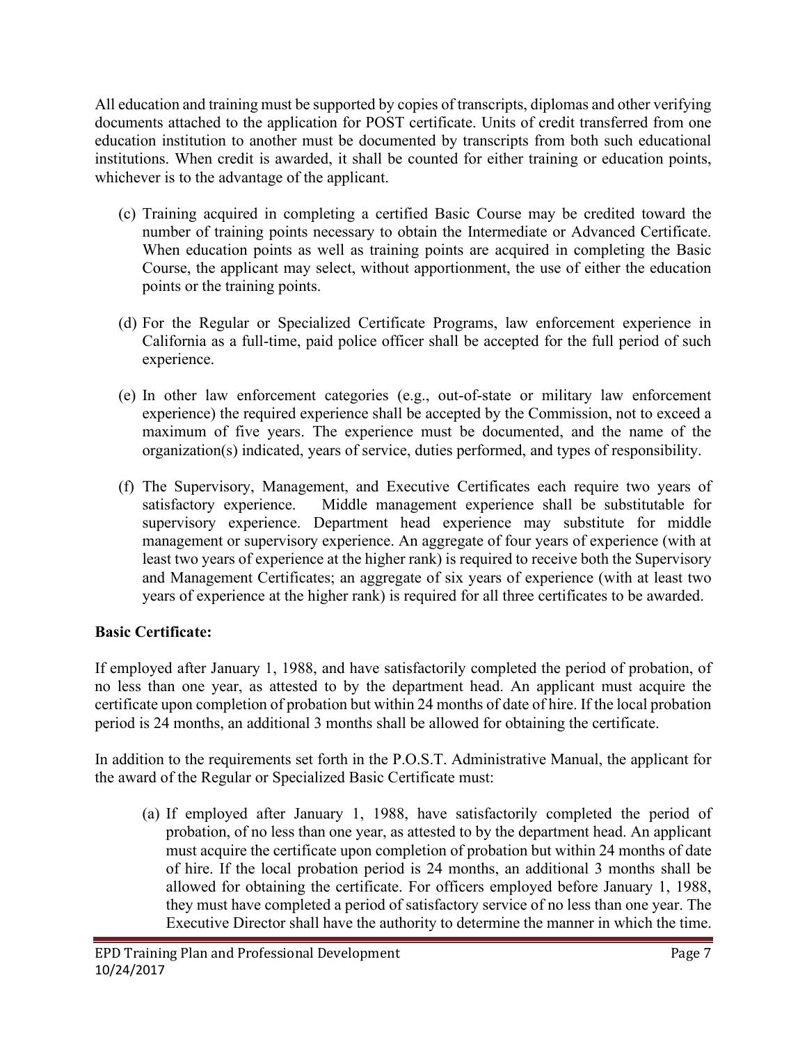All education and training must be supported by copies of transcripts, diplomas and other verifying documents attached to the application for POST certificate. Units of credit transferred from one education institution to another must be documented by transcripts from both such educational institutions. When credit is awarded, it shall be counted for either training or education points, whichever is to the advantage of the applicant.

(c) Training acquired in completing a certified Basic Course may be credited toward the number of training points necessary to obtain the Intermediate or Advanced Certificate. When education points as well as training points are acquired in completing the Basic Course, the applicant may select, without apportionment, the use of either the education points or the training points.

(d) For the Regular or Specialized Certificate Programs, law enforcement experience in California as a full-time, paid police officer shall be accepted for the full period of such experience.

(e) In other law enforcement categories (e.g., out-of-state or military law enforcement experience) the required experience shall be accepted by the Commission, not to exceed a maximum of five years. The experience must be documented, and the name of the organization(s) indicated, years of service, duties performed, and types of responsibility.

(f) The Supervisory, Management, and Executive Certificates each require two years of satisfactory experience. Middle management experience shall be substitutable for supervisory experience. Department head experience may substitute for middle management or supervisory experience. An aggregate of four years of experience (with at least two years of experience at the higher rank) is required to receive both the Supervisory and Management Certificates; an aggregate of six years of experience (with at least two years of experience at the higher rank) is required for all three certificates to be awarded.

**Basic Certificate:**

If employed after January 1, 1988, and have satisfactorily completed the period of probation, of no less than one year, as attested to by the department head. An applicant must acquire the certificate upon completion of probation but within 24 months of date of hire. If the local probation period is 24 months, an additional 3 months shall be allowed for obtaining the certificate.

In addition to the requirements set forth in the P.O.S.T. Administrative Manual, the applicant for the award of the Regular or Specialized Basic Certificate must:

(a) If employed after January 1, 1988, have satisfactorily completed the period of probation, of no less than one year, as attested to by the department head. An applicant must acquire the certificate upon completion of probation but within 24 months of date of hire. If the local probation period is 24 months, an additional 3 months shall be allowed for obtaining the certificate. For officers employed before January 1, 1988, they must have completed a period of satisfactory service of no less than one year. The Executive Director shall have the authority to determine the manner in which the time.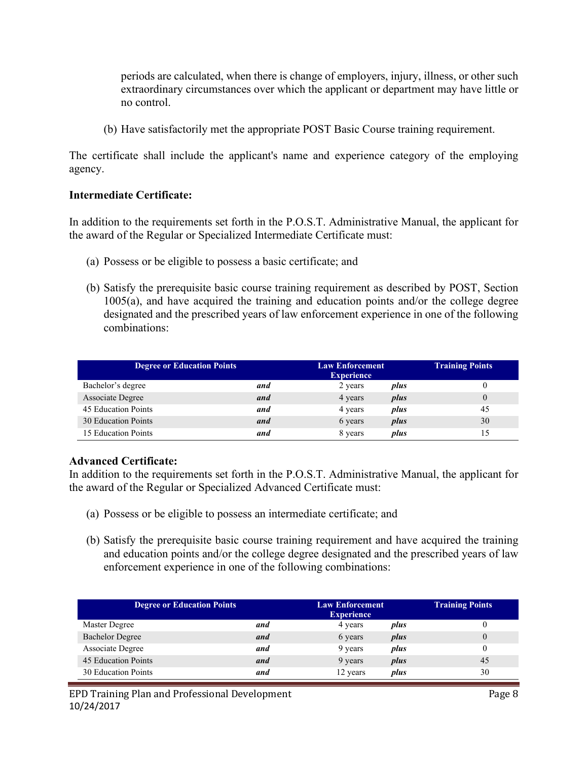periods are calculated, when there is change of employers, injury, illness, or other such extraordinary circumstances over which the applicant or department may have little or no control.

(b) Have satisfactorily met the appropriate POST Basic Course training requirement.

The certificate shall include the applicant's name and experience category of the employing agency.

**Intermediate Certificate:**

In addition to the requirements set forth in the P.O.S.T. Administrative Manual, the applicant for the award of the Regular or Specialized Intermediate Certificate must:

(a) Possess or be eligible to possess a basic certificate; and

(b) Satisfy the prerequisite basic course training requirement as described by POST, Section 1005(a), and have acquired the training and education points and/or the college degree designated and the prescribed years of law enforcement experience in one of the following combinations:

| Degree or Education Points | | Law Enforcement Experience | | Training Points |
|---|---|---|---|---|
| Bachelor's degree | ***and*** | 2 years | ***plus*** | 0 |
| Associate Degree | ***and*** | 4 years | ***plus*** | 0 |
| 45 Education Points | ***and*** | 4 years | ***plus*** | 45 |
| 30 Education Points | ***and*** | 6 years | ***plus*** | 30 |
| 15 Education Points | ***and*** | 8 years | ***plus*** | 15 |

**Advanced Certificate:**

In addition to the requirements set forth in the P.O.S.T. Administrative Manual, the applicant for the award of the Regular or Specialized Advanced Certificate must:

(a) Possess or be eligible to possess an intermediate certificate; and

(b) Satisfy the prerequisite basic course training requirement and have acquired the training and education points and/or the college degree designated and the prescribed years of law enforcement experience in one of the following combinations:

| Degree or Education Points | | Law Enforcement Experience | | Training Points |
|---|---|---|---|---|
| Master Degree | ***and*** | 4 years | ***plus*** | 0 |
| Bachelor Degree | ***and*** | 6 years | ***plus*** | 0 |
| Associate Degree | ***and*** | 9 years | ***plus*** | 0 |
| 45 Education Points | ***and*** | 9 years | ***plus*** | 45 |
| 30 Education Points | ***and*** | 12 years | ***plus*** | 30 |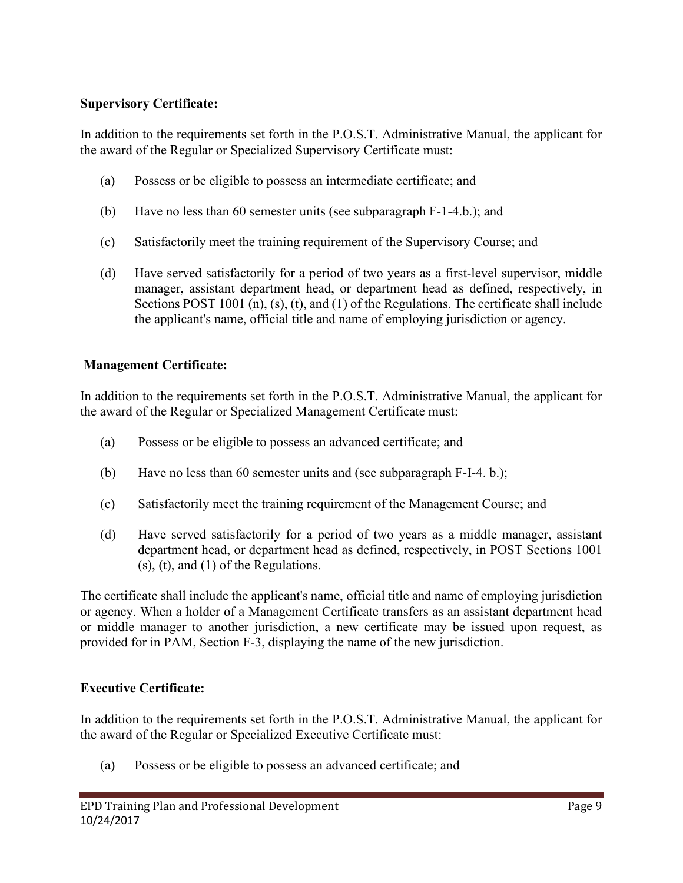**Supervisory Certificate:**

In addition to the requirements set forth in the P.O.S.T. Administrative Manual, the applicant for the award of the Regular or Specialized Supervisory Certificate must:

(a) Possess or be eligible to possess an intermediate certificate; and

(b) Have no less than 60 semester units (see subparagraph F-1-4.b.); and

(c) Satisfactorily meet the training requirement of the Supervisory Course; and

(d) Have served satisfactorily for a period of two years as a first-level supervisor, middle manager, assistant department head, or department head as defined, respectively, in Sections POST 1001 (n), (s), (t), and (1) of the Regulations. The certificate shall include the applicant's name, official title and name of employing jurisdiction or agency.

**Management Certificate:**

In addition to the requirements set forth in the P.O.S.T. Administrative Manual, the applicant for the award of the Regular or Specialized Management Certificate must:

(a) Possess or be eligible to possess an advanced certificate; and

(b) Have no less than 60 semester units and (see subparagraph F-I-4. b.);

(c) Satisfactorily meet the training requirement of the Management Course; and

(d) Have served satisfactorily for a period of two years as a middle manager, assistant department head, or department head as defined, respectively, in POST Sections 1001 (s), (t), and (1) of the Regulations.

The certificate shall include the applicant's name, official title and name of employing jurisdiction or agency. When a holder of a Management Certificate transfers as an assistant department head or middle manager to another jurisdiction, a new certificate may be issued upon request, as provided for in PAM, Section F-3, displaying the name of the new jurisdiction.

**Executive Certificate:**

In addition to the requirements set forth in the P.O.S.T. Administrative Manual, the applicant for the award of the Regular or Specialized Executive Certificate must:

(a) Possess or be eligible to possess an advanced certificate; and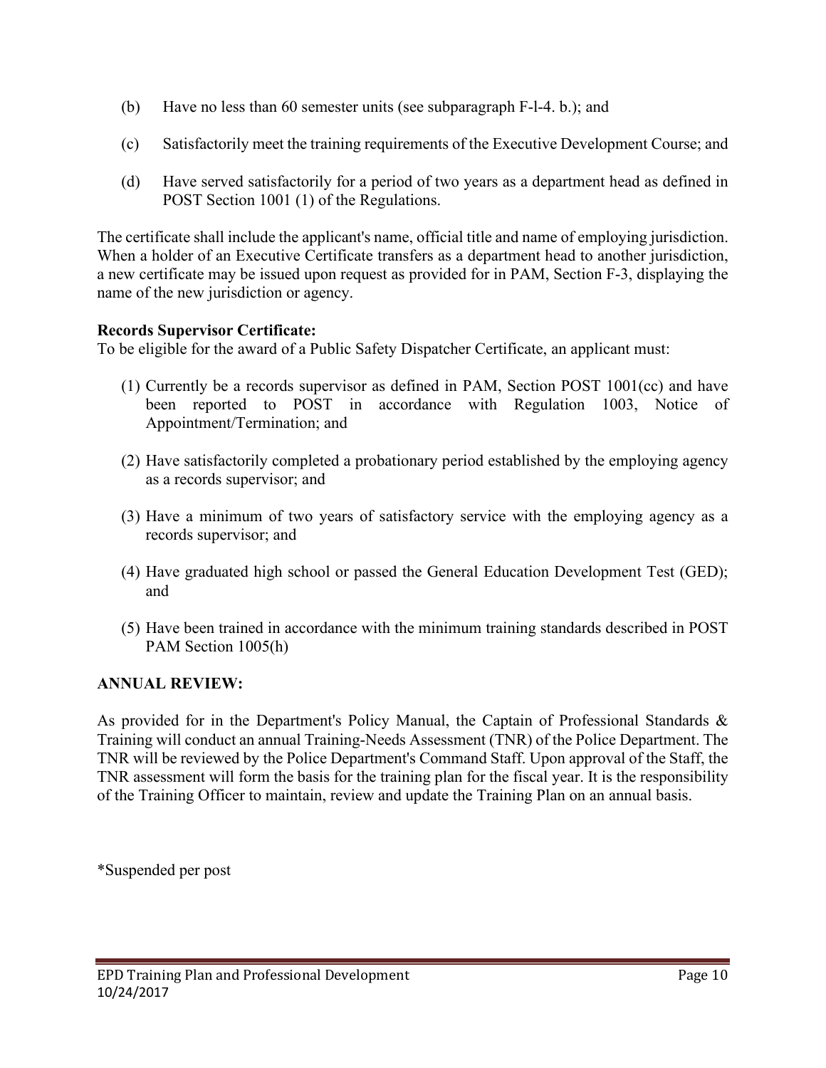(b) Have no less than 60 semester units (see subparagraph F-l-4. b.); and

(c) Satisfactorily meet the training requirements of the Executive Development Course; and

(d) Have served satisfactorily for a period of two years as a department head as defined in POST Section 1001 (1) of the Regulations.

The certificate shall include the applicant's name, official title and name of employing jurisdiction. When a holder of an Executive Certificate transfers as a department head to another jurisdiction, a new certificate may be issued upon request as provided for in PAM, Section F-3, displaying the name of the new jurisdiction or agency.

**Records Supervisor Certificate:**
To be eligible for the award of a Public Safety Dispatcher Certificate, an applicant must:

(1) Currently be a records supervisor as defined in PAM, Section POST 1001(cc) and have been reported to POST in accordance with Regulation 1003, Notice of Appointment/Termination; and

(2) Have satisfactorily completed a probationary period established by the employing agency as a records supervisor; and

(3) Have a minimum of two years of satisfactory service with the employing agency as a records supervisor; and

(4) Have graduated high school or passed the General Education Development Test (GED); and

(5) Have been trained in accordance with the minimum training standards described in POST PAM Section 1005(h)

**ANNUAL REVIEW:**

As provided for in the Department's Policy Manual, the Captain of Professional Standards & Training will conduct an annual Training-Needs Assessment (TNR) of the Police Department. The TNR will be reviewed by the Police Department's Command Staff. Upon approval of the Staff, the TNR assessment will form the basis for the training plan for the fiscal year. It is the responsibility of the Training Officer to maintain, review and update the Training Plan on an annual basis.

*Suspended per post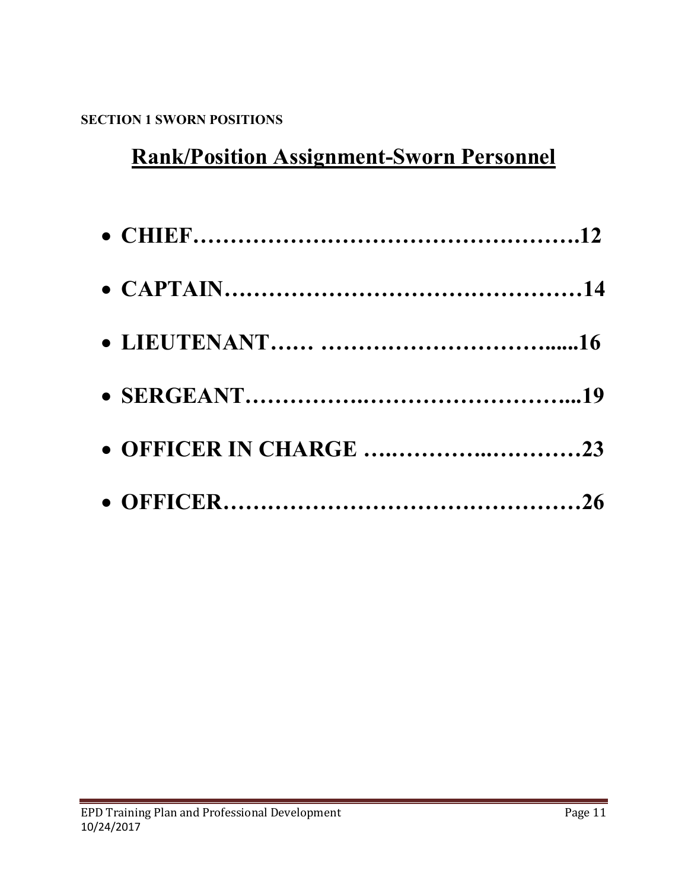**SECTION 1 SWORN POSITIONS**

# Rank/Position Assignment-Sworn Personnel

- **CHIEF…………………………………………….12**
- **CAPTAIN…………………………………………14**
- **LIEUTENANT…… ……………………………......16**
- **SERGEANT…………….…………………………...19**
- **OFFICER IN CHARGE …..………..…………23**
- **OFFICER…………………………………………26**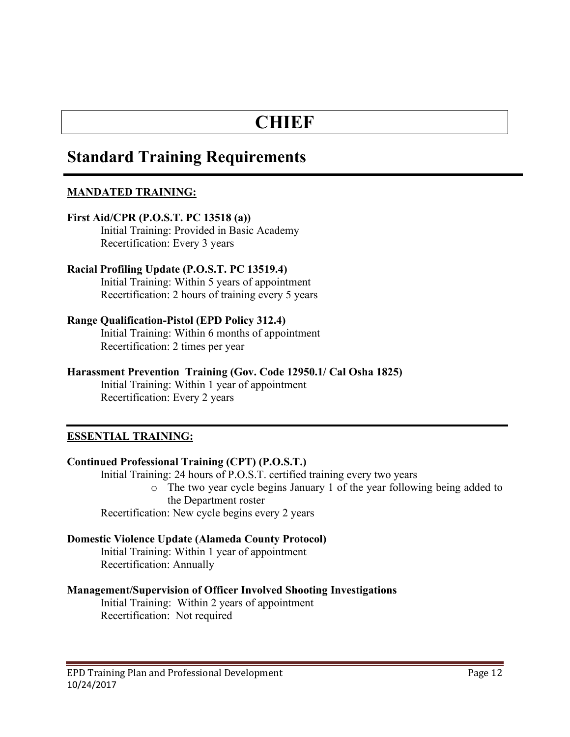# CHIEF

## Standard Training Requirements

**MANDATED TRAINING:**

**First Aid/CPR (P.O.S.T. PC 13518 (a))**
Initial Training: Provided in Basic Academy
Recertification: Every 3 years

**Racial Profiling Update (P.O.S.T. PC 13519.4)**
Initial Training: Within 5 years of appointment
Recertification: 2 hours of training every 5 years

**Range Qualification-Pistol (EPD Policy 312.4)**
Initial Training: Within 6 months of appointment
Recertification: 2 times per year

**Harassment Prevention Training (Gov. Code 12950.1/ Cal Osha 1825)**
Initial Training: Within 1 year of appointment
Recertification: Every 2 years

---

**ESSENTIAL TRAINING:**

**Continued Professional Training (CPT) (P.O.S.T.)**
Initial Training: 24 hours of P.O.S.T. certified training every two years

- The two year cycle begins January 1 of the year following being added to the Department roster

Recertification: New cycle begins every 2 years

**Domestic Violence Update (Alameda County Protocol)**
Initial Training: Within 1 year of appointment
Recertification: Annually

**Management/Supervision of Officer Involved Shooting Investigations**
Initial Training: Within 2 years of appointment
Recertification: Not required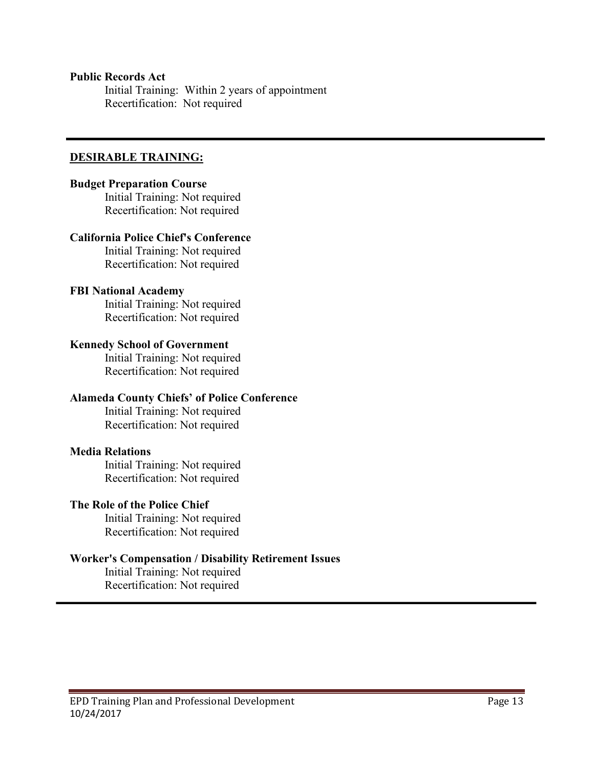**Public Records Act**

Initial Training: Within 2 years of appointment
Recertification: Not required

---

**DESIRABLE TRAINING:**

**Budget Preparation Course**

Initial Training: Not required
Recertification: Not required

**California Police Chief's Conference**

Initial Training: Not required
Recertification: Not required

**FBI National Academy**

Initial Training: Not required
Recertification: Not required

**Kennedy School of Government**

Initial Training: Not required
Recertification: Not required

**Alameda County Chiefs' of Police Conference**

Initial Training: Not required
Recertification: Not required

**Media Relations**

Initial Training: Not required
Recertification: Not required

**The Role of the Police Chief**

Initial Training: Not required
Recertification: Not required

**Worker's Compensation / Disability Retirement Issues**

Initial Training: Not required
Recertification: Not required

---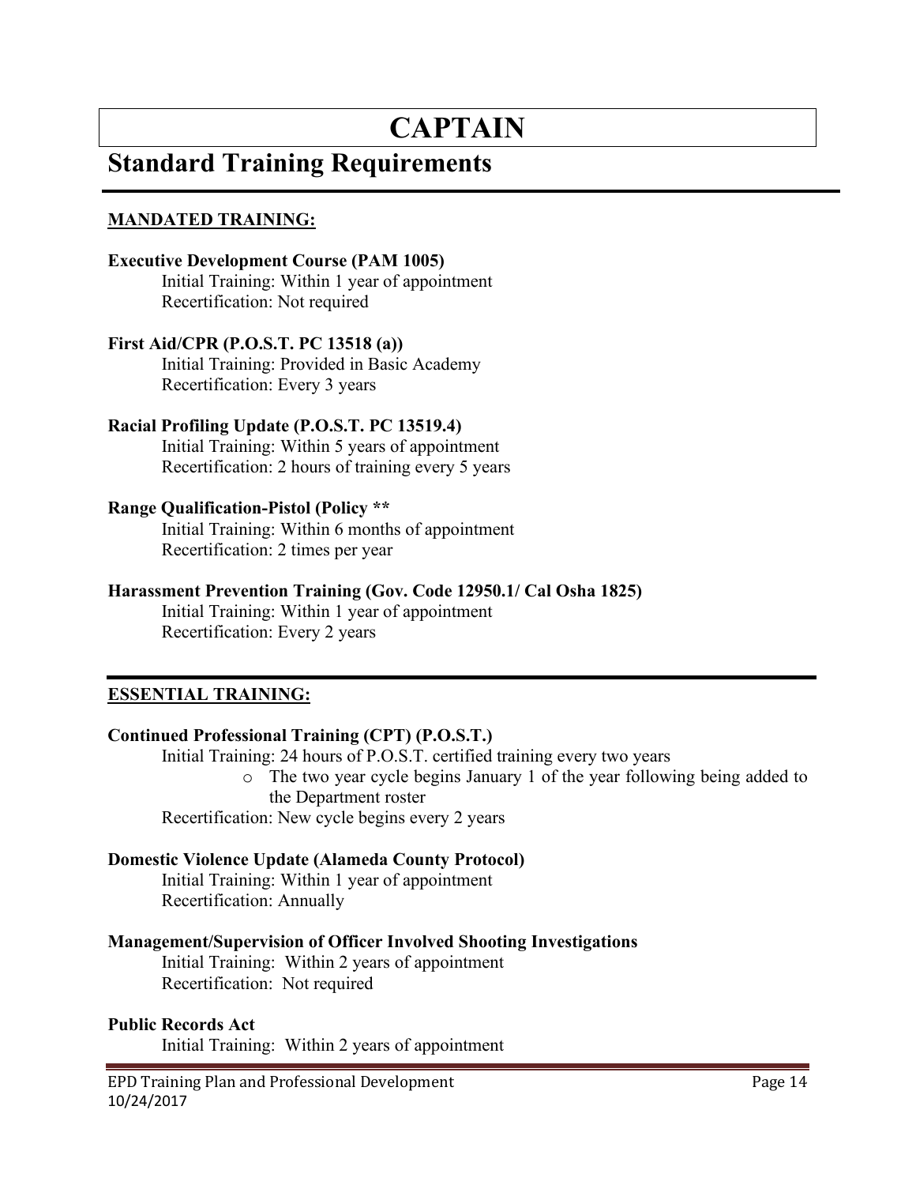# CAPTAIN

## Standard Training Requirements

---

**MANDATED TRAINING:**

**Executive Development Course (PAM 1005)**
Initial Training: Within 1 year of appointment
Recertification: Not required

**First Aid/CPR (P.O.S.T. PC 13518 (a))**
Initial Training: Provided in Basic Academy
Recertification: Every 3 years

**Racial Profiling Update (P.O.S.T. PC 13519.4)**
Initial Training: Within 5 years of appointment
Recertification: 2 hours of training every 5 years

**Range Qualification-Pistol (Policy ****
Initial Training: Within 6 months of appointment
Recertification: 2 times per year

**Harassment Prevention Training (Gov. Code 12950.1/ Cal Osha 1825)**
Initial Training: Within 1 year of appointment
Recertification: Every 2 years

---

**ESSENTIAL TRAINING:**

**Continued Professional Training (CPT) (P.O.S.T.)**
Initial Training: 24 hours of P.O.S.T. certified training every two years
- The two year cycle begins January 1 of the year following being added to the Department roster

Recertification: New cycle begins every 2 years

**Domestic Violence Update (Alameda County Protocol)**
Initial Training: Within 1 year of appointment
Recertification: Annually

**Management/Supervision of Officer Involved Shooting Investigations**
Initial Training: Within 2 years of appointment
Recertification: Not required

**Public Records Act**
Initial Training: Within 2 years of appointment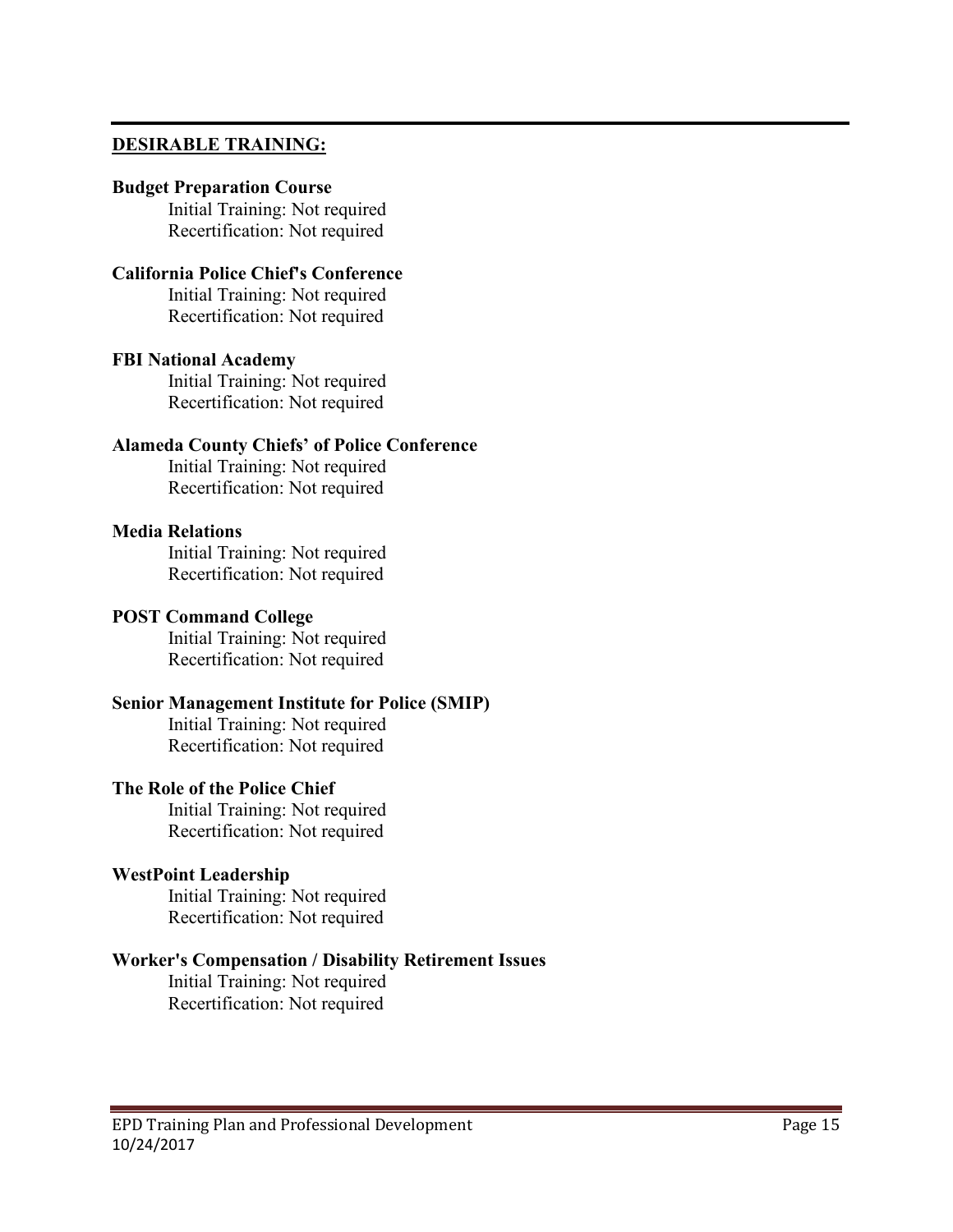## DESIRABLE TRAINING:

**Budget Preparation Course**
Initial Training: Not required
Recertification: Not required

**California Police Chief's Conference**
Initial Training: Not required
Recertification: Not required

**FBI National Academy**
Initial Training: Not required
Recertification: Not required

**Alameda County Chiefs' of Police Conference**
Initial Training: Not required
Recertification: Not required

**Media Relations**
Initial Training: Not required
Recertification: Not required

**POST Command College**
Initial Training: Not required
Recertification: Not required

**Senior Management Institute for Police (SMIP)**
Initial Training: Not required
Recertification: Not required

**The Role of the Police Chief**
Initial Training: Not required
Recertification: Not required

**WestPoint Leadership**
Initial Training: Not required
Recertification: Not required

**Worker's Compensation / Disability Retirement Issues**
Initial Training: Not required
Recertification: Not required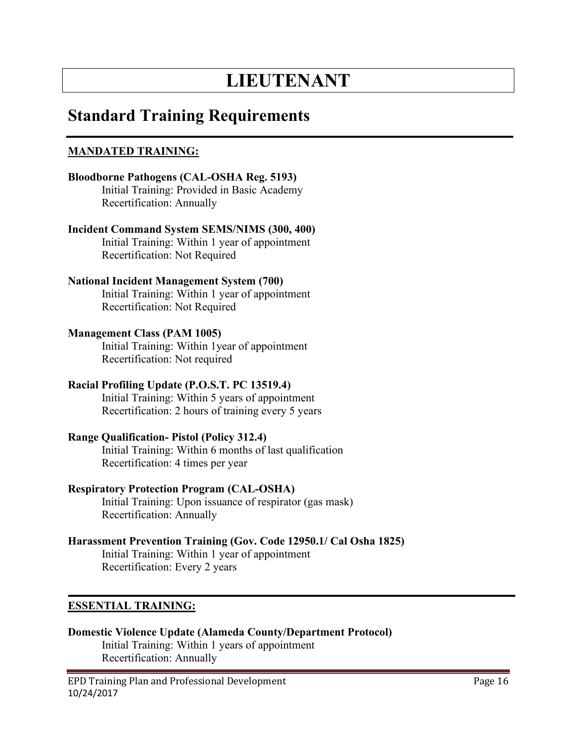# LIEUTENANT

## Standard Training Requirements

**MANDATED TRAINING:**

**Bloodborne Pathogens (CAL-OSHA Reg. 5193)**
Initial Training: Provided in Basic Academy
Recertification: Annually

**Incident Command System SEMS/NIMS (300, 400)**
Initial Training: Within 1 year of appointment
Recertification: Not Required

**National Incident Management System (700)**
Initial Training: Within 1 year of appointment
Recertification: Not Required

**Management Class (PAM 1005)**
Initial Training: Within 1year of appointment
Recertification: Not required

**Racial Profiling Update (P.O.S.T. PC 13519.4)**
Initial Training: Within 5 years of appointment
Recertification: 2 hours of training every 5 years

**Range Qualification- Pistol (Policy 312.4)**
Initial Training: Within 6 months of last qualification
Recertification: 4 times per year

**Respiratory Protection Program (CAL-OSHA)**
Initial Training: Upon issuance of respirator (gas mask)
Recertification: Annually

**Harassment Prevention Training (Gov. Code 12950.1/ Cal Osha 1825)**
Initial Training: Within 1 year of appointment
Recertification: Every 2 years

**ESSENTIAL TRAINING:**

**Domestic Violence Update (Alameda County/Department Protocol)**
Initial Training: Within 1 years of appointment
Recertification: Annually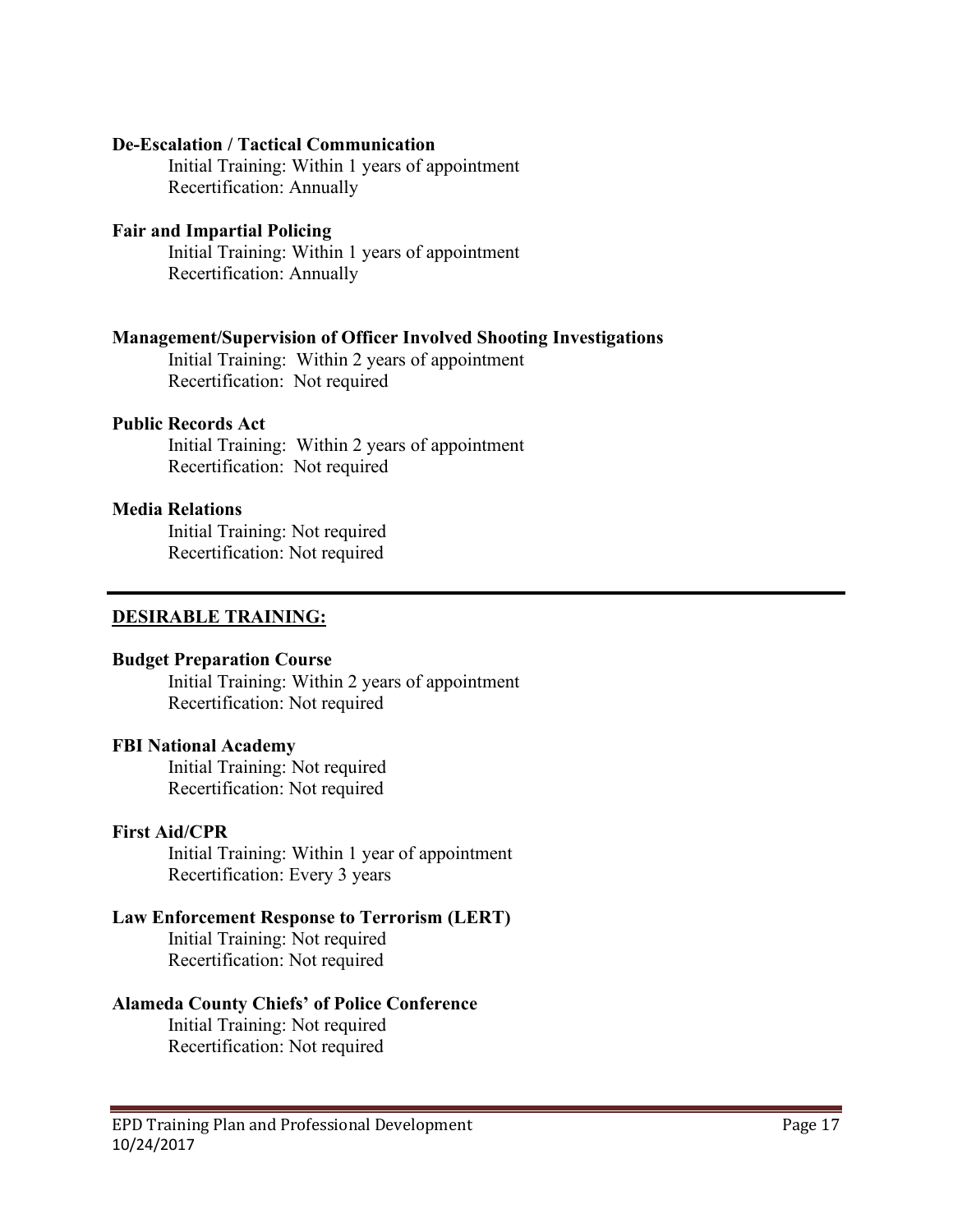**De-Escalation / Tactical Communication**

Initial Training: Within 1 years of appointment
Recertification: Annually

**Fair and Impartial Policing**

Initial Training: Within 1 years of appointment
Recertification: Annually

**Management/Supervision of Officer Involved Shooting Investigations**

Initial Training: Within 2 years of appointment
Recertification: Not required

**Public Records Act**

Initial Training: Within 2 years of appointment
Recertification: Not required

**Media Relations**

Initial Training: Not required
Recertification: Not required

---

## DESIRABLE TRAINING:

**Budget Preparation Course**

Initial Training: Within 2 years of appointment
Recertification: Not required

**FBI National Academy**

Initial Training: Not required
Recertification: Not required

**First Aid/CPR**

Initial Training: Within 1 year of appointment
Recertification: Every 3 years

**Law Enforcement Response to Terrorism (LERT)**

Initial Training: Not required
Recertification: Not required

**Alameda County Chiefs' of Police Conference**

Initial Training: Not required
Recertification: Not required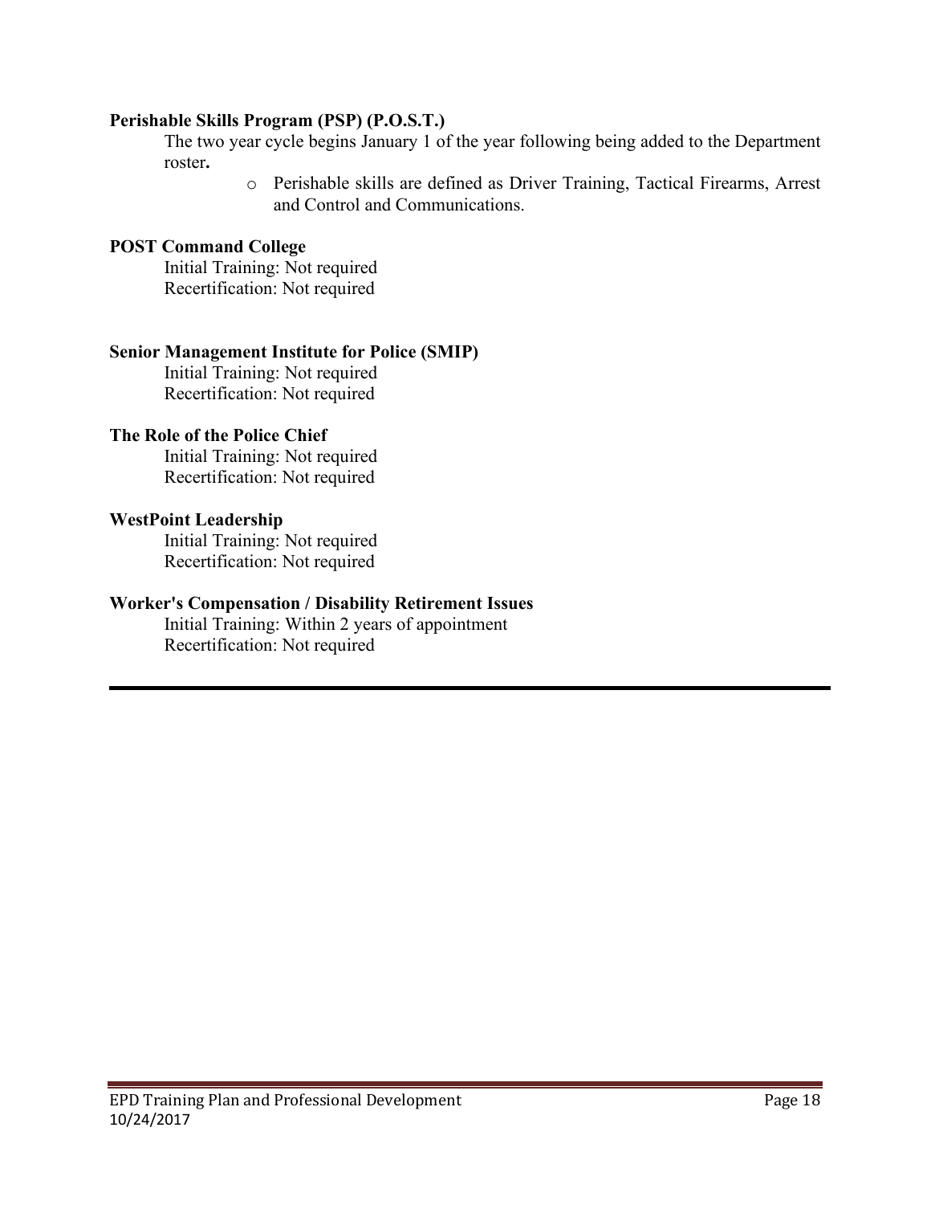**Perishable Skills Program (PSP) (P.O.S.T.)**

The two year cycle begins January 1 of the year following being added to the Department roster**.**

- Perishable skills are defined as Driver Training, Tactical Firearms, Arrest and Control and Communications.

**POST Command College**

Initial Training: Not required
Recertification: Not required

**Senior Management Institute for Police (SMIP)**

Initial Training: Not required
Recertification: Not required

**The Role of the Police Chief**

Initial Training: Not required
Recertification: Not required

**WestPoint Leadership**

Initial Training: Not required
Recertification: Not required

**Worker's Compensation / Disability Retirement Issues**

Initial Training: Within 2 years of appointment
Recertification: Not required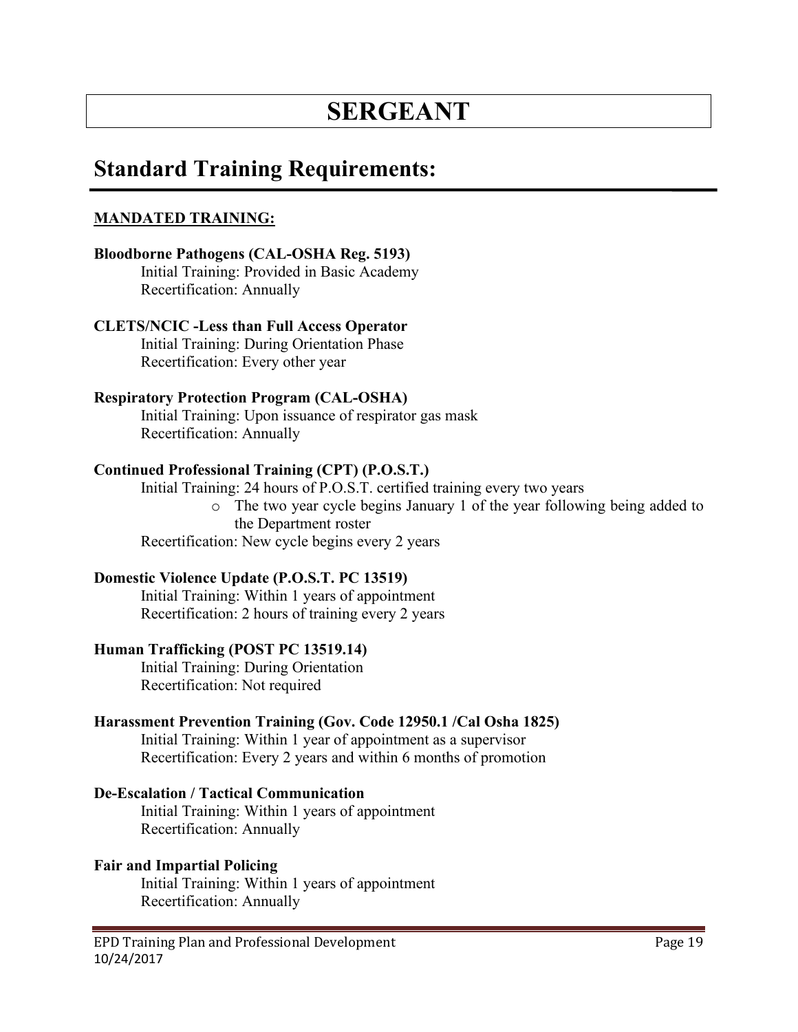# SERGEANT

## Standard Training Requirements:

**MANDATED TRAINING:**

**Bloodborne Pathogens (CAL-OSHA Reg. 5193)**
Initial Training: Provided in Basic Academy
Recertification: Annually

**CLETS/NCIC -Less than Full Access Operator**
Initial Training: During Orientation Phase
Recertification: Every other year

**Respiratory Protection Program (CAL-OSHA)**
Initial Training: Upon issuance of respirator gas mask
Recertification: Annually

**Continued Professional Training (CPT) (P.O.S.T.)**
Initial Training: 24 hours of P.O.S.T. certified training every two years

- The two year cycle begins January 1 of the year following being added to the Department roster

Recertification: New cycle begins every 2 years

**Domestic Violence Update (P.O.S.T. PC 13519)**
Initial Training: Within 1 years of appointment
Recertification: 2 hours of training every 2 years

**Human Trafficking (POST PC 13519.14)**
Initial Training: During Orientation
Recertification: Not required

**Harassment Prevention Training (Gov. Code 12950.1 /Cal Osha 1825)**
Initial Training: Within 1 year of appointment as a supervisor
Recertification: Every 2 years and within 6 months of promotion

**De-Escalation / Tactical Communication**
Initial Training: Within 1 years of appointment
Recertification: Annually

**Fair and Impartial Policing**
Initial Training: Within 1 years of appointment
Recertification: Annually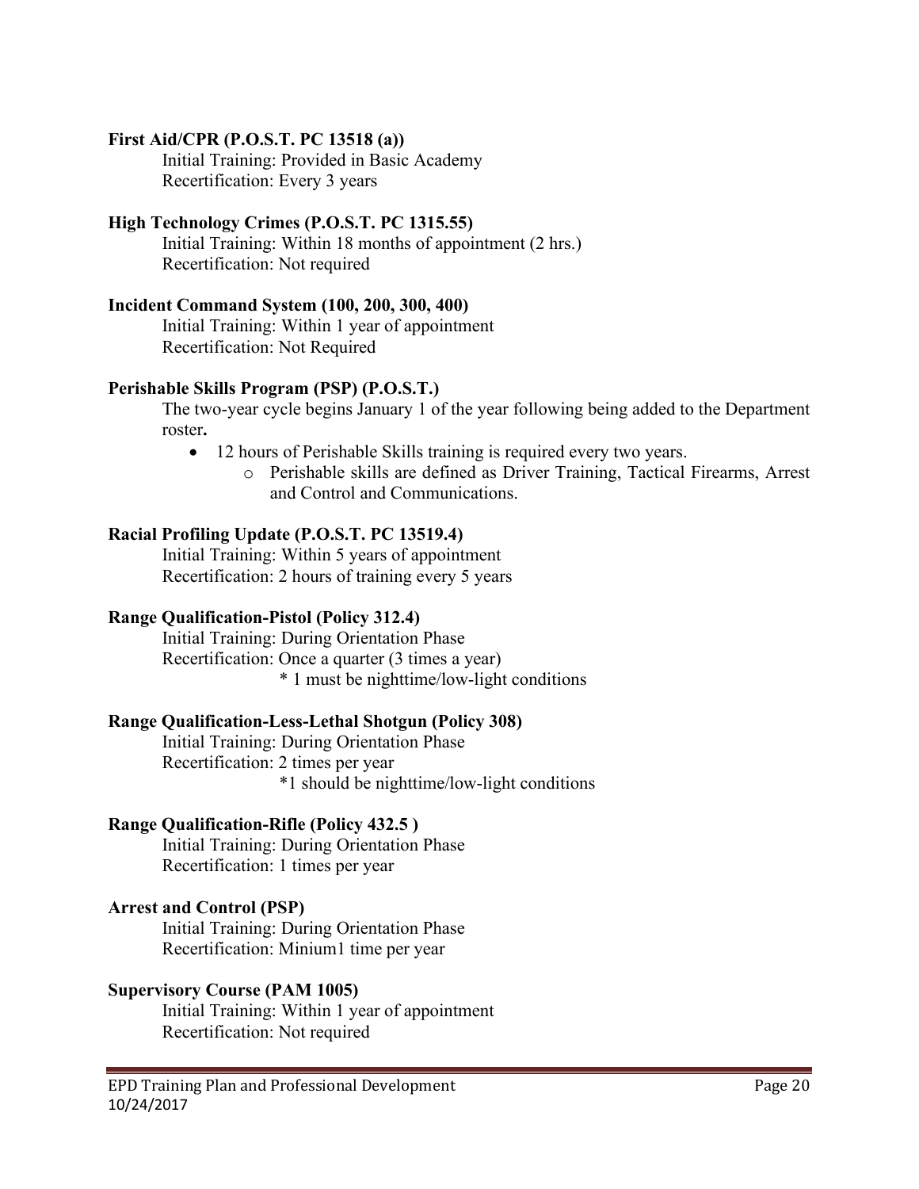**First Aid/CPR (P.O.S.T. PC 13518 (a))**

Initial Training: Provided in Basic Academy
Recertification: Every 3 years

**High Technology Crimes (P.O.S.T. PC 1315.55)**

Initial Training: Within 18 months of appointment (2 hrs.)
Recertification: Not required

**Incident Command System (100, 200, 300, 400)**

Initial Training: Within 1 year of appointment
Recertification: Not Required

**Perishable Skills Program (PSP) (P.O.S.T.)**

The two-year cycle begins January 1 of the year following being added to the Department roster**.**

- 12 hours of Perishable Skills training is required every two years.
  - Perishable skills are defined as Driver Training, Tactical Firearms, Arrest and Control and Communications.

**Racial Profiling Update (P.O.S.T. PC 13519.4)**

Initial Training: Within 5 years of appointment
Recertification: 2 hours of training every 5 years

**Range Qualification-Pistol (Policy 312.4)**

Initial Training: During Orientation Phase
Recertification: Once a quarter (3 times a year)
* 1 must be nighttime/low-light conditions

**Range Qualification-Less-Lethal Shotgun (Policy 308)**

Initial Training: During Orientation Phase
Recertification: 2 times per year
*1 should be nighttime/low-light conditions

**Range Qualification-Rifle (Policy 432.5 )**

Initial Training: During Orientation Phase
Recertification: 1 times per year

**Arrest and Control (PSP)**

Initial Training: During Orientation Phase
Recertification: Minium1 time per year

**Supervisory Course (PAM 1005)**

Initial Training: Within 1 year of appointment
Recertification: Not required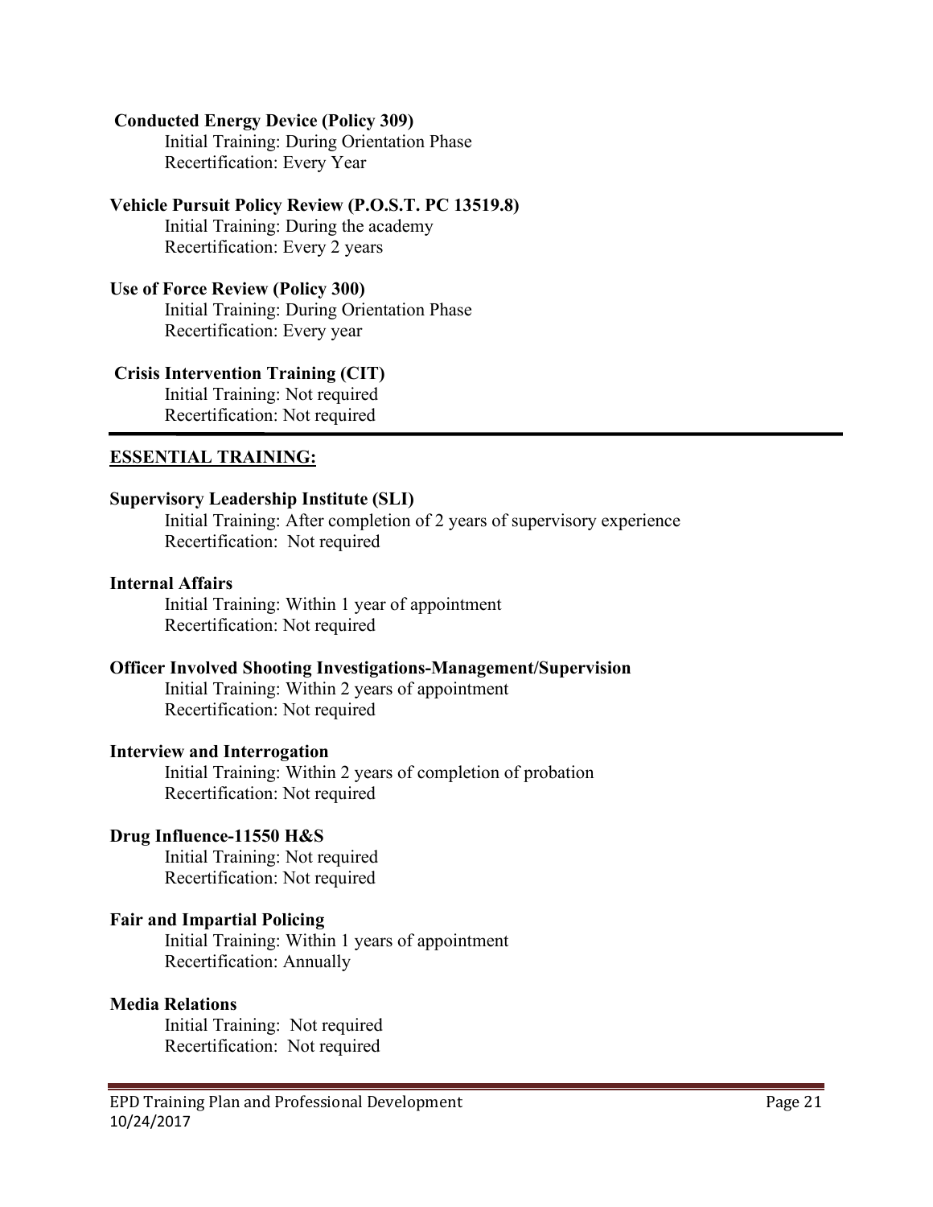**Conducted Energy Device (Policy 309)**

Initial Training: During Orientation Phase
Recertification: Every Year

**Vehicle Pursuit Policy Review (P.O.S.T. PC 13519.8)**

Initial Training: During the academy
Recertification: Every 2 years

**Use of Force Review (Policy 300)**

Initial Training: During Orientation Phase
Recertification: Every year

**Crisis Intervention Training (CIT)**

Initial Training: Not required
Recertification: Not required

---

## ESSENTIAL TRAINING:

**Supervisory Leadership Institute (SLI)**

Initial Training: After completion of 2 years of supervisory experience
Recertification: Not required

**Internal Affairs**

Initial Training: Within 1 year of appointment
Recertification: Not required

**Officer Involved Shooting Investigations-Management/Supervision**

Initial Training: Within 2 years of appointment
Recertification: Not required

**Interview and Interrogation**

Initial Training: Within 2 years of completion of probation
Recertification: Not required

**Drug Influence-11550 H&S**

Initial Training: Not required
Recertification: Not required

**Fair and Impartial Policing**

Initial Training: Within 1 years of appointment
Recertification: Annually

**Media Relations**

Initial Training: Not required
Recertification: Not required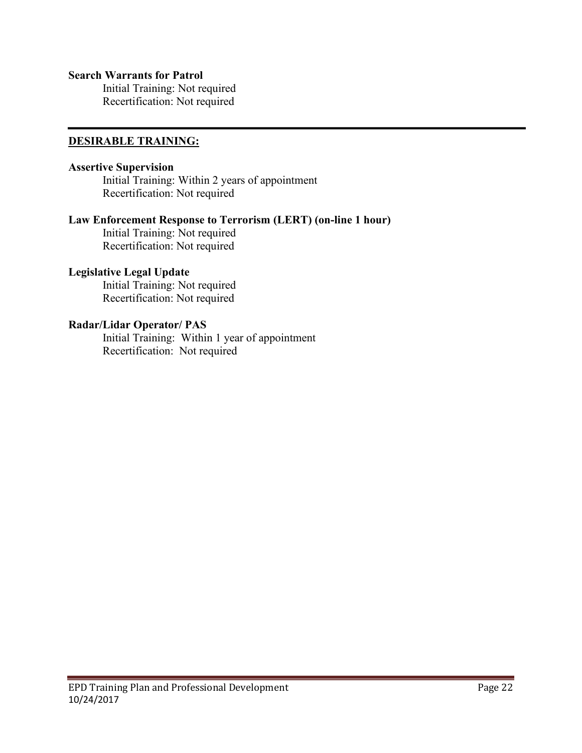**Search Warrants for Patrol**

Initial Training: Not required
Recertification: Not required

---

## DESIRABLE TRAINING:

**Assertive Supervision**

Initial Training: Within 2 years of appointment
Recertification: Not required

**Law Enforcement Response to Terrorism (LERT) (on-line 1 hour)**

Initial Training: Not required
Recertification: Not required

**Legislative Legal Update**

Initial Training: Not required
Recertification: Not required

**Radar/Lidar Operator/ PAS**

Initial Training: Within 1 year of appointment
Recertification: Not required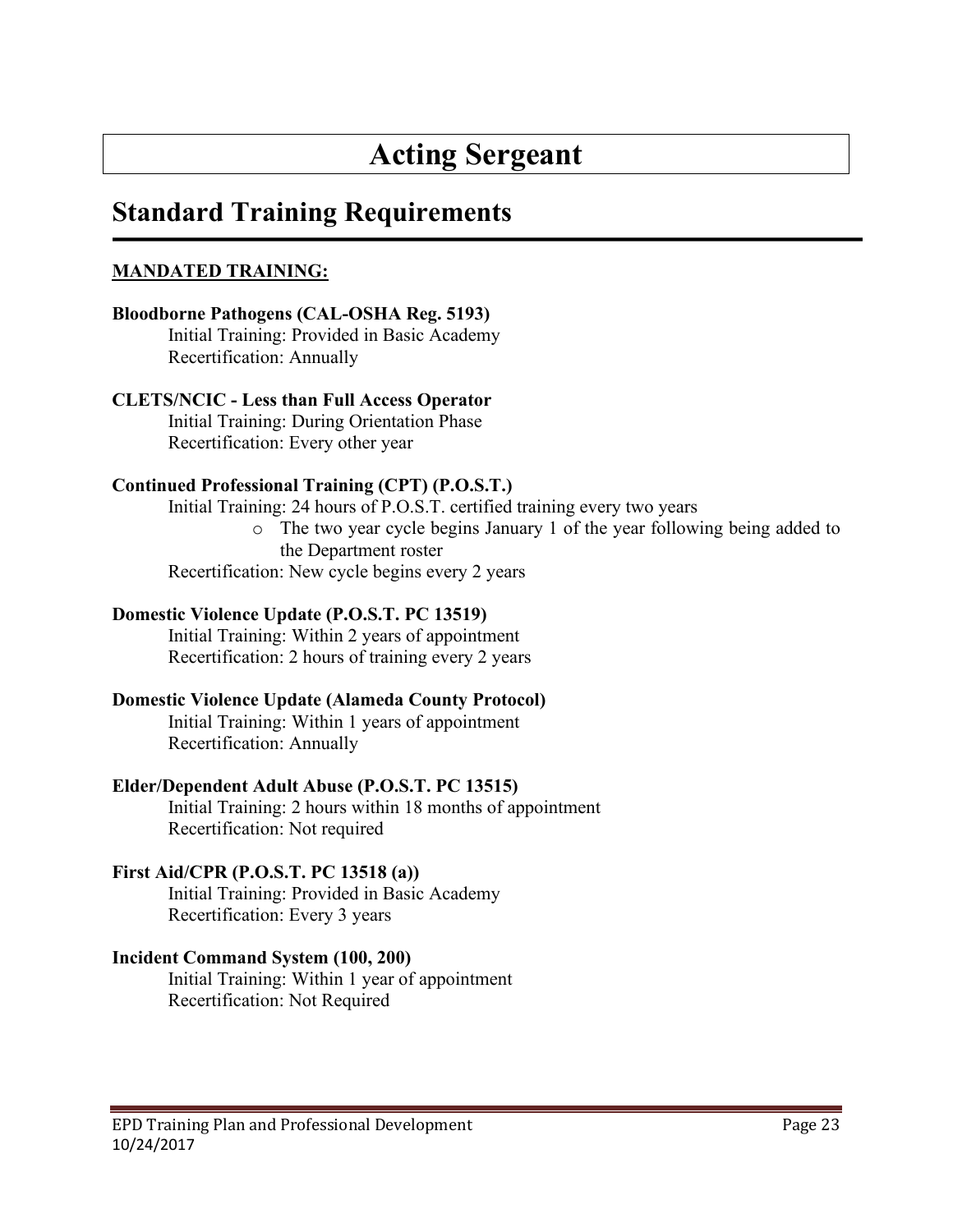# Acting Sergeant

## Standard Training Requirements

**MANDATED TRAINING:**

**Bloodborne Pathogens (CAL-OSHA Reg. 5193)**
Initial Training: Provided in Basic Academy
Recertification: Annually

**CLETS/NCIC - Less than Full Access Operator**
Initial Training: During Orientation Phase
Recertification: Every other year

**Continued Professional Training (CPT) (P.O.S.T.)**
Initial Training: 24 hours of P.O.S.T. certified training every two years

- The two year cycle begins January 1 of the year following being added to the Department roster

Recertification: New cycle begins every 2 years

**Domestic Violence Update (P.O.S.T. PC 13519)**
Initial Training: Within 2 years of appointment
Recertification: 2 hours of training every 2 years

**Domestic Violence Update (Alameda County Protocol)**
Initial Training: Within 1 years of appointment
Recertification: Annually

**Elder/Dependent Adult Abuse (P.O.S.T. PC 13515)**
Initial Training: 2 hours within 18 months of appointment
Recertification: Not required

**First Aid/CPR (P.O.S.T. PC 13518 (a))**
Initial Training: Provided in Basic Academy
Recertification: Every 3 years

**Incident Command System (100, 200)**
Initial Training: Within 1 year of appointment
Recertification: Not Required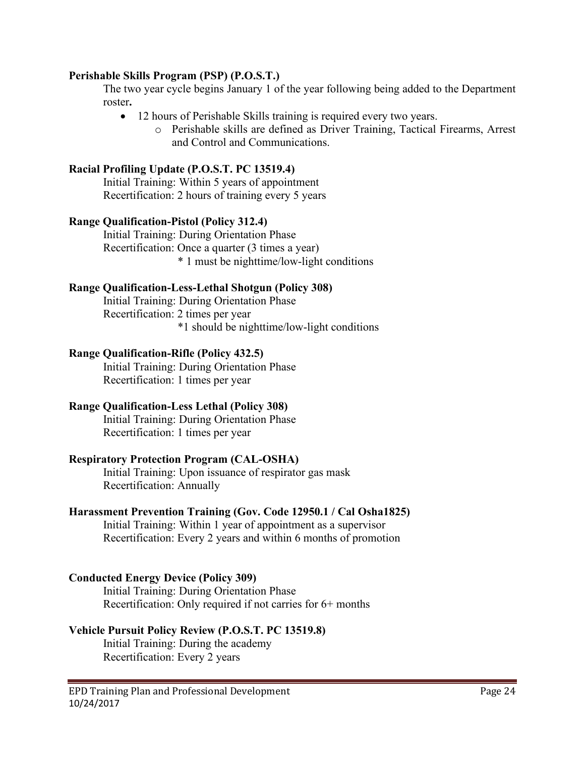**Perishable Skills Program (PSP) (P.O.S.T.)**

The two year cycle begins January 1 of the year following being added to the Department roster**.**

- 12 hours of Perishable Skills training is required every two years.
  - Perishable skills are defined as Driver Training, Tactical Firearms, Arrest and Control and Communications.

**Racial Profiling Update (P.O.S.T. PC 13519.4)**

Initial Training: Within 5 years of appointment
Recertification: 2 hours of training every 5 years

**Range Qualification-Pistol (Policy 312.4)**

Initial Training: During Orientation Phase
Recertification: Once a quarter (3 times a year)
* 1 must be nighttime/low-light conditions

**Range Qualification-Less-Lethal Shotgun (Policy 308)**

Initial Training: During Orientation Phase
Recertification: 2 times per year
*1 should be nighttime/low-light conditions

**Range Qualification-Rifle (Policy 432.5)**

Initial Training: During Orientation Phase
Recertification: 1 times per year

**Range Qualification-Less Lethal (Policy 308)**

Initial Training: During Orientation Phase
Recertification: 1 times per year

**Respiratory Protection Program (CAL-OSHA)**

Initial Training: Upon issuance of respirator gas mask
Recertification: Annually

**Harassment Prevention Training (Gov. Code 12950.1 / Cal Osha1825)**

Initial Training: Within 1 year of appointment as a supervisor
Recertification: Every 2 years and within 6 months of promotion

**Conducted Energy Device (Policy 309)**

Initial Training: During Orientation Phase
Recertification: Only required if not carries for 6+ months

**Vehicle Pursuit Policy Review (P.O.S.T. PC 13519.8)**

Initial Training: During the academy
Recertification: Every 2 years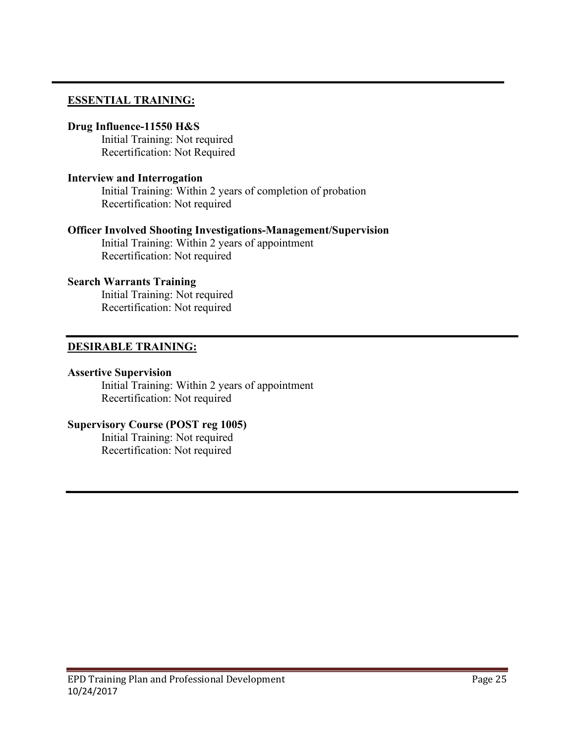## ESSENTIAL TRAINING:

**Drug Influence-11550 H&S**

Initial Training: Not required
Recertification: Not Required

**Interview and Interrogation**

Initial Training: Within 2 years of completion of probation
Recertification: Not required

**Officer Involved Shooting Investigations-Management/Supervision**

Initial Training: Within 2 years of appointment
Recertification: Not required

**Search Warrants Training**

Initial Training: Not required
Recertification: Not required

## DESIRABLE TRAINING:

**Assertive Supervision**

Initial Training: Within 2 years of appointment
Recertification: Not required

**Supervisory Course (POST reg 1005)**

Initial Training: Not required
Recertification: Not required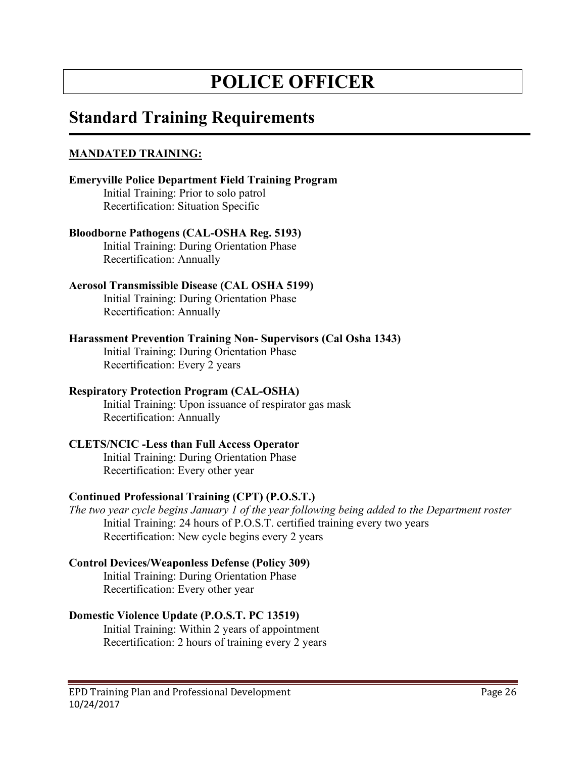# POLICE OFFICER

## Standard Training Requirements

**MANDATED TRAINING:**

**Emeryville Police Department Field Training Program**
Initial Training: Prior to solo patrol
Recertification: Situation Specific

**Bloodborne Pathogens (CAL-OSHA Reg. 5193)**
Initial Training: During Orientation Phase
Recertification: Annually

**Aerosol Transmissible Disease (CAL OSHA 5199)**
Initial Training: During Orientation Phase
Recertification: Annually

**Harassment Prevention Training Non- Supervisors (Cal Osha 1343)**
Initial Training: During Orientation Phase
Recertification: Every 2 years

**Respiratory Protection Program (CAL-OSHA)**
Initial Training: Upon issuance of respirator gas mask
Recertification: Annually

**CLETS/NCIC -Less than Full Access Operator**
Initial Training: During Orientation Phase
Recertification: Every other year

**Continued Professional Training (CPT) (P.O.S.T.)**
*The two year cycle begins January 1 of the year following being added to the Department roster*
Initial Training: 24 hours of P.O.S.T. certified training every two years
Recertification: New cycle begins every 2 years

**Control Devices/Weaponless Defense (Policy 309)**
Initial Training: During Orientation Phase
Recertification: Every other year

**Domestic Violence Update (P.O.S.T. PC 13519)**
Initial Training: Within 2 years of appointment
Recertification: 2 hours of training every 2 years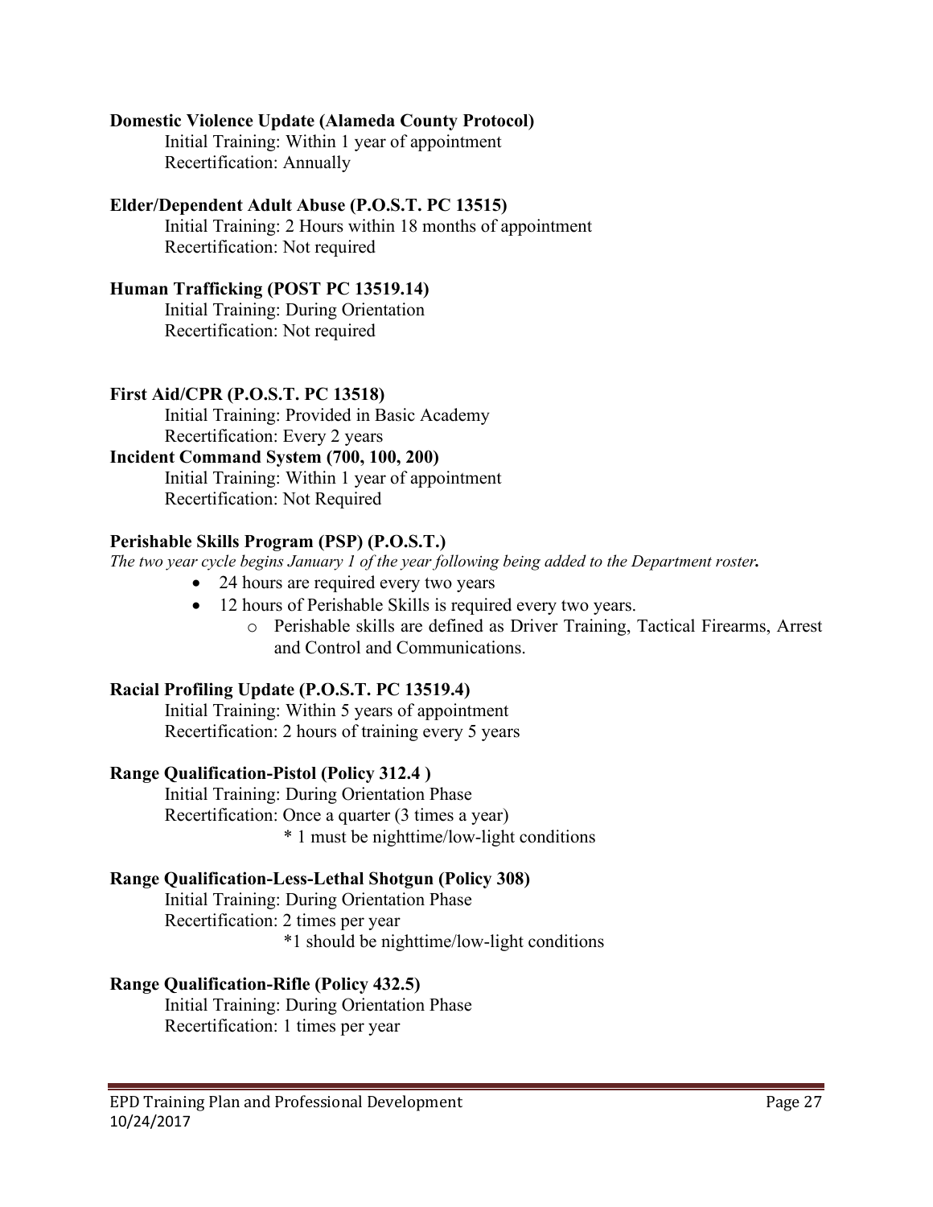**Domestic Violence Update (Alameda County Protocol)**

Initial Training: Within 1 year of appointment
Recertification: Annually

**Elder/Dependent Adult Abuse (P.O.S.T. PC 13515)**

Initial Training: 2 Hours within 18 months of appointment
Recertification: Not required

**Human Trafficking (POST PC 13519.14)**

Initial Training: During Orientation
Recertification: Not required

**First Aid/CPR (P.O.S.T. PC 13518)**

Initial Training: Provided in Basic Academy
Recertification: Every 2 years

**Incident Command System (700, 100, 200)**

Initial Training: Within 1 year of appointment
Recertification: Not Required

**Perishable Skills Program (PSP) (P.O.S.T.)**

*The two year cycle begins January 1 of the year following being added to the Department roster.*

- 24 hours are required every two years
- 12 hours of Perishable Skills is required every two years.
  - Perishable skills are defined as Driver Training, Tactical Firearms, Arrest and Control and Communications.

**Racial Profiling Update (P.O.S.T. PC 13519.4)**

Initial Training: Within 5 years of appointment
Recertification: 2 hours of training every 5 years

**Range Qualification-Pistol (Policy 312.4 )**

Initial Training: During Orientation Phase
Recertification: Once a quarter (3 times a year)
* 1 must be nighttime/low-light conditions

**Range Qualification-Less-Lethal Shotgun (Policy 308)**

Initial Training: During Orientation Phase
Recertification: 2 times per year
*1 should be nighttime/low-light conditions

**Range Qualification-Rifle (Policy 432.5)**

Initial Training: During Orientation Phase
Recertification: 1 times per year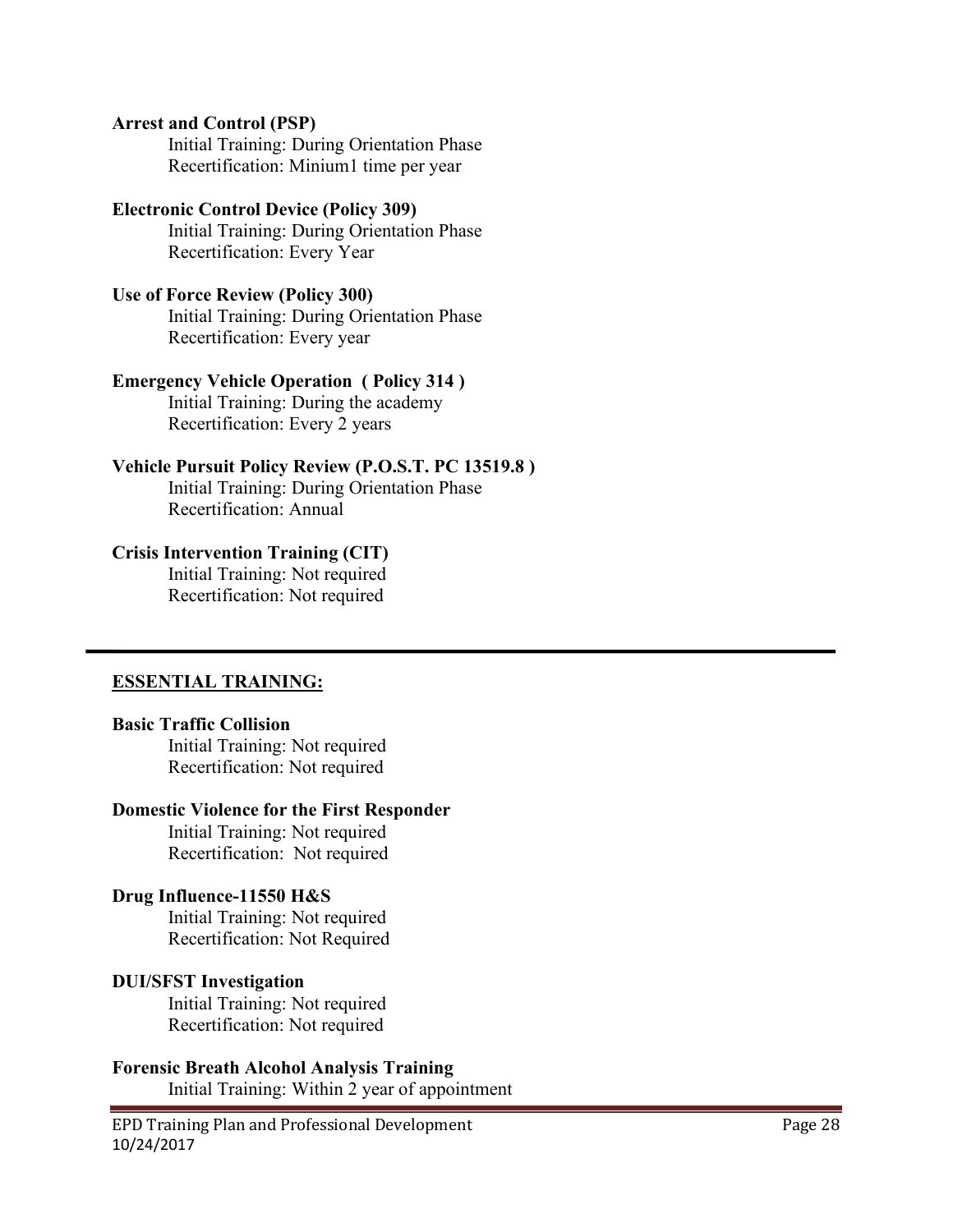**Arrest and Control (PSP)**
Initial Training: During Orientation Phase
Recertification: Minium1 time per year

**Electronic Control Device (Policy 309)**
Initial Training: During Orientation Phase
Recertification: Every Year

**Use of Force Review (Policy 300)**
Initial Training: During Orientation Phase
Recertification: Every year

**Emergency Vehicle Operation ( Policy 314 )**
Initial Training: During the academy
Recertification: Every 2 years

**Vehicle Pursuit Policy Review (P.O.S.T. PC 13519.8 )**
Initial Training: During Orientation Phase
Recertification: Annual

**Crisis Intervention Training (CIT)**
Initial Training: Not required
Recertification: Not required

---

## ESSENTIAL TRAINING:

**Basic Traffic Collision**
Initial Training: Not required
Recertification: Not required

**Domestic Violence for the First Responder**
Initial Training: Not required
Recertification: Not required

**Drug Influence-11550 H&S**
Initial Training: Not required
Recertification: Not Required

**DUI/SFST Investigation**
Initial Training: Not required
Recertification: Not required

**Forensic Breath Alcohol Analysis Training**
Initial Training: Within 2 year of appointment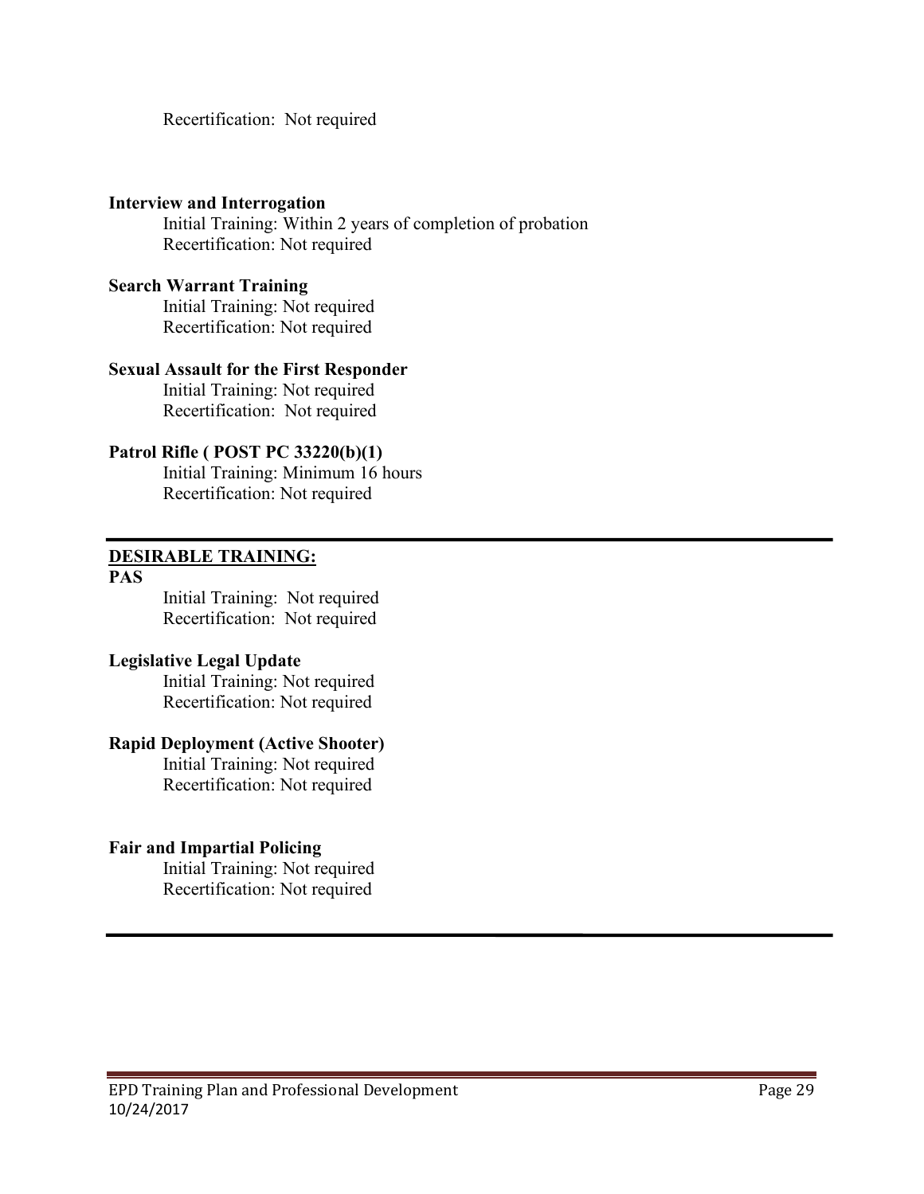Recertification: Not required

**Interview and Interrogation**

Initial Training: Within 2 years of completion of probation
Recertification: Not required

**Search Warrant Training**

Initial Training: Not required
Recertification: Not required

**Sexual Assault for the First Responder**

Initial Training: Not required
Recertification: Not required

**Patrol Rifle ( POST PC 33220(b)(1)**

Initial Training: Minimum 16 hours
Recertification: Not required

---

## DESIRABLE TRAINING:

**PAS**

Initial Training: Not required
Recertification: Not required

**Legislative Legal Update**

Initial Training: Not required
Recertification: Not required

**Rapid Deployment (Active Shooter)**

Initial Training: Not required
Recertification: Not required

**Fair and Impartial Policing**

Initial Training: Not required
Recertification: Not required

---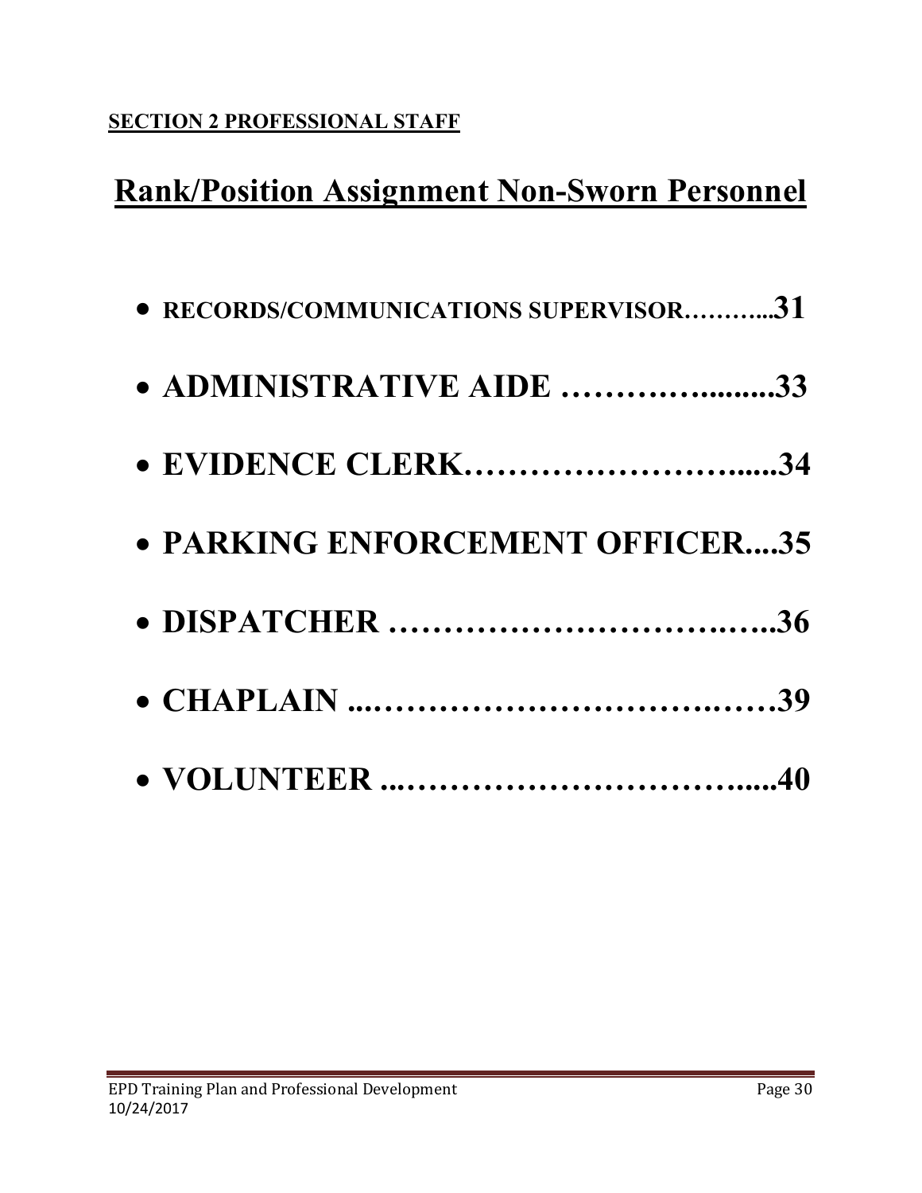**SECTION 2 PROFESSIONAL STAFF**

# Rank/Position Assignment Non-Sworn Personnel

- **RECORDS/COMMUNICATIONS SUPERVISOR………...31**
- **ADMINISTRATIVE AIDE ……………........33**
- **EVIDENCE CLERK……………………......34**
- **PARKING ENFORCEMENT OFFICER....35**
- **DISPATCHER …………………………..…...36**
- **CHAPLAIN ...……………………….……39**
- **VOLUNTEER ...…………………………......40**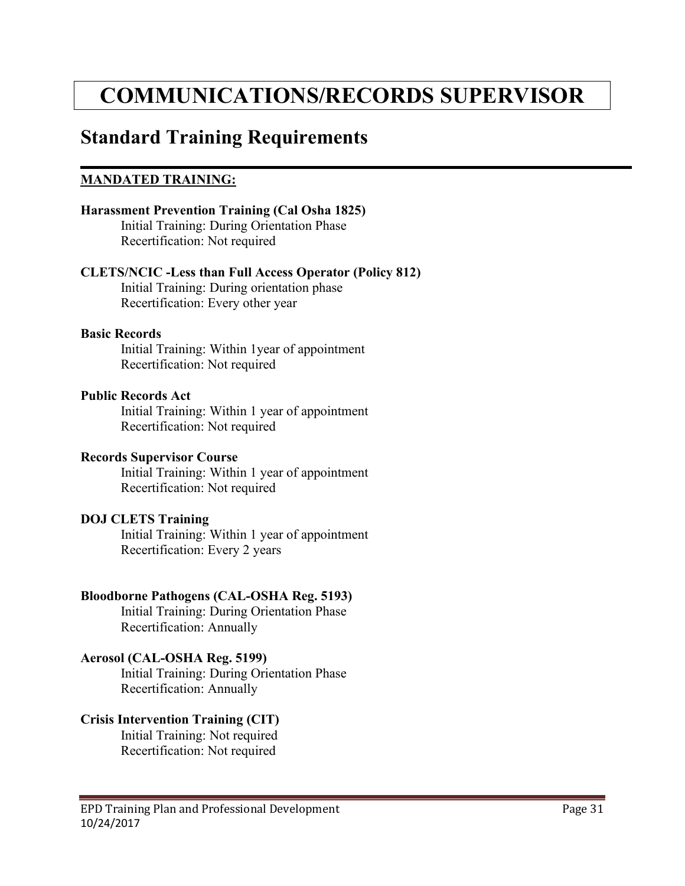# COMMUNICATIONS/RECORDS SUPERVISOR

## Standard Training Requirements

**MANDATED TRAINING:**

**Harassment Prevention Training (Cal Osha 1825)**
Initial Training: During Orientation Phase
Recertification: Not required

**CLETS/NCIC -Less than Full Access Operator (Policy 812)**
Initial Training: During orientation phase
Recertification: Every other year

**Basic Records**
Initial Training: Within 1year of appointment
Recertification: Not required

**Public Records Act**
Initial Training: Within 1 year of appointment
Recertification: Not required

**Records Supervisor Course**
Initial Training: Within 1 year of appointment
Recertification: Not required

**DOJ CLETS Training**
Initial Training: Within 1 year of appointment
Recertification: Every 2 years

**Bloodborne Pathogens (CAL-OSHA Reg. 5193)**
Initial Training: During Orientation Phase
Recertification: Annually

**Aerosol (CAL-OSHA Reg. 5199)**
Initial Training: During Orientation Phase
Recertification: Annually

**Crisis Intervention Training (CIT)**
Initial Training: Not required
Recertification: Not required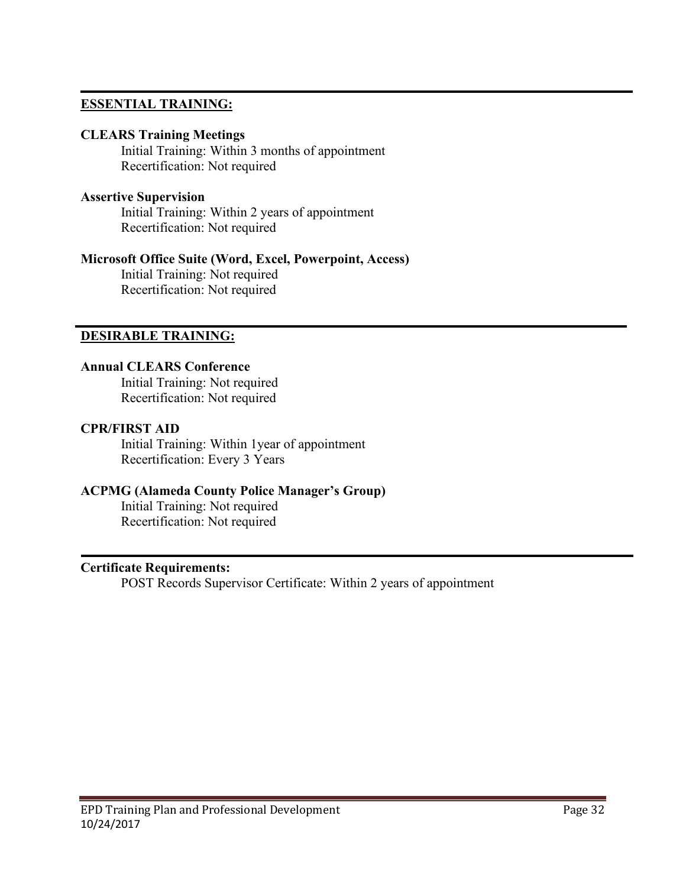## <u>ESSENTIAL TRAINING:</u>

**CLEARS Training Meetings**
Initial Training: Within 3 months of appointment
Recertification: Not required

**Assertive Supervision**
Initial Training: Within 2 years of appointment
Recertification: Not required

**Microsoft Office Suite (Word, Excel, Powerpoint, Access)**
Initial Training: Not required
Recertification: Not required

## <u>DESIRABLE TRAINING:</u>

**Annual CLEARS Conference**
Initial Training: Not required
Recertification: Not required

**CPR/FIRST AID**
Initial Training: Within 1year of appointment
Recertification: Every 3 Years

**ACPMG (Alameda County Police Manager's Group)**
Initial Training: Not required
Recertification: Not required

**Certificate Requirements:**
POST Records Supervisor Certificate: Within 2 years of appointment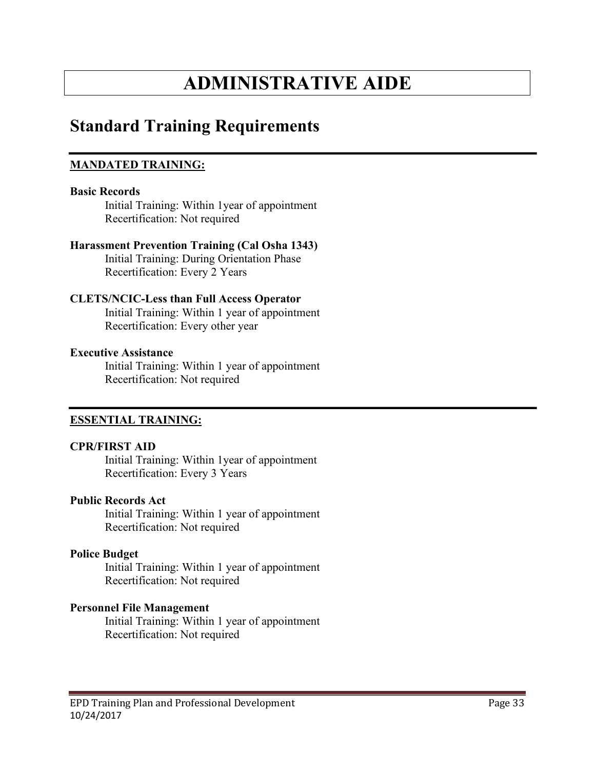# ADMINISTRATIVE AIDE

## Standard Training Requirements

**MANDATED TRAINING:**

**Basic Records**
Initial Training: Within 1year of appointment
Recertification: Not required

**Harassment Prevention Training (Cal Osha 1343)**
Initial Training: During Orientation Phase
Recertification: Every 2 Years

**CLETS/NCIC-Less than Full Access Operator**
Initial Training: Within 1 year of appointment
Recertification: Every other year

**Executive Assistance**
Initial Training: Within 1 year of appointment
Recertification: Not required

**ESSENTIAL TRAINING:**

**CPR/FIRST AID**
Initial Training: Within 1year of appointment
Recertification: Every 3 Years

**Public Records Act**
Initial Training: Within 1 year of appointment
Recertification: Not required

**Police Budget**
Initial Training: Within 1 year of appointment
Recertification: Not required

**Personnel File Management**
Initial Training: Within 1 year of appointment
Recertification: Not required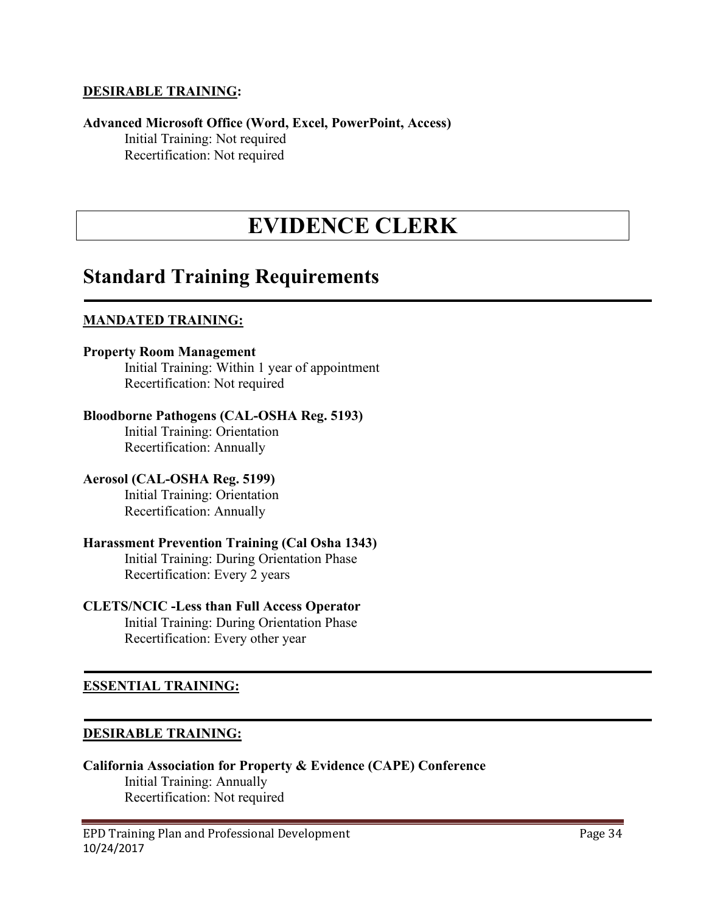**DESIRABLE TRAINING:**

**Advanced Microsoft Office (Word, Excel, PowerPoint, Access)**
Initial Training: Not required
Recertification: Not required

# EVIDENCE CLERK

## Standard Training Requirements

**MANDATED TRAINING:**

**Property Room Management**
Initial Training: Within 1 year of appointment
Recertification: Not required

**Bloodborne Pathogens (CAL-OSHA Reg. 5193)**
Initial Training: Orientation
Recertification: Annually

**Aerosol (CAL-OSHA Reg. 5199)**
Initial Training: Orientation
Recertification: Annually

**Harassment Prevention Training (Cal Osha 1343)**
Initial Training: During Orientation Phase
Recertification: Every 2 years

**CLETS/NCIC -Less than Full Access Operator**
Initial Training: During Orientation Phase
Recertification: Every other year

**ESSENTIAL TRAINING:**

**DESIRABLE TRAINING:**

**California Association for Property & Evidence (CAPE) Conference**
Initial Training: Annually
Recertification: Not required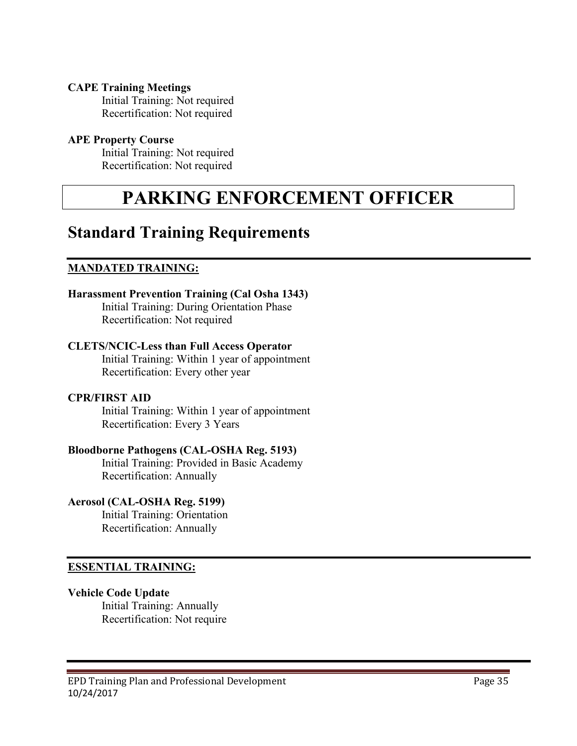**CAPE Training Meetings**
Initial Training: Not required
Recertification: Not required

**APE Property Course**
Initial Training: Not required
Recertification: Not required

# PARKING ENFORCEMENT OFFICER

## Standard Training Requirements

**MANDATED TRAINING:**

**Harassment Prevention Training (Cal Osha 1343)**
Initial Training: During Orientation Phase
Recertification: Not required

**CLETS/NCIC-Less than Full Access Operator**
Initial Training: Within 1 year of appointment
Recertification: Every other year

**CPR/FIRST AID**
Initial Training: Within 1 year of appointment
Recertification: Every 3 Years

**Bloodborne Pathogens (CAL-OSHA Reg. 5193)**
Initial Training: Provided in Basic Academy
Recertification: Annually

**Aerosol (CAL-OSHA Reg. 5199)**
Initial Training: Orientation
Recertification: Annually

**ESSENTIAL TRAINING:**

**Vehicle Code Update**
Initial Training: Annually
Recertification: Not require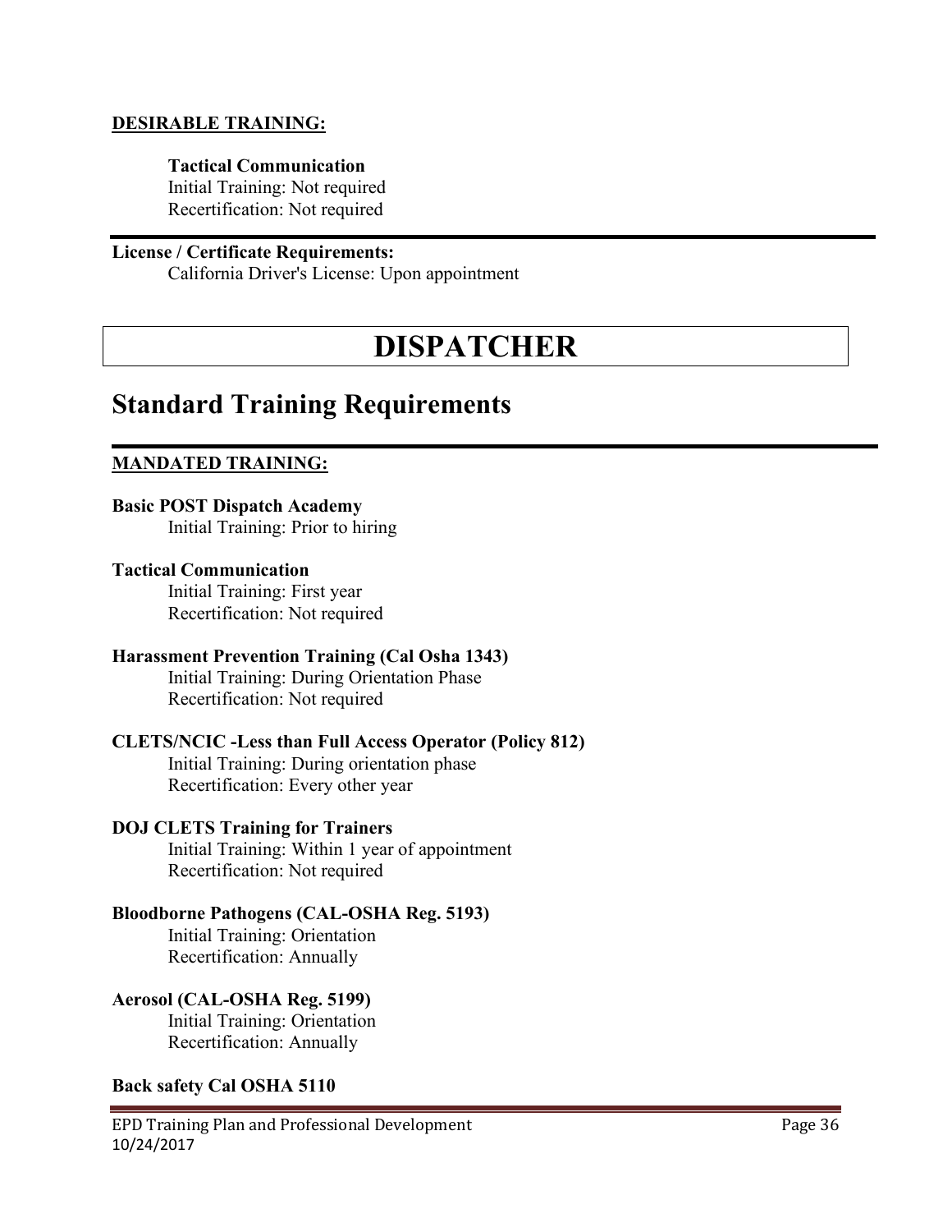**DESIRABLE TRAINING:**

**Tactical Communication**
Initial Training: Not required
Recertification: Not required

---

**License / Certificate Requirements:**
California Driver's License: Upon appointment

# DISPATCHER

## Standard Training Requirements

---

**MANDATED TRAINING:**

**Basic POST Dispatch Academy**
Initial Training: Prior to hiring

**Tactical Communication**
Initial Training: First year
Recertification: Not required

**Harassment Prevention Training (Cal Osha 1343)**
Initial Training: During Orientation Phase
Recertification: Not required

**CLETS/NCIC -Less than Full Access Operator (Policy 812)**
Initial Training: During orientation phase
Recertification: Every other year

**DOJ CLETS Training for Trainers**
Initial Training: Within 1 year of appointment
Recertification: Not required

**Bloodborne Pathogens (CAL-OSHA Reg. 5193)**
Initial Training: Orientation
Recertification: Annually

**Aerosol (CAL-OSHA Reg. 5199)**
Initial Training: Orientation
Recertification: Annually

**Back safety Cal OSHA 5110**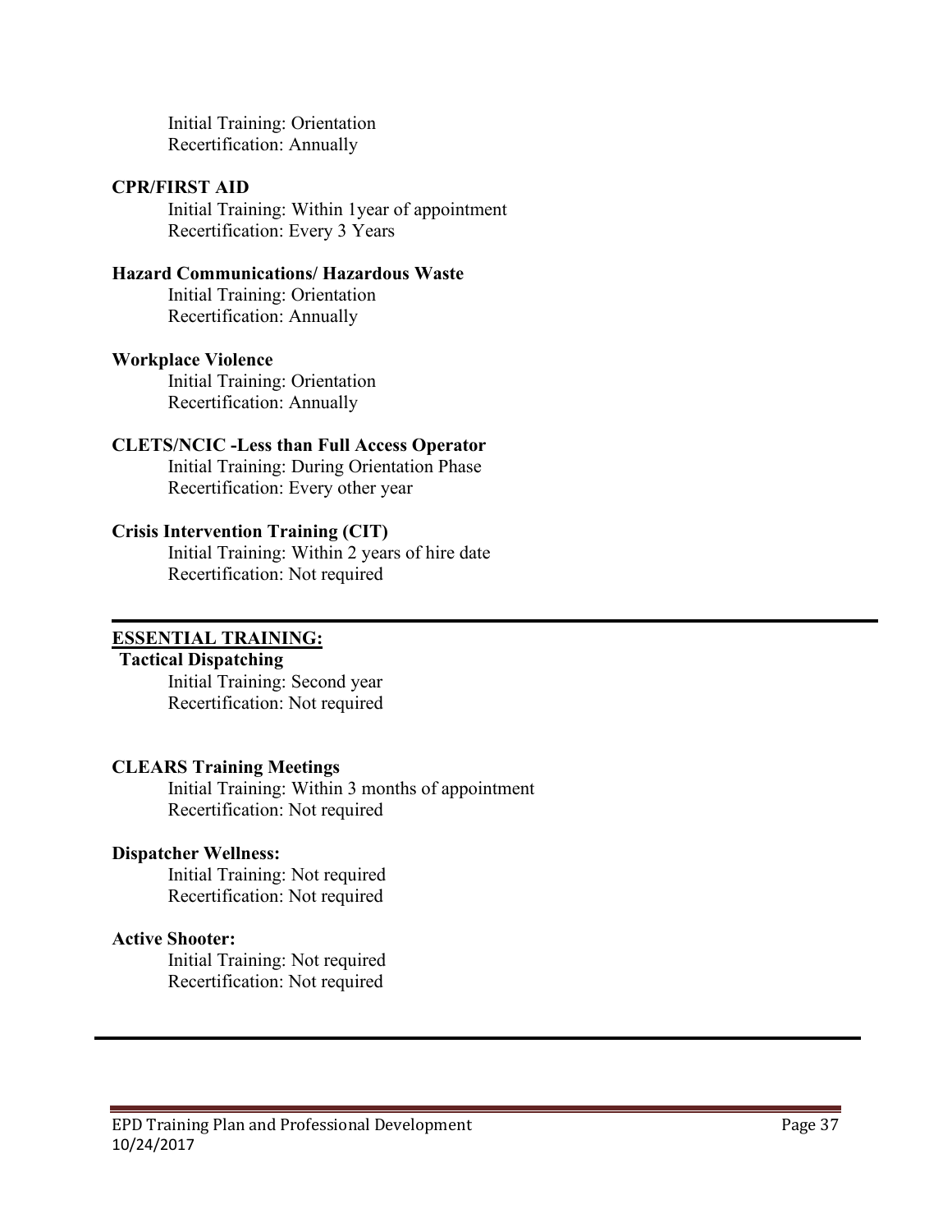Initial Training: Orientation
Recertification: Annually

**CPR/FIRST AID**

Initial Training: Within 1year of appointment
Recertification: Every 3 Years

**Hazard Communications/ Hazardous Waste**

Initial Training: Orientation
Recertification: Annually

**Workplace Violence**

Initial Training: Orientation
Recertification: Annually

**CLETS/NCIC -Less than Full Access Operator**

Initial Training: During Orientation Phase
Recertification: Every other year

**Crisis Intervention Training (CIT)**

Initial Training: Within 2 years of hire date
Recertification: Not required

---

**ESSENTIAL TRAINING:**

**Tactical Dispatching**

Initial Training: Second year
Recertification: Not required

**CLEARS Training Meetings**

Initial Training: Within 3 months of appointment
Recertification: Not required

**Dispatcher Wellness:**

Initial Training: Not required
Recertification: Not required

**Active Shooter:**

Initial Training: Not required
Recertification: Not required

---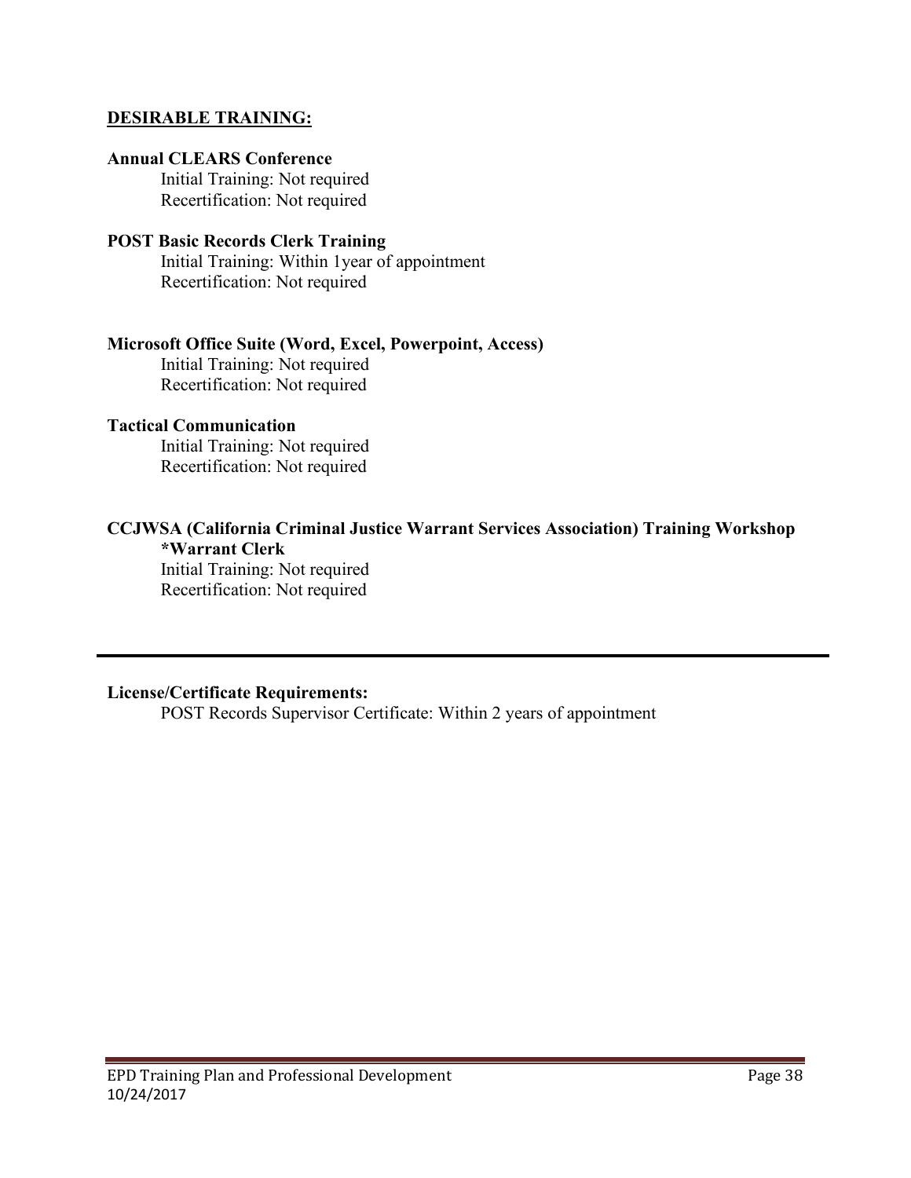**DESIRABLE TRAINING:**

**Annual CLEARS Conference**
Initial Training: Not required
Recertification: Not required

**POST Basic Records Clerk Training**
Initial Training: Within 1year of appointment
Recertification: Not required

**Microsoft Office Suite (Word, Excel, Powerpoint, Access)**
Initial Training: Not required
Recertification: Not required

**Tactical Communication**
Initial Training: Not required
Recertification: Not required

**CCJWSA (California Criminal Justice Warrant Services Association) Training Workshop**
**\*Warrant Clerk**
Initial Training: Not required
Recertification: Not required

---

**License/Certificate Requirements:**
POST Records Supervisor Certificate: Within 2 years of appointment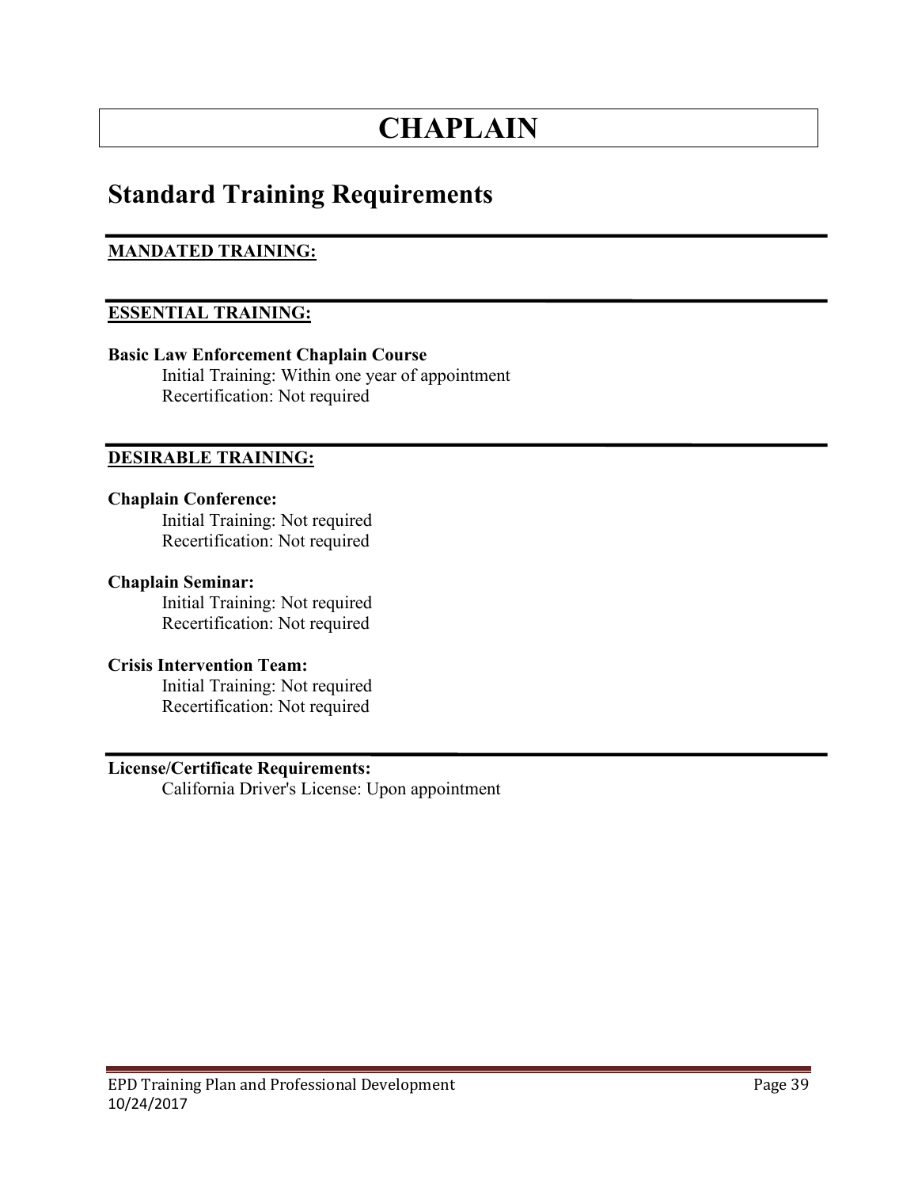# CHAPLAIN

## Standard Training Requirements

**MANDATED TRAINING:**

**ESSENTIAL TRAINING:**

**Basic Law Enforcement Chaplain Course**
Initial Training: Within one year of appointment
Recertification: Not required

**DESIRABLE TRAINING:**

**Chaplain Conference:**
Initial Training: Not required
Recertification: Not required

**Chaplain Seminar:**
Initial Training: Not required
Recertification: Not required

**Crisis Intervention Team:**
Initial Training: Not required
Recertification: Not required

**License/Certificate Requirements:**
California Driver's License: Upon appointment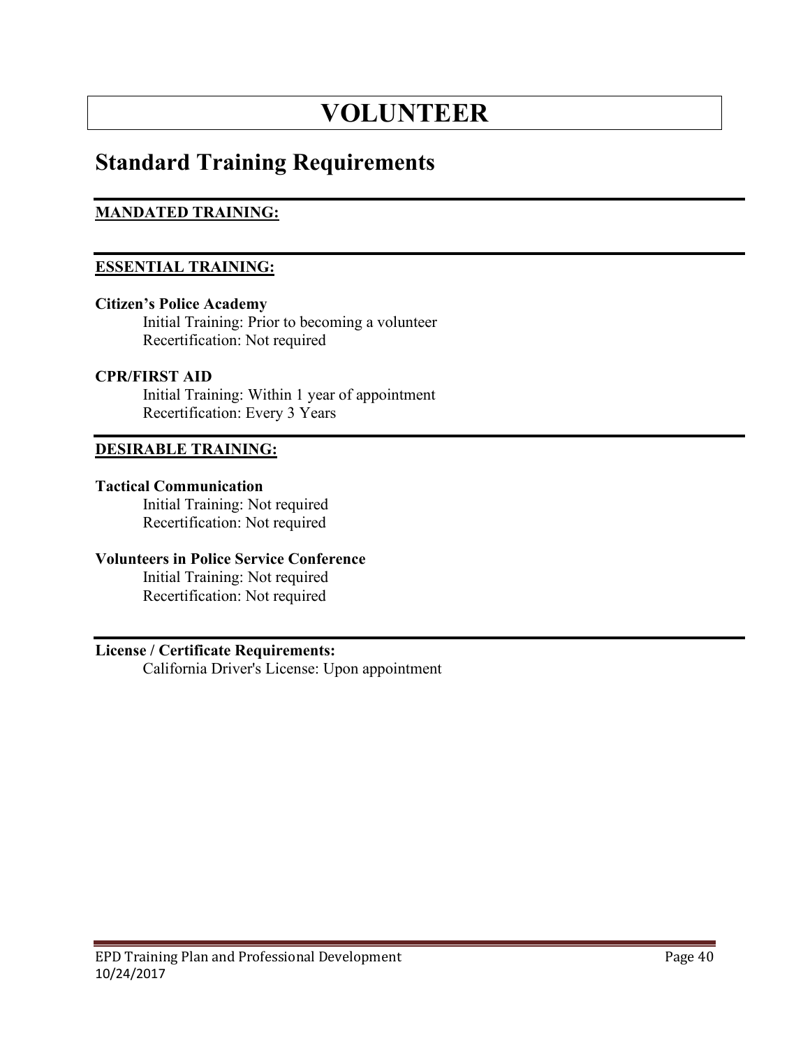# VOLUNTEER

## Standard Training Requirements

**MANDATED TRAINING:**

---

**ESSENTIAL TRAINING:**

**Citizen's Police Academy**
Initial Training: Prior to becoming a volunteer
Recertification: Not required

**CPR/FIRST AID**
Initial Training: Within 1 year of appointment
Recertification: Every 3 Years

---

**DESIRABLE TRAINING:**

**Tactical Communication**
Initial Training: Not required
Recertification: Not required

**Volunteers in Police Service Conference**
Initial Training: Not required
Recertification: Not required

---

**License / Certificate Requirements:**
California Driver's License: Upon appointment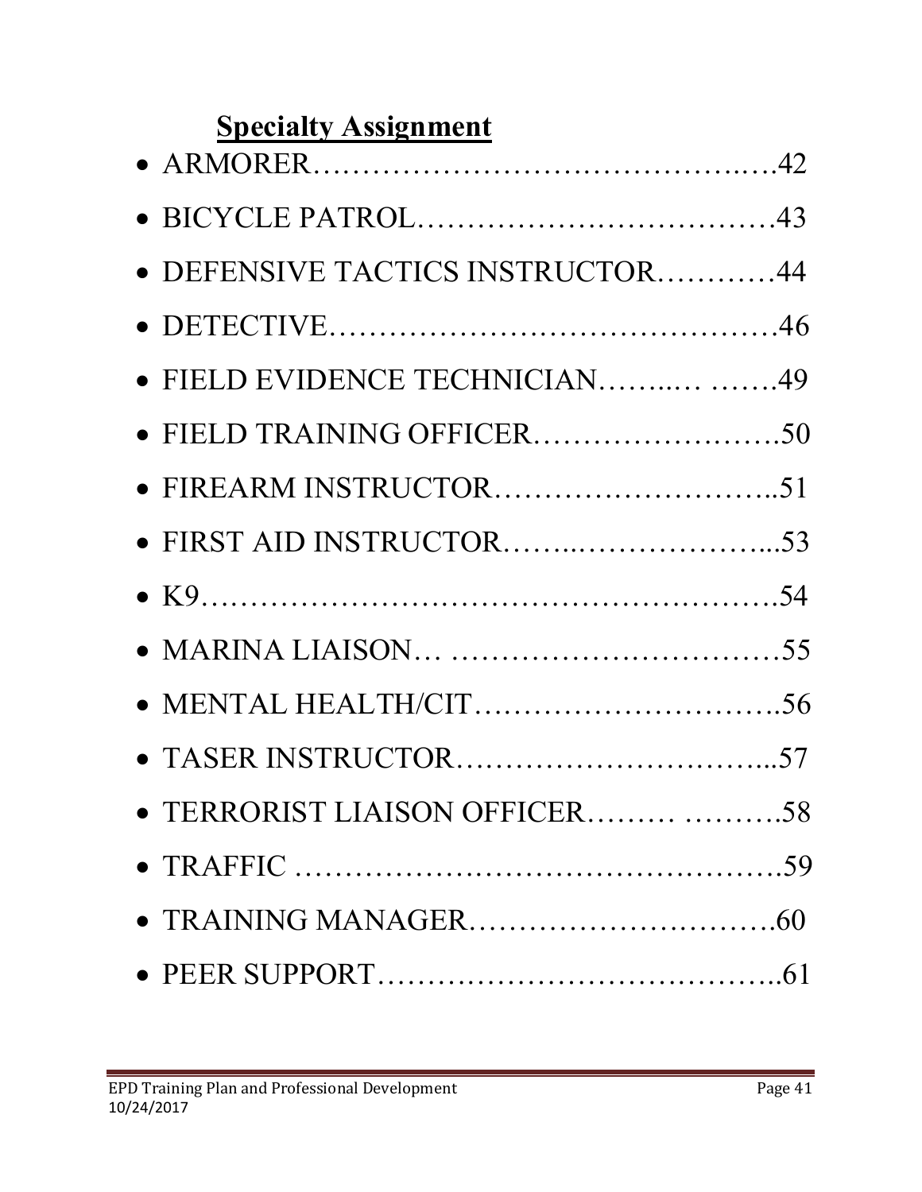## Specialty Assignment

- ARMORER…………………………………….….42
- BICYCLE PATROL………………………………43
- DEFENSIVE TACTICS INSTRUCTOR…………44
- DETECTIVE………………………………………46
- FIELD EVIDENCE TECHNICIAN……..… …….49
- FIELD TRAINING OFFICER…………………….50
- FIREARM INSTRUCTOR………………………..51
- FIRST AID INSTRUCTOR……..………………...53
- K9……………………………………………….54
- MARINA LIAISON… ……………………………55
- MENTAL HEALTH/CIT………………………….56
- TASER INSTRUCTOR…………………………...57
- TERRORIST LIAISON OFFICER……… ……….58
- TRAFFIC …………………………………………59
- TRAINING MANAGER………………………….60
- PEER SUPPORT…………………………………..61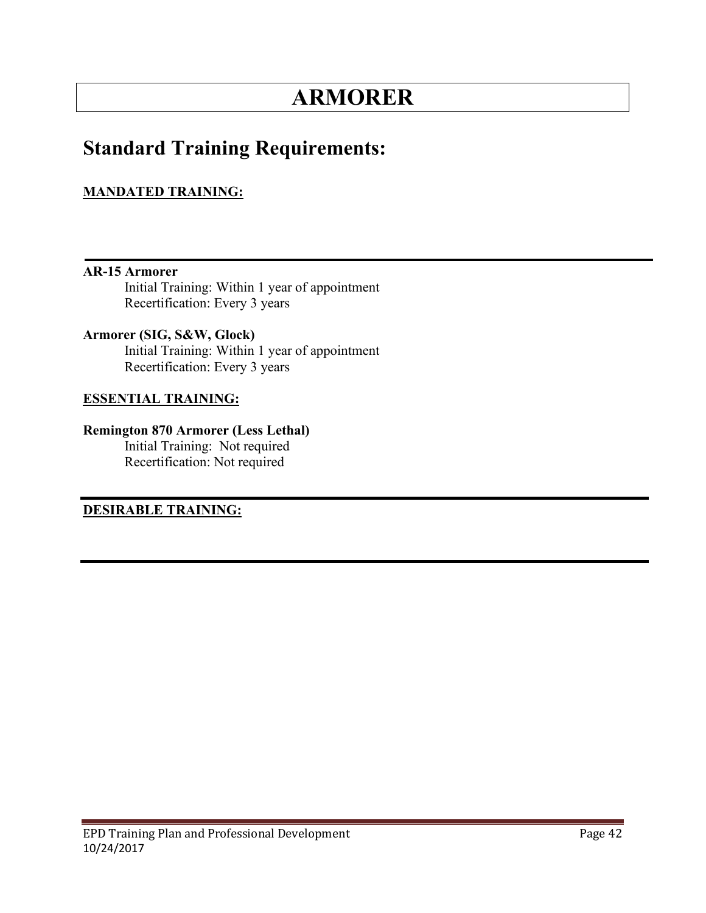# ARMORER

## Standard Training Requirements:

**MANDATED TRAINING:**

---

**AR-15 Armorer**

Initial Training: Within 1 year of appointment
Recertification: Every 3 years

**Armorer (SIG, S&W, Glock)**

Initial Training: Within 1 year of appointment
Recertification: Every 3 years

**ESSENTIAL TRAINING:**

**Remington 870 Armorer (Less Lethal)**

Initial Training: Not required
Recertification: Not required

---

**DESIRABLE TRAINING:**

---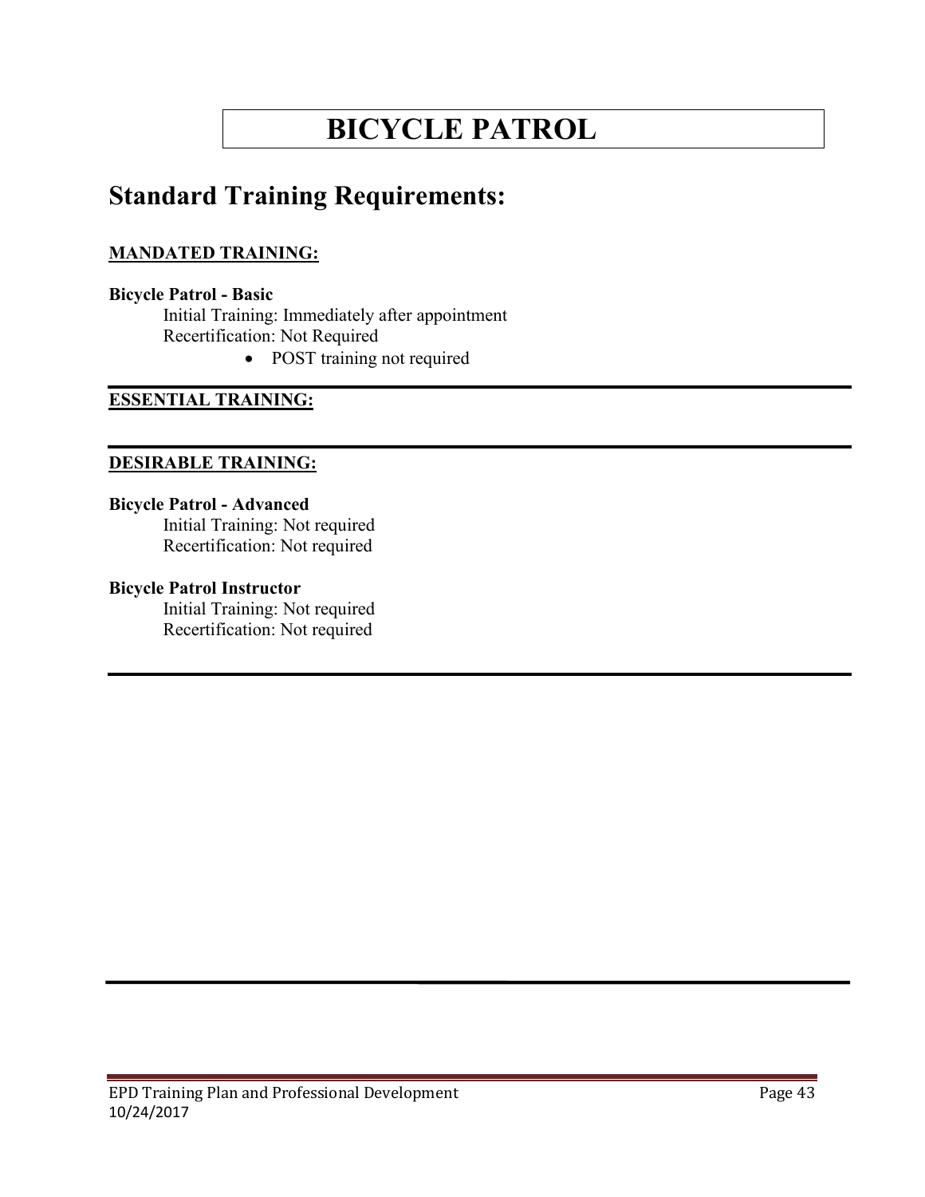# BICYCLE PATROL

## Standard Training Requirements:

**MANDATED TRAINING:**

**Bicycle Patrol - Basic**

Initial Training: Immediately after appointment
Recertification: Not Required

- POST training not required

---

**ESSENTIAL TRAINING:**

---

**DESIRABLE TRAINING:**

**Bicycle Patrol - Advanced**

Initial Training: Not required
Recertification: Not required

**Bicycle Patrol Instructor**

Initial Training: Not required
Recertification: Not required

---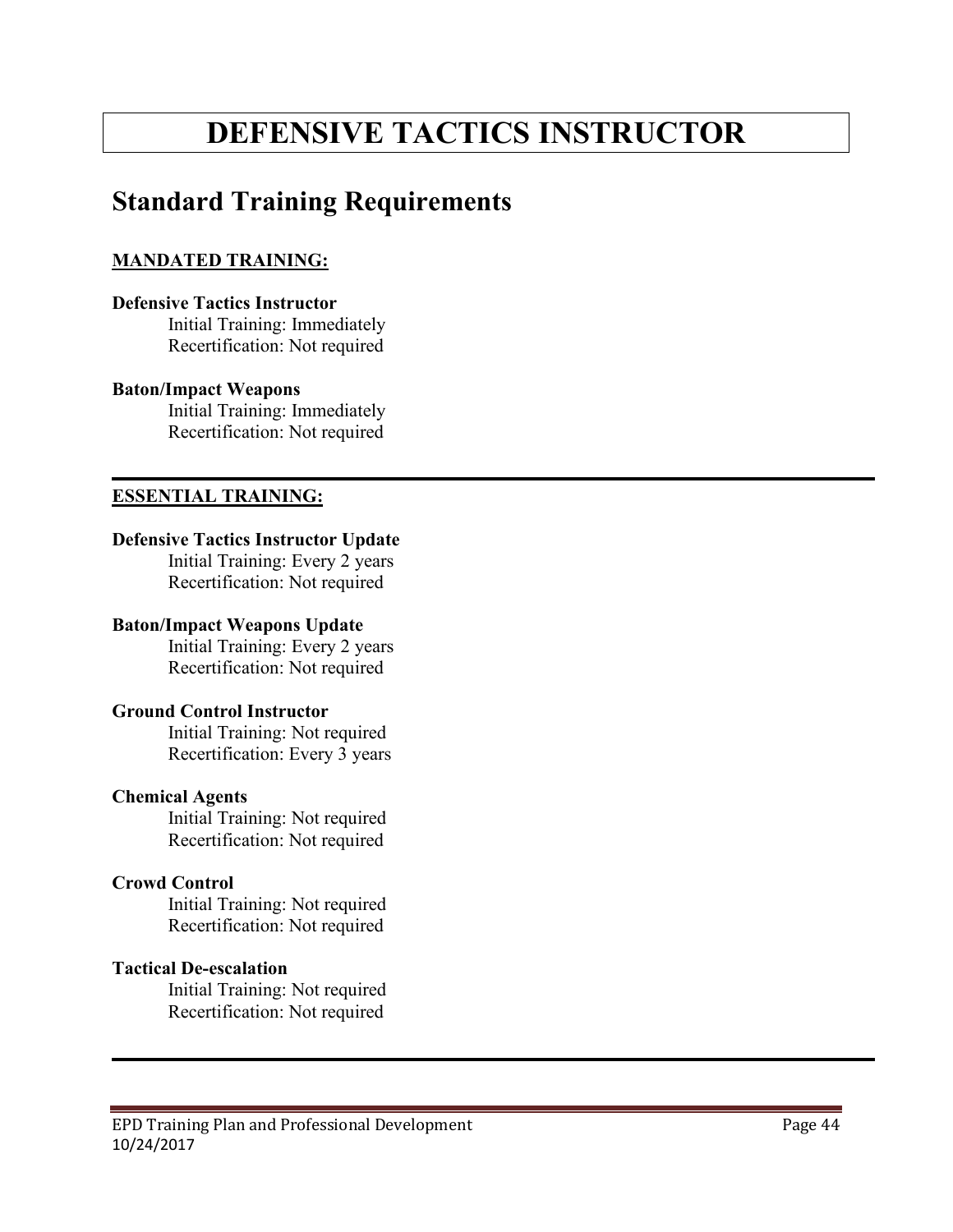# DEFENSIVE TACTICS INSTRUCTOR

## Standard Training Requirements

**MANDATED TRAINING:**

**Defensive Tactics Instructor**
Initial Training: Immediately
Recertification: Not required

**Baton/Impact Weapons**
Initial Training: Immediately
Recertification: Not required

---

**ESSENTIAL TRAINING:**

**Defensive Tactics Instructor Update**
Initial Training: Every 2 years
Recertification: Not required

**Baton/Impact Weapons Update**
Initial Training: Every 2 years
Recertification: Not required

**Ground Control Instructor**
Initial Training: Not required
Recertification: Every 3 years

**Chemical Agents**
Initial Training: Not required
Recertification: Not required

**Crowd Control**
Initial Training: Not required
Recertification: Not required

**Tactical De-escalation**
Initial Training: Not required
Recertification: Not required

---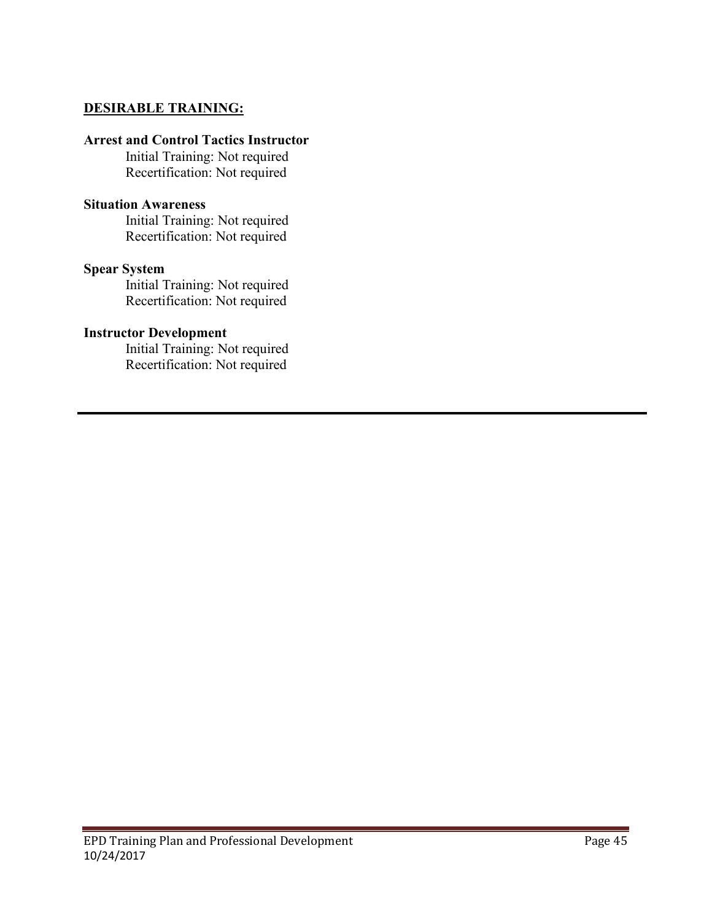**DESIRABLE TRAINING:**

**Arrest and Control Tactics Instructor**

Initial Training: Not required
Recertification: Not required

**Situation Awareness**

Initial Training: Not required
Recertification: Not required

**Spear System**

Initial Training: Not required
Recertification: Not required

**Instructor Development**

Initial Training: Not required
Recertification: Not required

---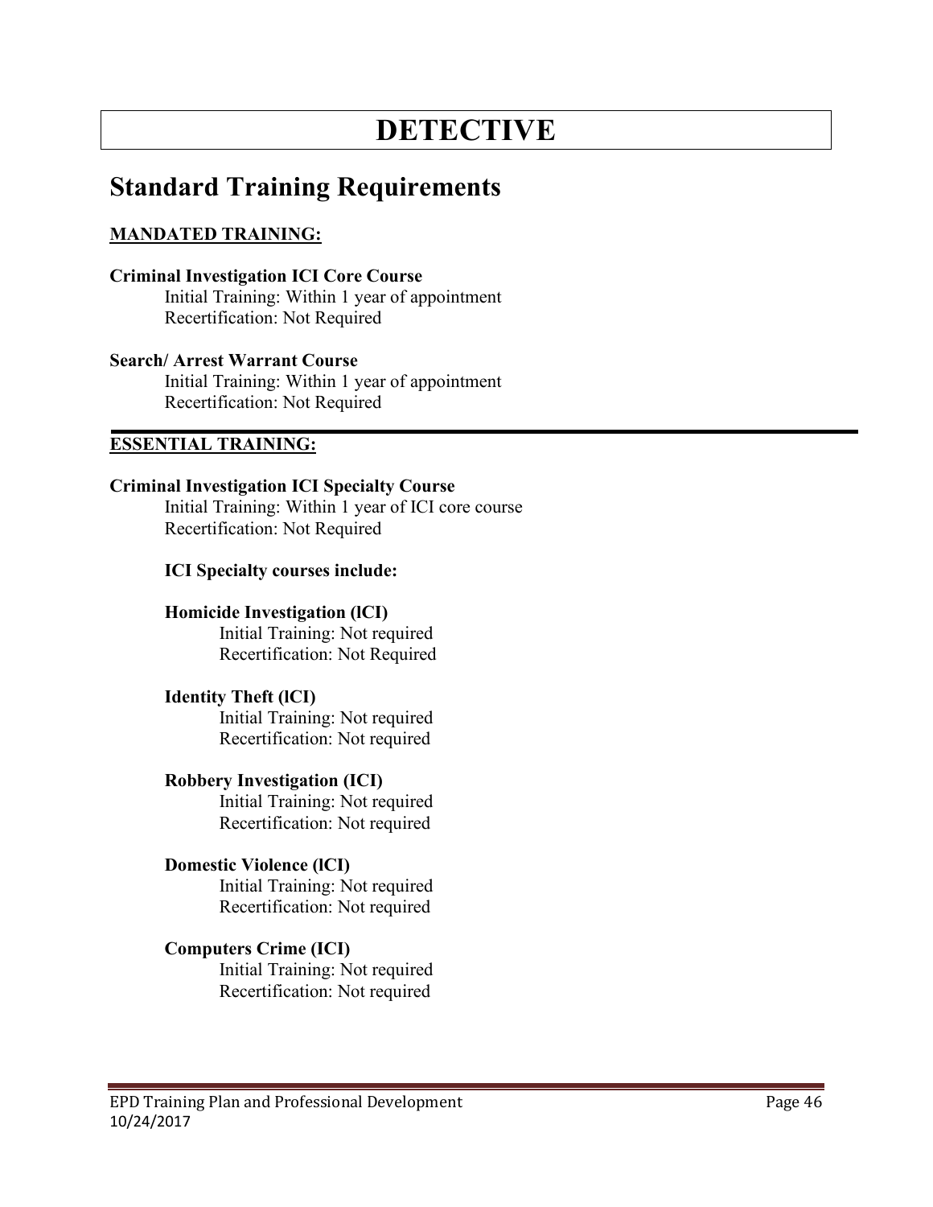# DETECTIVE

## Standard Training Requirements

**MANDATED TRAINING:**

**Criminal Investigation ICI Core Course**
Initial Training: Within 1 year of appointment
Recertification: Not Required

**Search/ Arrest Warrant Course**
Initial Training: Within 1 year of appointment
Recertification: Not Required

---

**ESSENTIAL TRAINING:**

**Criminal Investigation ICI Specialty Course**
Initial Training: Within 1 year of ICI core course
Recertification: Not Required

**ICI Specialty courses include:**

**Homicide Investigation (lCI)**
Initial Training: Not required
Recertification: Not Required

**Identity Theft (lCI)**
Initial Training: Not required
Recertification: Not required

**Robbery Investigation (ICI)**
Initial Training: Not required
Recertification: Not required

**Domestic Violence (lCI)**
Initial Training: Not required
Recertification: Not required

**Computers Crime (ICI)**
Initial Training: Not required
Recertification: Not required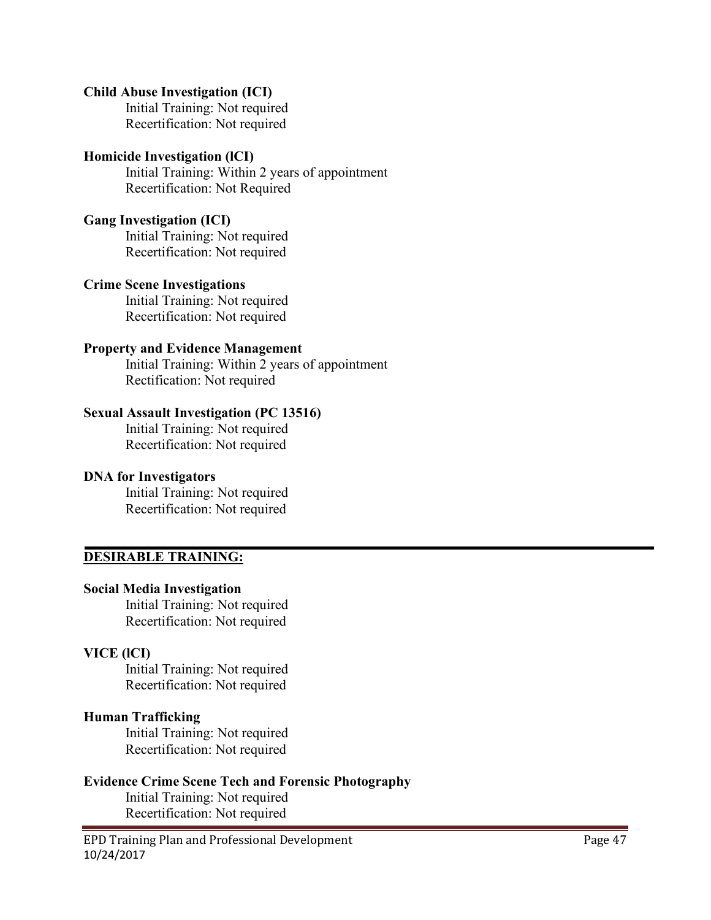**Child Abuse Investigation (ICI)**
Initial Training: Not required
Recertification: Not required

**Homicide Investigation (lCI)**
Initial Training: Within 2 years of appointment
Recertification: Not Required

**Gang Investigation (ICI)**
Initial Training: Not required
Recertification: Not required

**Crime Scene Investigations**
Initial Training: Not required
Recertification: Not required

**Property and Evidence Management**
Initial Training: Within 2 years of appointment
Rectification: Not required

**Sexual Assault Investigation (PC 13516)**
Initial Training: Not required
Recertification: Not required

**DNA for Investigators**
Initial Training: Not required
Recertification: Not required

## DESIRABLE TRAINING:

**Social Media Investigation**
Initial Training: Not required
Recertification: Not required

**VICE (lCI)**
Initial Training: Not required
Recertification: Not required

**Human Trafficking**
Initial Training: Not required
Recertification: Not required

**Evidence Crime Scene Tech and Forensic Photography**
Initial Training: Not required
Recertification: Not required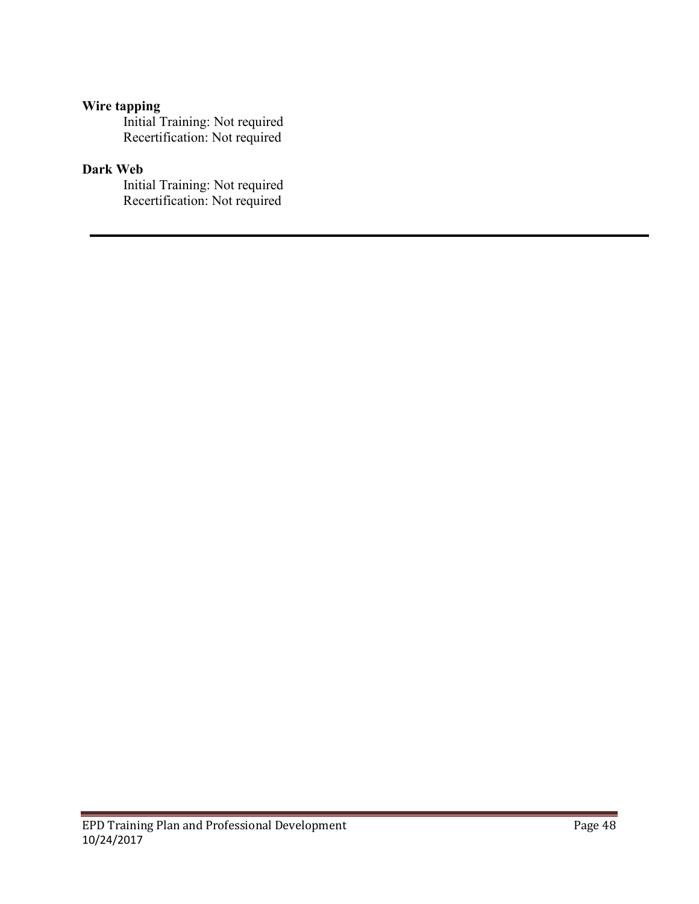**Wire tapping**

Initial Training: Not required
Recertification: Not required

**Dark Web**

Initial Training: Not required
Recertification: Not required

---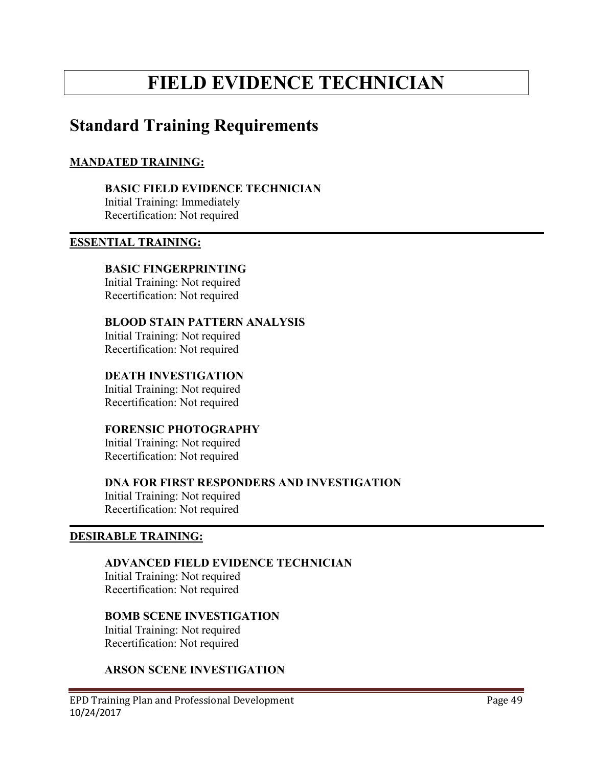# FIELD EVIDENCE TECHNICIAN

## Standard Training Requirements

**MANDATED TRAINING:**

**BASIC FIELD EVIDENCE TECHNICIAN**
Initial Training: Immediately
Recertification: Not required

---

**ESSENTIAL TRAINING:**

**BASIC FINGERPRINTING**
Initial Training: Not required
Recertification: Not required

**BLOOD STAIN PATTERN ANALYSIS**
Initial Training: Not required
Recertification: Not required

**DEATH INVESTIGATION**
Initial Training: Not required
Recertification: Not required

**FORENSIC PHOTOGRAPHY**
Initial Training: Not required
Recertification: Not required

**DNA FOR FIRST RESPONDERS AND INVESTIGATION**
Initial Training: Not required
Recertification: Not required

---

**DESIRABLE TRAINING:**

**ADVANCED FIELD EVIDENCE TECHNICIAN**
Initial Training: Not required
Recertification: Not required

**BOMB SCENE INVESTIGATION**
Initial Training: Not required
Recertification: Not required

**ARSON SCENE INVESTIGATION**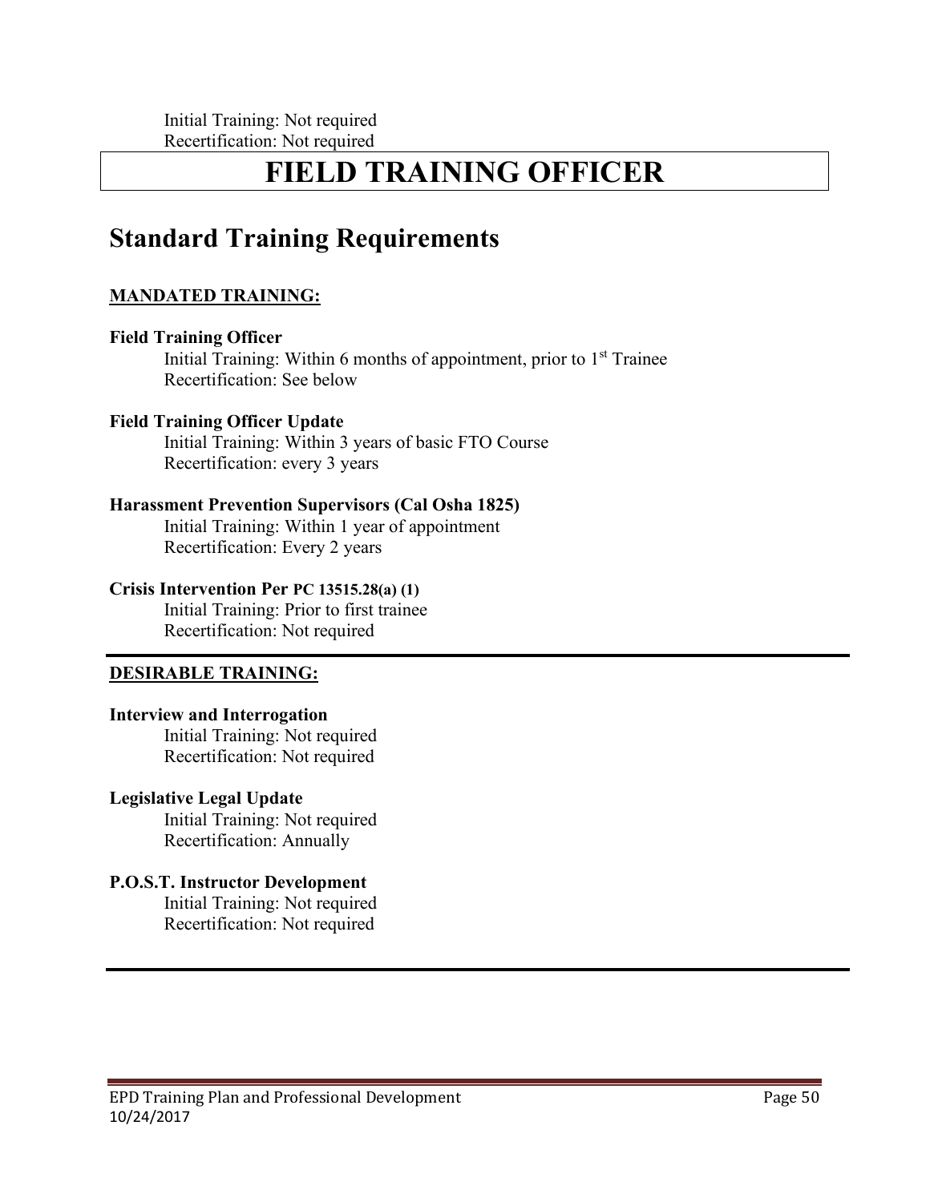Initial Training: Not required
Recertification: Not required

# FIELD TRAINING OFFICER

## Standard Training Requirements

**MANDATED TRAINING:**

**Field Training Officer**
Initial Training: Within 6 months of appointment, prior to 1st Trainee
Recertification: See below

**Field Training Officer Update**
Initial Training: Within 3 years of basic FTO Course
Recertification: every 3 years

**Harassment Prevention Supervisors (Cal Osha 1825)**
Initial Training: Within 1 year of appointment
Recertification: Every 2 years

**Crisis Intervention Per PC 13515.28(a) (1)**
Initial Training: Prior to first trainee
Recertification: Not required

---

**DESIRABLE TRAINING:**

**Interview and Interrogation**
Initial Training: Not required
Recertification: Not required

**Legislative Legal Update**
Initial Training: Not required
Recertification: Annually

**P.O.S.T. Instructor Development**
Initial Training: Not required
Recertification: Not required

---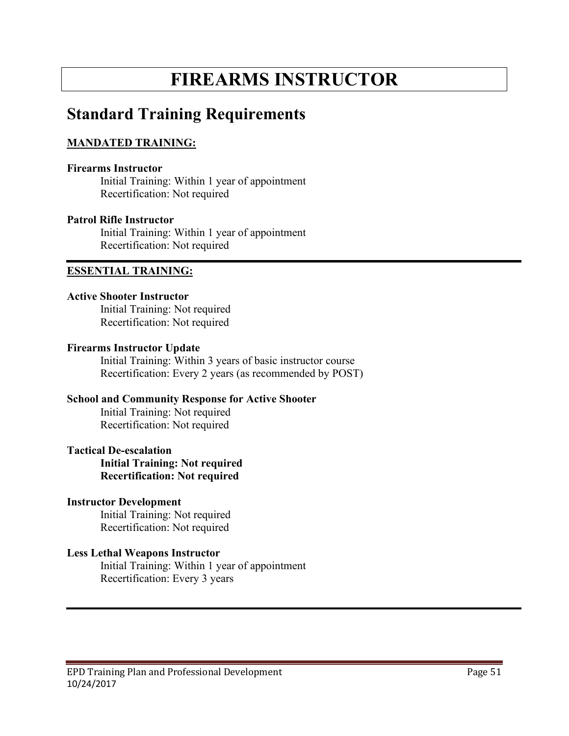# FIREARMS INSTRUCTOR

## Standard Training Requirements

**MANDATED TRAINING:**

**Firearms Instructor**
Initial Training: Within 1 year of appointment
Recertification: Not required

**Patrol Rifle Instructor**
Initial Training: Within 1 year of appointment
Recertification: Not required

---

**ESSENTIAL TRAINING:**

**Active Shooter Instructor**
Initial Training: Not required
Recertification: Not required

**Firearms Instructor Update**
Initial Training: Within 3 years of basic instructor course
Recertification: Every 2 years (as recommended by POST)

**School and Community Response for Active Shooter**
Initial Training: Not required
Recertification: Not required

**Tactical De-escalation**
**Initial Training: Not required**
**Recertification: Not required**

**Instructor Development**
Initial Training: Not required
Recertification: Not required

**Less Lethal Weapons Instructor**
Initial Training: Within 1 year of appointment
Recertification: Every 3 years

---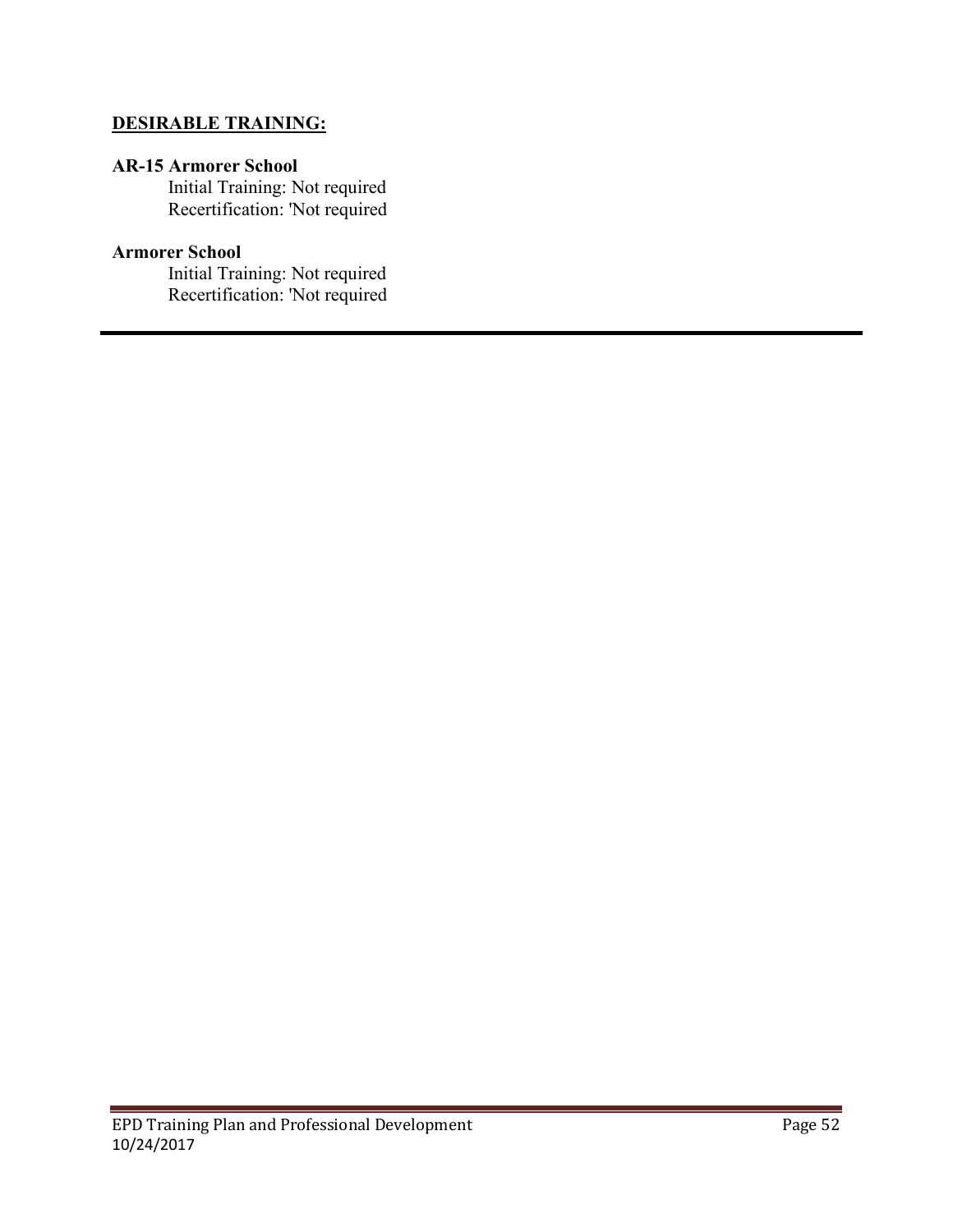**DESIRABLE TRAINING:**

**AR-15 Armorer School**

Initial Training: Not required
Recertification: 'Not required

**Armorer School**

Initial Training: Not required
Recertification: 'Not required

---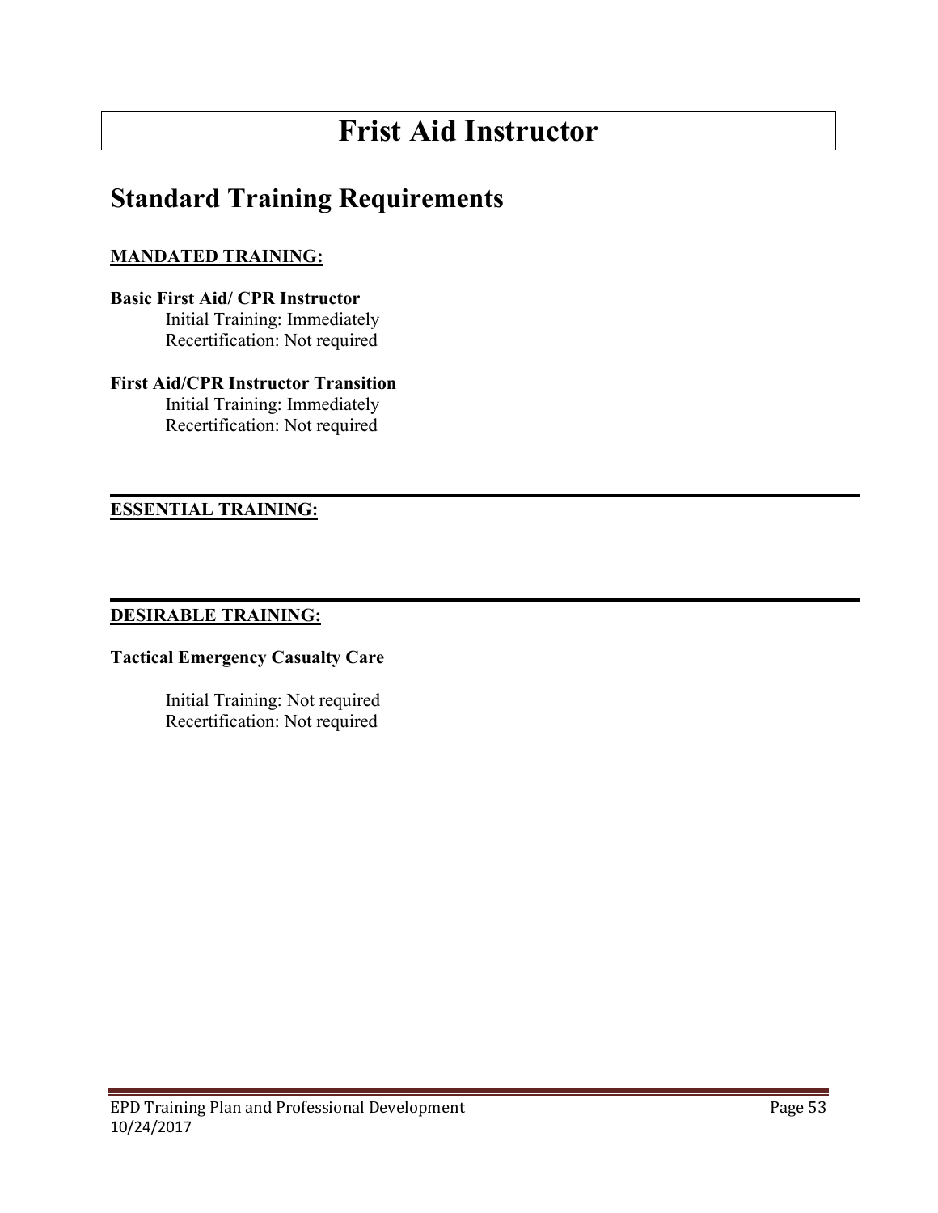# Frist Aid Instructor

## Standard Training Requirements

**MANDATED TRAINING:**

**Basic First Aid/ CPR Instructor**
Initial Training: Immediately
Recertification: Not required

**First Aid/CPR Instructor Transition**
Initial Training: Immediately
Recertification: Not required

---

**ESSENTIAL TRAINING:**

---

**DESIRABLE TRAINING:**

**Tactical Emergency Casualty Care**

Initial Training: Not required
Recertification: Not required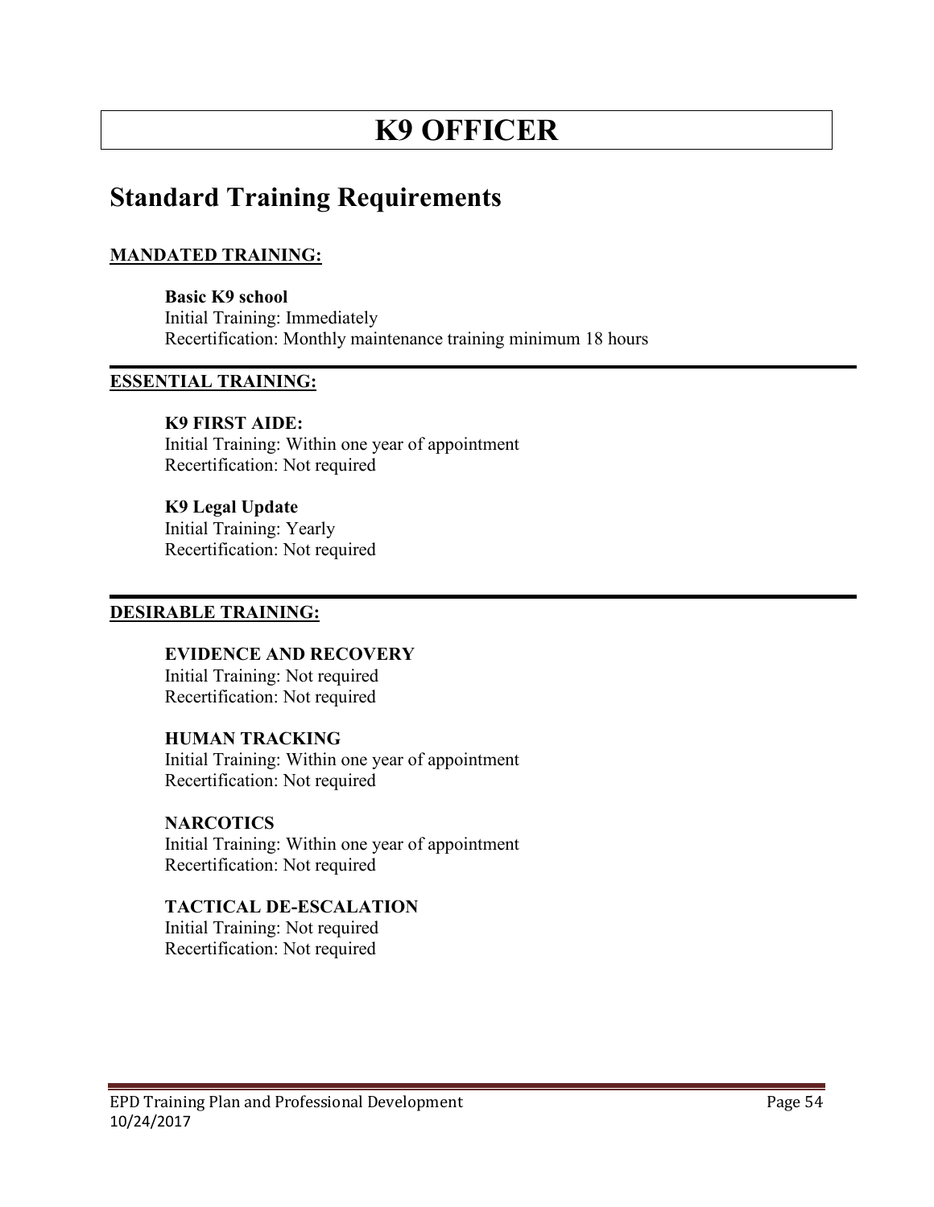# K9 OFFICER

## Standard Training Requirements

**MANDATED TRAINING:**

**Basic K9 school**
Initial Training: Immediately
Recertification: Monthly maintenance training minimum 18 hours

---

**ESSENTIAL TRAINING:**

**K9 FIRST AIDE:**
Initial Training: Within one year of appointment
Recertification: Not required

**K9 Legal Update**
Initial Training: Yearly
Recertification: Not required

---

**DESIRABLE TRAINING:**

**EVIDENCE AND RECOVERY**
Initial Training: Not required
Recertification: Not required

**HUMAN TRACKING**
Initial Training: Within one year of appointment
Recertification: Not required

**NARCOTICS**
Initial Training: Within one year of appointment
Recertification: Not required

**TACTICAL DE-ESCALATION**
Initial Training: Not required
Recertification: Not required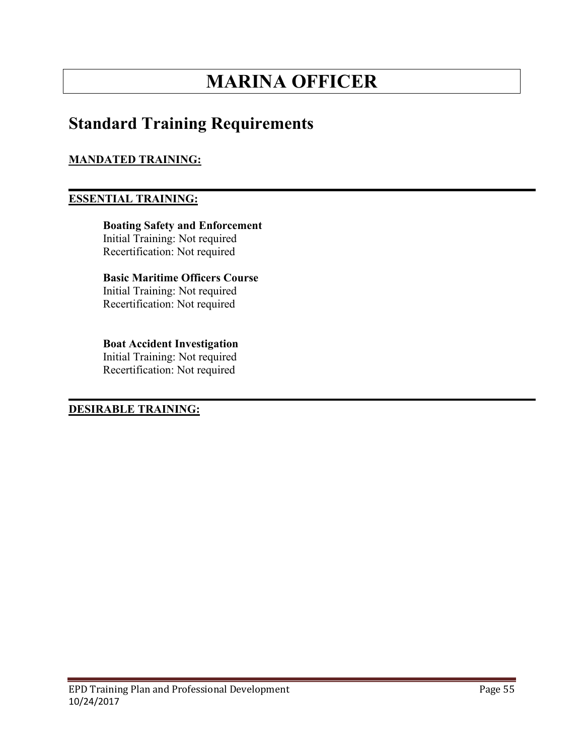# MARINA OFFICER

## Standard Training Requirements

**MANDATED TRAINING:**

---

**ESSENTIAL TRAINING:**

**Boating Safety and Enforcement**
Initial Training: Not required
Recertification: Not required

**Basic Maritime Officers Course**
Initial Training: Not required
Recertification: Not required

**Boat Accident Investigation**
Initial Training: Not required
Recertification: Not required

---

**DESIRABLE TRAINING:**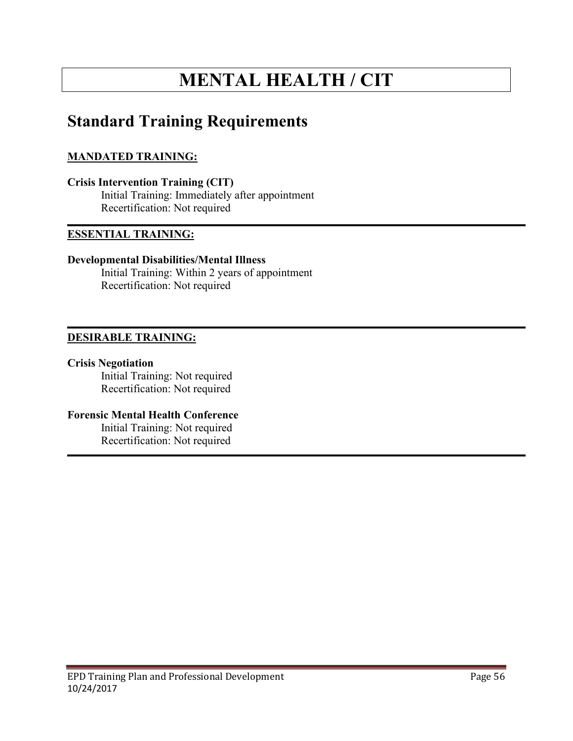# MENTAL HEALTH / CIT

## Standard Training Requirements

**MANDATED TRAINING:**

**Crisis Intervention Training (CIT)**
Initial Training: Immediately after appointment
Recertification: Not required

---

**ESSENTIAL TRAINING:**

**Developmental Disabilities/Mental Illness**
Initial Training: Within 2 years of appointment
Recertification: Not required

---

**DESIRABLE TRAINING:**

**Crisis Negotiation**
Initial Training: Not required
Recertification: Not required

**Forensic Mental Health Conference**
Initial Training: Not required
Recertification: Not required

---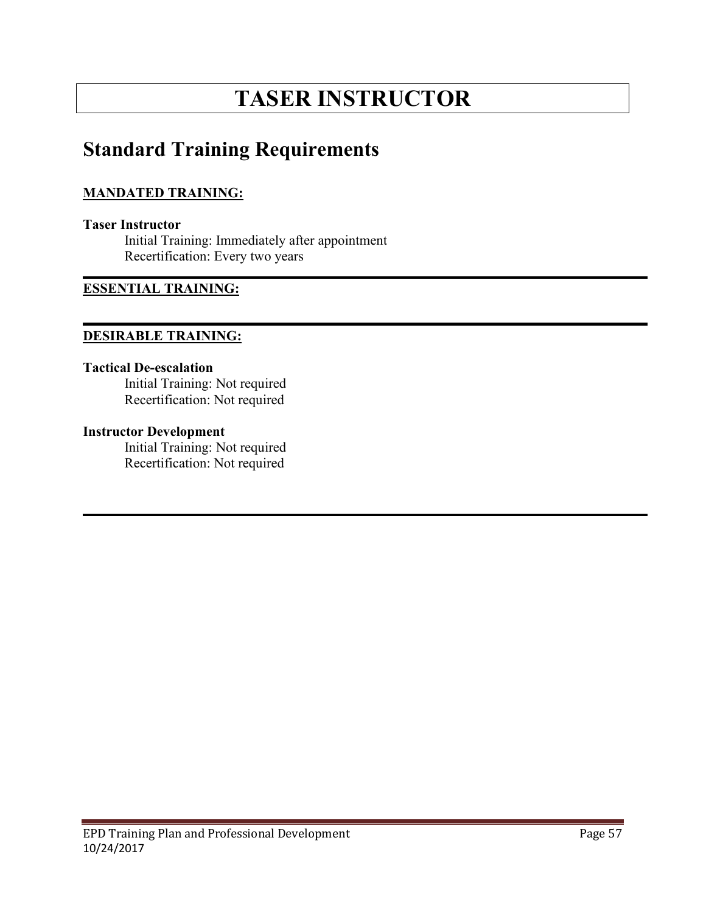# TASER INSTRUCTOR

## Standard Training Requirements

**MANDATED TRAINING:**

**Taser Instructor**
Initial Training: Immediately after appointment
Recertification: Every two years

---

**ESSENTIAL TRAINING:**

---

**DESIRABLE TRAINING:**

**Tactical De-escalation**
Initial Training: Not required
Recertification: Not required

**Instructor Development**
Initial Training: Not required
Recertification: Not required

---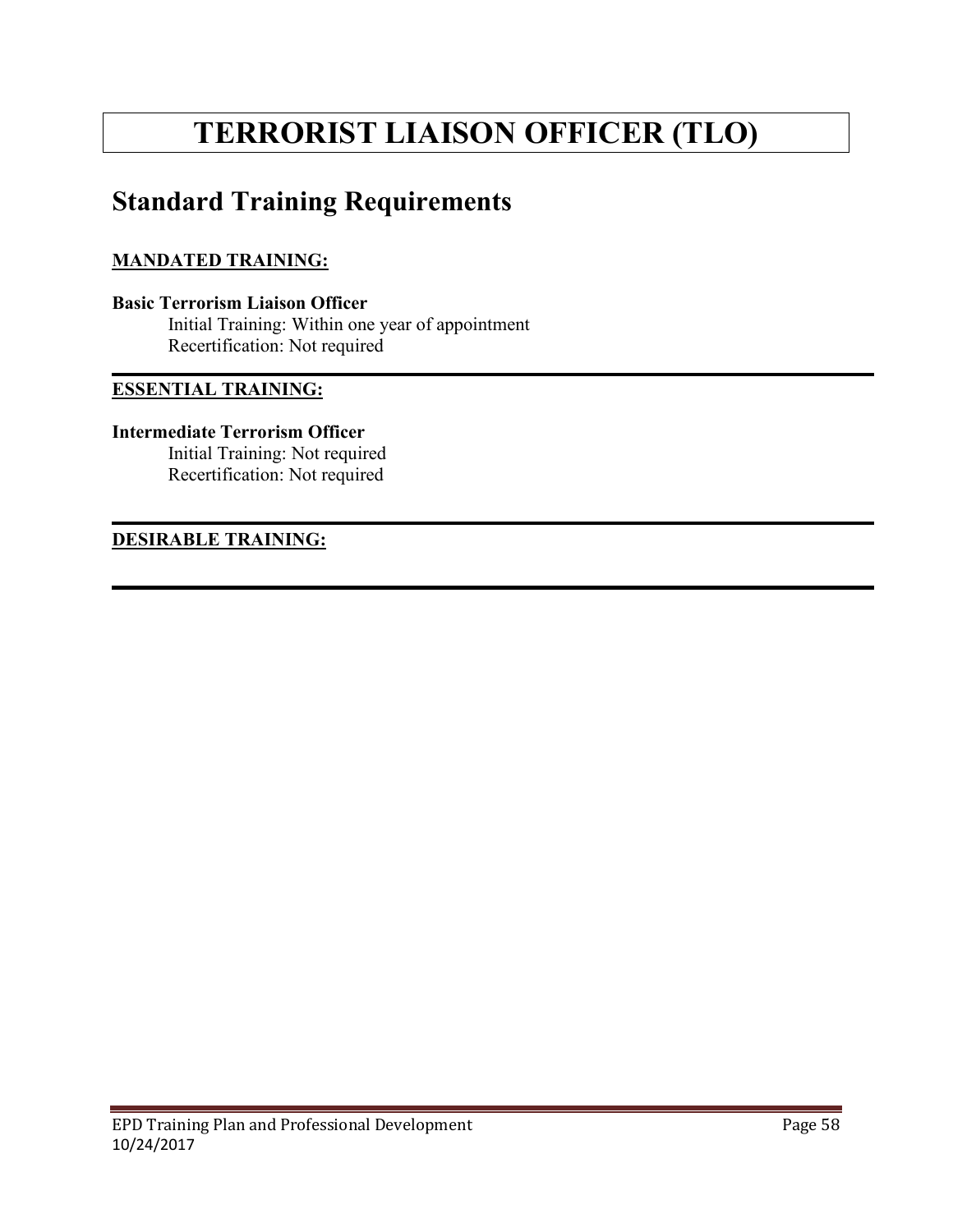# TERRORIST LIAISON OFFICER (TLO)

## Standard Training Requirements

**MANDATED TRAINING:**

**Basic Terrorism Liaison Officer**
Initial Training: Within one year of appointment
Recertification: Not required

**ESSENTIAL TRAINING:**

**Intermediate Terrorism Officer**
Initial Training: Not required
Recertification: Not required

**DESIRABLE TRAINING:**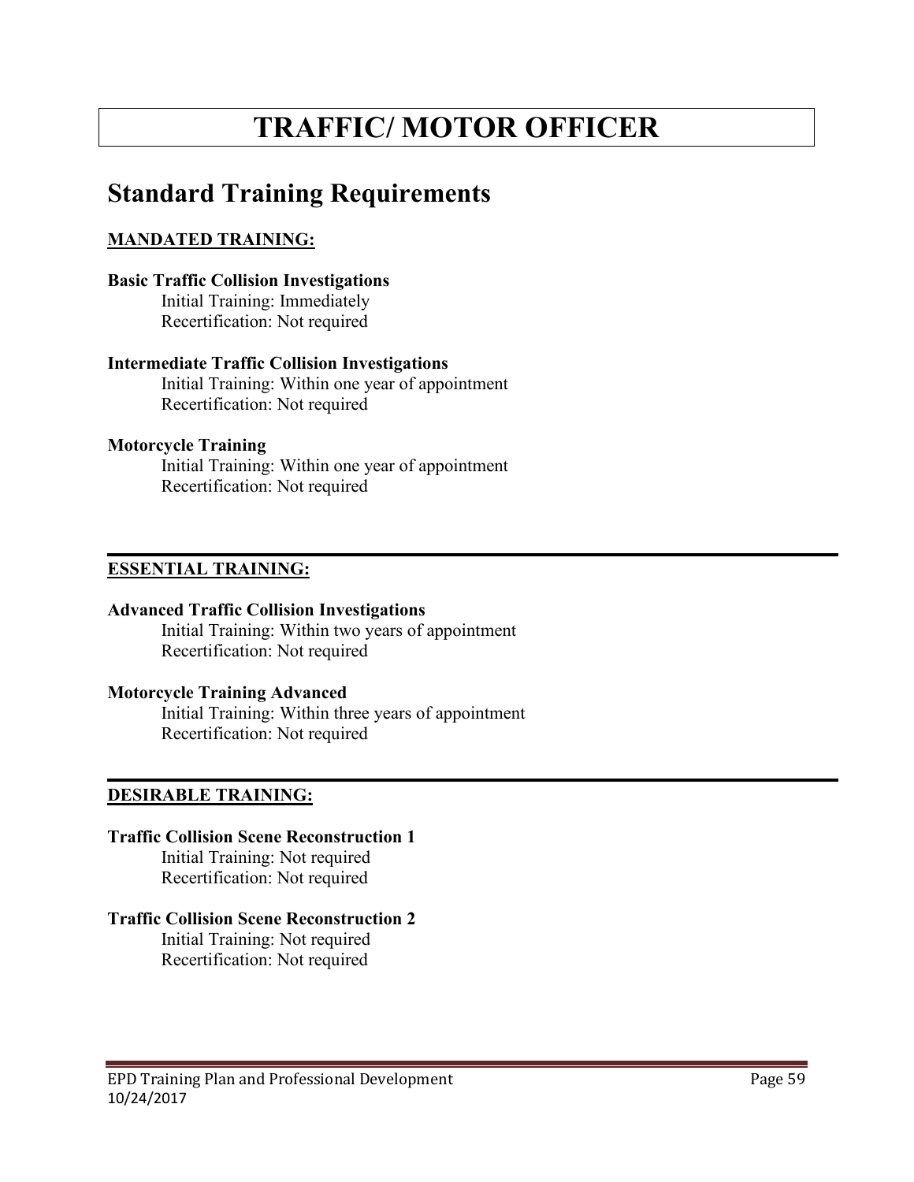# TRAFFIC/ MOTOR OFFICER

## Standard Training Requirements

**MANDATED TRAINING:**

**Basic Traffic Collision Investigations**
Initial Training: Immediately
Recertification: Not required

**Intermediate Traffic Collision Investigations**
Initial Training: Within one year of appointment
Recertification: Not required

**Motorcycle Training**
Initial Training: Within one year of appointment
Recertification: Not required

---

**ESSENTIAL TRAINING:**

**Advanced Traffic Collision Investigations**
Initial Training: Within two years of appointment
Recertification: Not required

**Motorcycle Training Advanced**
Initial Training: Within three years of appointment
Recertification: Not required

---

**DESIRABLE TRAINING:**

**Traffic Collision Scene Reconstruction 1**
Initial Training: Not required
Recertification: Not required

**Traffic Collision Scene Reconstruction 2**
Initial Training: Not required
Recertification: Not required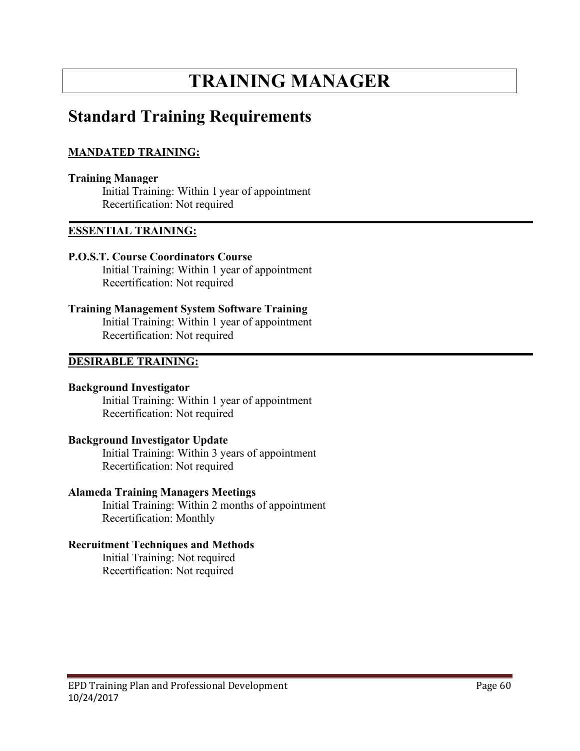# TRAINING MANAGER

## Standard Training Requirements

**MANDATED TRAINING:**

**Training Manager**
Initial Training: Within 1 year of appointment
Recertification: Not required

---

**ESSENTIAL TRAINING:**

**P.O.S.T. Course Coordinators Course**
Initial Training: Within 1 year of appointment
Recertification: Not required

**Training Management System Software Training**
Initial Training: Within 1 year of appointment
Recertification: Not required

---

**DESIRABLE TRAINING:**

**Background Investigator**
Initial Training: Within 1 year of appointment
Recertification: Not required

**Background Investigator Update**
Initial Training: Within 3 years of appointment
Recertification: Not required

**Alameda Training Managers Meetings**
Initial Training: Within 2 months of appointment
Recertification: Monthly

**Recruitment Techniques and Methods**
Initial Training: Not required
Recertification: Not required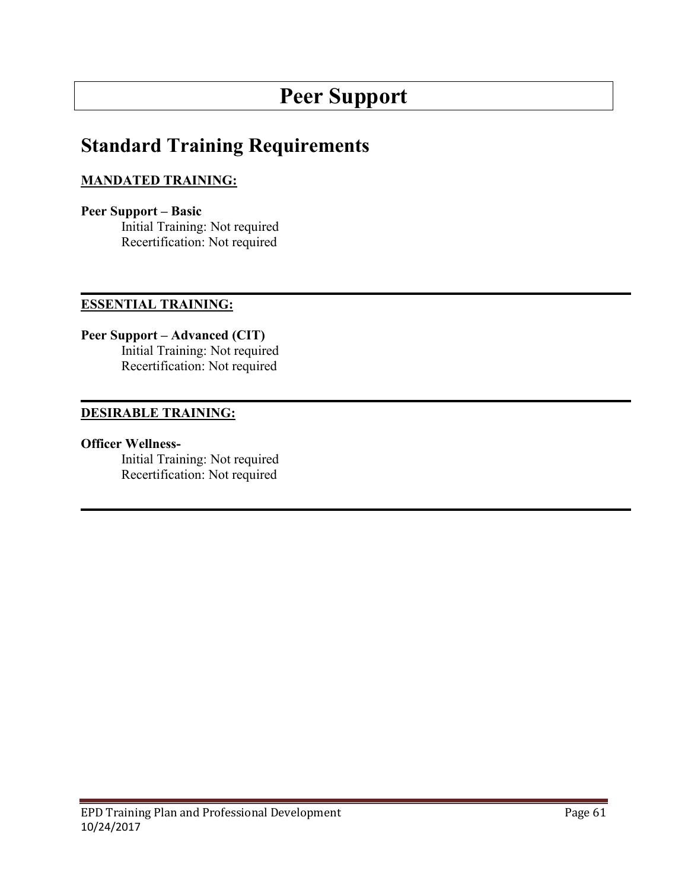# Peer Support

## Standard Training Requirements

**MANDATED TRAINING:**

**Peer Support – Basic**
Initial Training: Not required
Recertification: Not required

---

**ESSENTIAL TRAINING:**

**Peer Support – Advanced (CIT)**
Initial Training: Not required
Recertification: Not required

---

**DESIRABLE TRAINING:**

**Officer Wellness-**
Initial Training: Not required
Recertification: Not required

---